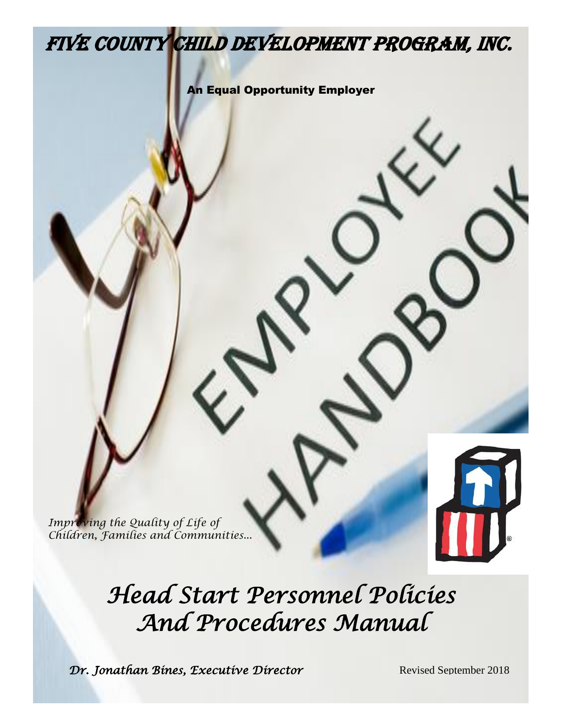# FIVE COUNTY CHILD DEVELOPMENT PROGRAM, INC.

**An Equal Opportunity Employer**

EMPLOYEE HANDBOOK

*Improving the Quality of Life of Children, Families and Communities…*

# *Head Start Personnel Policies And Procedures Manual*

***Dr. Jonathan Bines, Executive Director***

Revised September 2018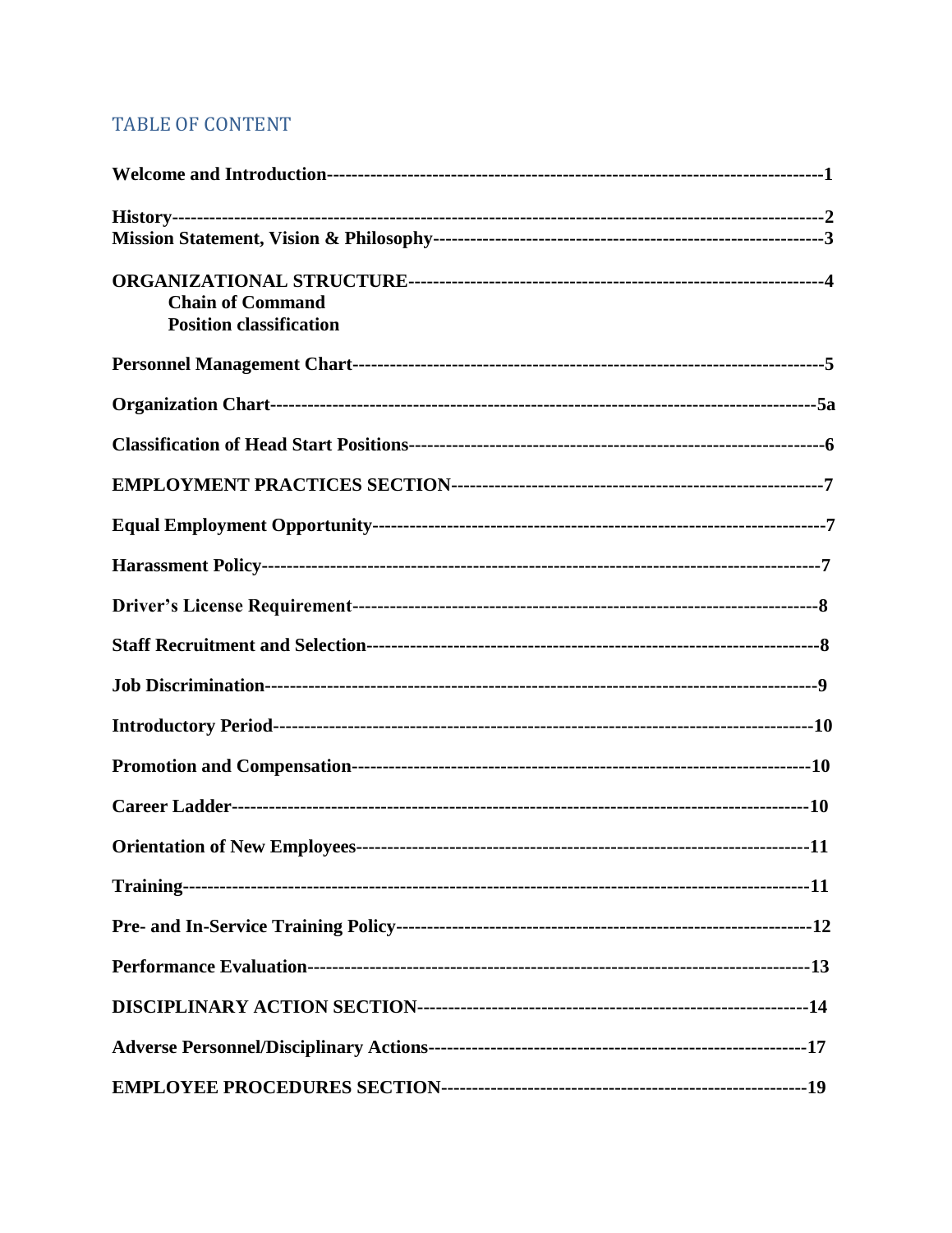## TABLE OF CONTENT

**Welcome and Introduction**------------------------------------------------------------------------------**1**

**History**----------------------------------------------------------------------------------------------------**2**
**Mission Statement, Vision & Philosophy**-------------------------------------------------------------**3**

**ORGANIZATIONAL STRUCTURE**------------------------------------------------------------------**4**
**Chain of Command**
**Position classification**

**Personnel Management Chart**---------------------------------------------------------------------------**5**

**Organization Chart**--------------------------------------------------------------------------------------**5a**

**Classification of Head Start Positions**--------------------------------------------------------------------**6**

**EMPLOYMENT PRACTICES SECTION**------------------------------------------------------------**7**

**Equal Employment Opportunity**-------------------------------------------------------------------------**7**

**Harassment Policy**-----------------------------------------------------------------------------------------**7**

**Driver's License Requirement**----------------------------------------------------------------------------**8**

**Staff Recruitment and Selection**--------------------------------------------------------------------------**8**

**Job Discrimination**-----------------------------------------------------------------------------------------**9**

**Introductory Period**--------------------------------------------------------------------------------------**10**

**Promotion and Compensation**--------------------------------------------------------------------------**10**

**Career Ladder**--------------------------------------------------------------------------------------------**10**

**Orientation of New Employees**-------------------------------------------------------------------------**11**

**Training**----------------------------------------------------------------------------------------------------**11**

**Pre- and In-Service Training Policy**--------------------------------------------------------------------**12**

**Performance Evaluation**---------------------------------------------------------------------------------**13**

**DISCIPLINARY ACTION SECTION**--------------------------------------------------------------**14**

**Adverse Personnel/Disciplinary Actions**--------------------------------------------------------------**17**

**EMPLOYEE PROCEDURES SECTION**-----------------------------------------------------------**19**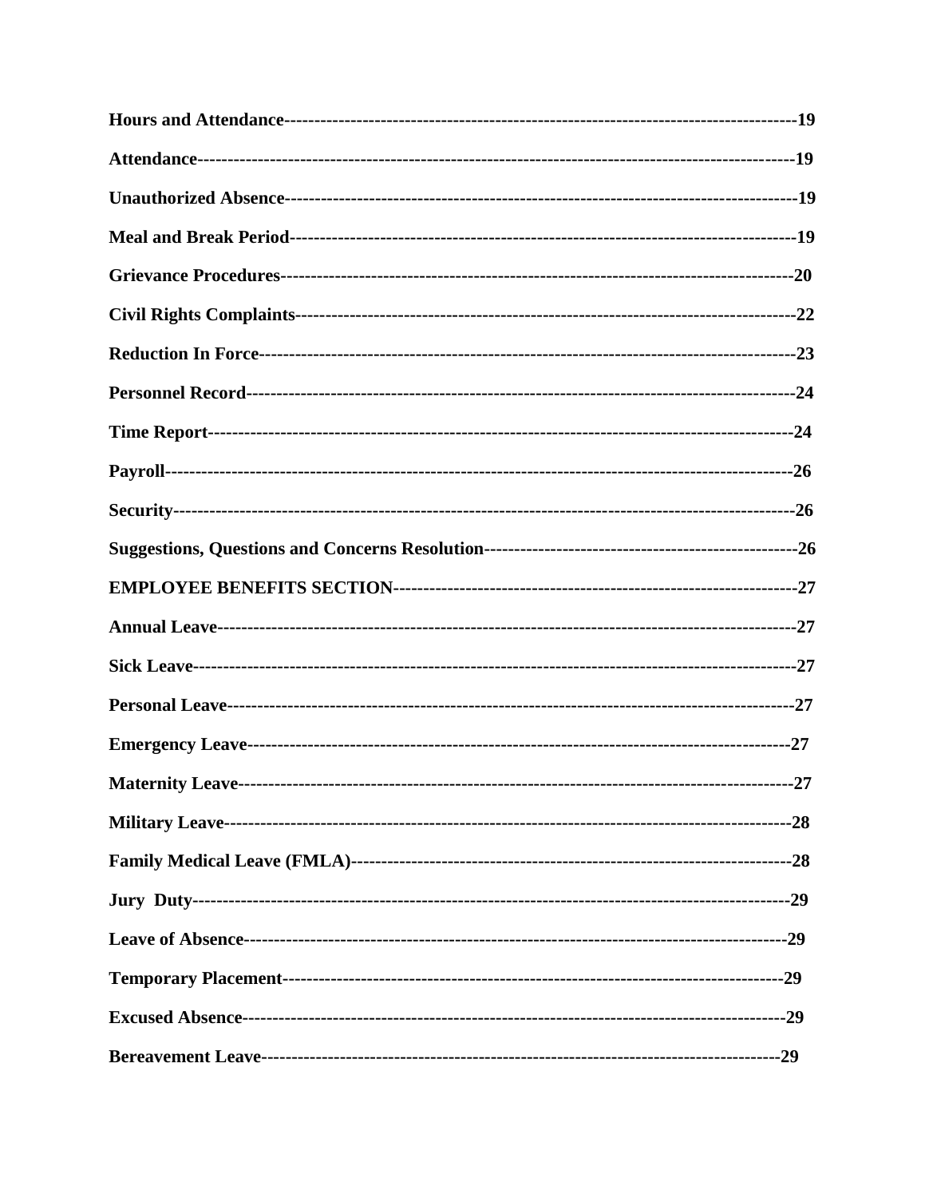**Hours and Attendance----------------------------------------------------------------------------------19**

**Attendance-------------------------------------------------------------------------------------------------19**

**Unauthorized Absence--------------------------------------------------------------------------------19**

**Meal and Break Period-------------------------------------------------------------------------------19**

**Grievance Procedures--------------------------------------------------------------------------------20**

**Civil Rights Complaints------------------------------------------------------------------------------22**

**Reduction In Force------------------------------------------------------------------------------------23**

**Personnel Record--------------------------------------------------------------------------------------24**

**Time Report-------------------------------------------------------------------------------------------24**

**Payroll----------------------------------------------------------------------------------------------------26**

**Security--------------------------------------------------------------------------------------------------26**

**Suggestions, Questions and Concerns Resolution---------------------------------------------26**

**EMPLOYEE BENEFITS SECTION----------------------------------------------------------------27**

**Annual Leave-------------------------------------------------------------------------------------------27**

**Sick Leave-----------------------------------------------------------------------------------------------27**

**Personal Leave------------------------------------------------------------------------------------------27**

**Emergency Leave--------------------------------------------------------------------------------------27**

**Maternity Leave---------------------------------------------------------------------------------------27**

**Military Leave------------------------------------------------------------------------------------------28**

**Family Medical Leave (FMLA)---------------------------------------------------------------------28**

**Jury Duty-------------------------------------------------------------------------------------------------29**

**Leave of Absence---------------------------------------------------------------------------------------29**

**Temporary Placement--------------------------------------------------------------------------------29**

**Excused Absence---------------------------------------------------------------------------------------29**

**Bereavement Leave------------------------------------------------------------------------------------29**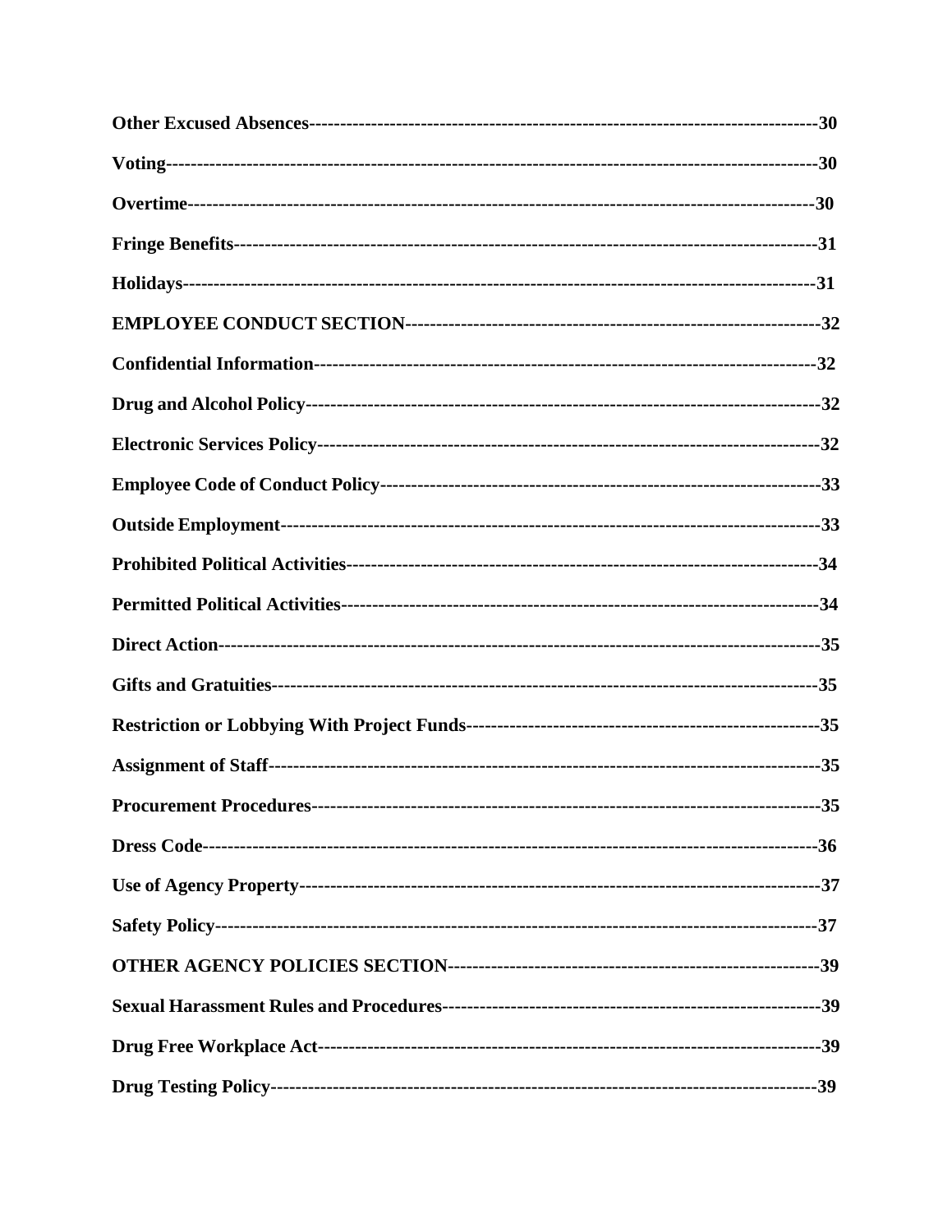**Other Excused Absences--------------------------------------------------------------------------------30**

**Voting----------------------------------------------------------------------------------------------------30**

**Overtime-------------------------------------------------------------------------------------------------30**

**Fringe Benefits-------------------------------------------------------------------------------------------31**

**Holidays---------------------------------------------------------------------------------------------------31**

**EMPLOYEE CONDUCT SECTION------------------------------------------------------------------32**

**Confidential Information---------------------------------------------------------------------------------32**

**Drug and Alcohol Policy----------------------------------------------------------------------------------32**

**Electronic Services Policy--------------------------------------------------------------------------------32**

**Employee Code of Conduct Policy---------------------------------------------------------------------33**

**Outside Employment-------------------------------------------------------------------------------------33**

**Prohibited Political Activities----------------------------------------------------------------------------34**

**Permitted Political Activities-----------------------------------------------------------------------------34**

**Direct Action----------------------------------------------------------------------------------------------35**

**Gifts and Gratuities---------------------------------------------------------------------------------------35**

**Restriction or Lobbying With Project Funds---------------------------------------------------------35**

**Assignment of Staff--------------------------------------------------------------------------------------35**

**Procurement Procedures--------------------------------------------------------------------------------35**

**Dress Code------------------------------------------------------------------------------------------------36**

**Use of Agency Property---------------------------------------------------------------------------------37**

**Safety Policy----------------------------------------------------------------------------------------------37**

**OTHER AGENCY POLICIES SECTION-------------------------------------------------------------39**

**Sexual Harassment Rules and Procedures------------------------------------------------------------39**

**Drug Free Workplace Act--------------------------------------------------------------------------------39**

**Drug Testing Policy---------------------------------------------------------------------------------------39**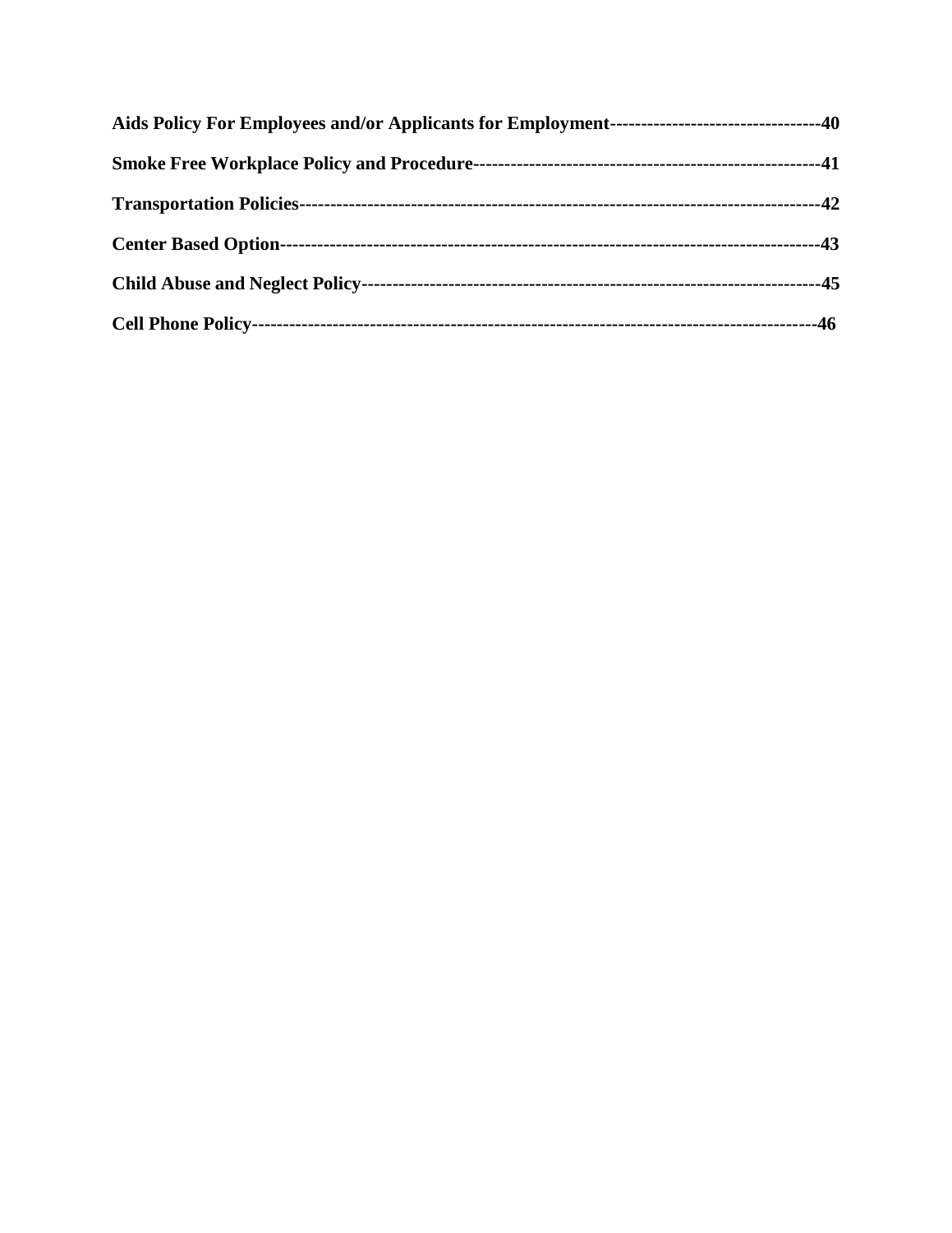**Aids Policy For Employees and/or Applicants for Employment----------------------------------40**

**Smoke Free Workplace Policy and Procedure--------------------------------------------------------41**

**Transportation Policies----------------------------------------------------------------------------------42**

**Center Based Option-------------------------------------------------------------------------------------43**

**Child Abuse and Neglect Policy----------------------------------------------------------------------45**

**Cell Phone Policy-----------------------------------------------------------------------------------------46**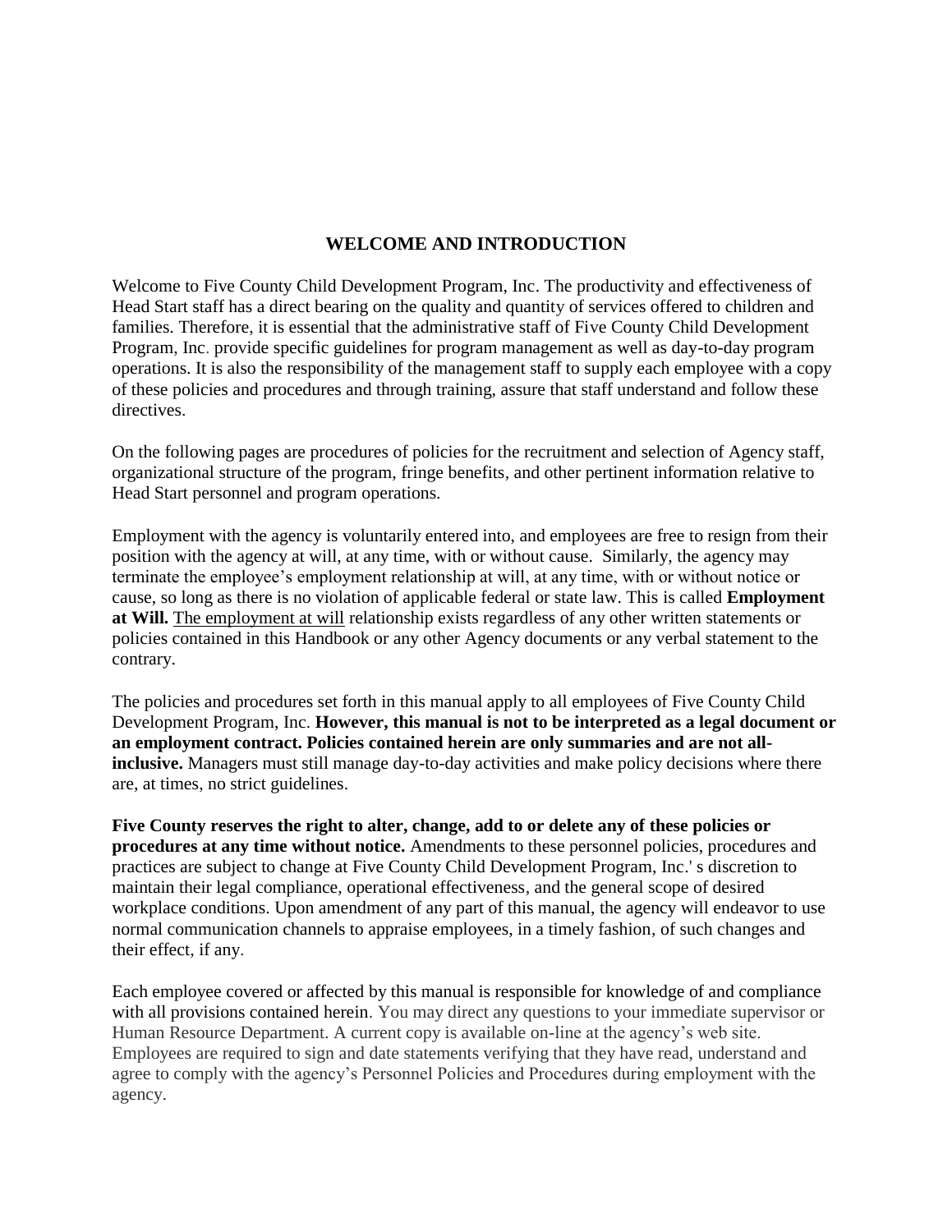## WELCOME AND INTRODUCTION

Welcome to Five County Child Development Program, Inc. The productivity and effectiveness of Head Start staff has a direct bearing on the quality and quantity of services offered to children and families. Therefore, it is essential that the administrative staff of Five County Child Development Program, Inc. provide specific guidelines for program management as well as day-to-day program operations. It is also the responsibility of the management staff to supply each employee with a copy of these policies and procedures and through training, assure that staff understand and follow these directives.

On the following pages are procedures of policies for the recruitment and selection of Agency staff, organizational structure of the program, fringe benefits, and other pertinent information relative to Head Start personnel and program operations.

Employment with the agency is voluntarily entered into, and employees are free to resign from their position with the agency at will, at any time, with or without cause. Similarly, the agency may terminate the employee's employment relationship at will, at any time, with or without notice or cause, so long as there is no violation of applicable federal or state law. This is called **Employment at Will.** The employment at will relationship exists regardless of any other written statements or policies contained in this Handbook or any other Agency documents or any verbal statement to the contrary.

The policies and procedures set forth in this manual apply to all employees of Five County Child Development Program, Inc. **However, this manual is not to be interpreted as a legal document or an employment contract. Policies contained herein are only summaries and are not all-inclusive.** Managers must still manage day-to-day activities and make policy decisions where there are, at times, no strict guidelines.

**Five County reserves the right to alter, change, add to or delete any of these policies or procedures at any time without notice.** Amendments to these personnel policies, procedures and practices are subject to change at Five County Child Development Program, Inc.' s discretion to maintain their legal compliance, operational effectiveness, and the general scope of desired workplace conditions. Upon amendment of any part of this manual, the agency will endeavor to use normal communication channels to appraise employees, in a timely fashion, of such changes and their effect, if any.

Each employee covered or affected by this manual is responsible for knowledge of and compliance with all provisions contained herein. You may direct any questions to your immediate supervisor or Human Resource Department. A current copy is available on-line at the agency's web site. Employees are required to sign and date statements verifying that they have read, understand and agree to comply with the agency's Personnel Policies and Procedures during employment with the agency.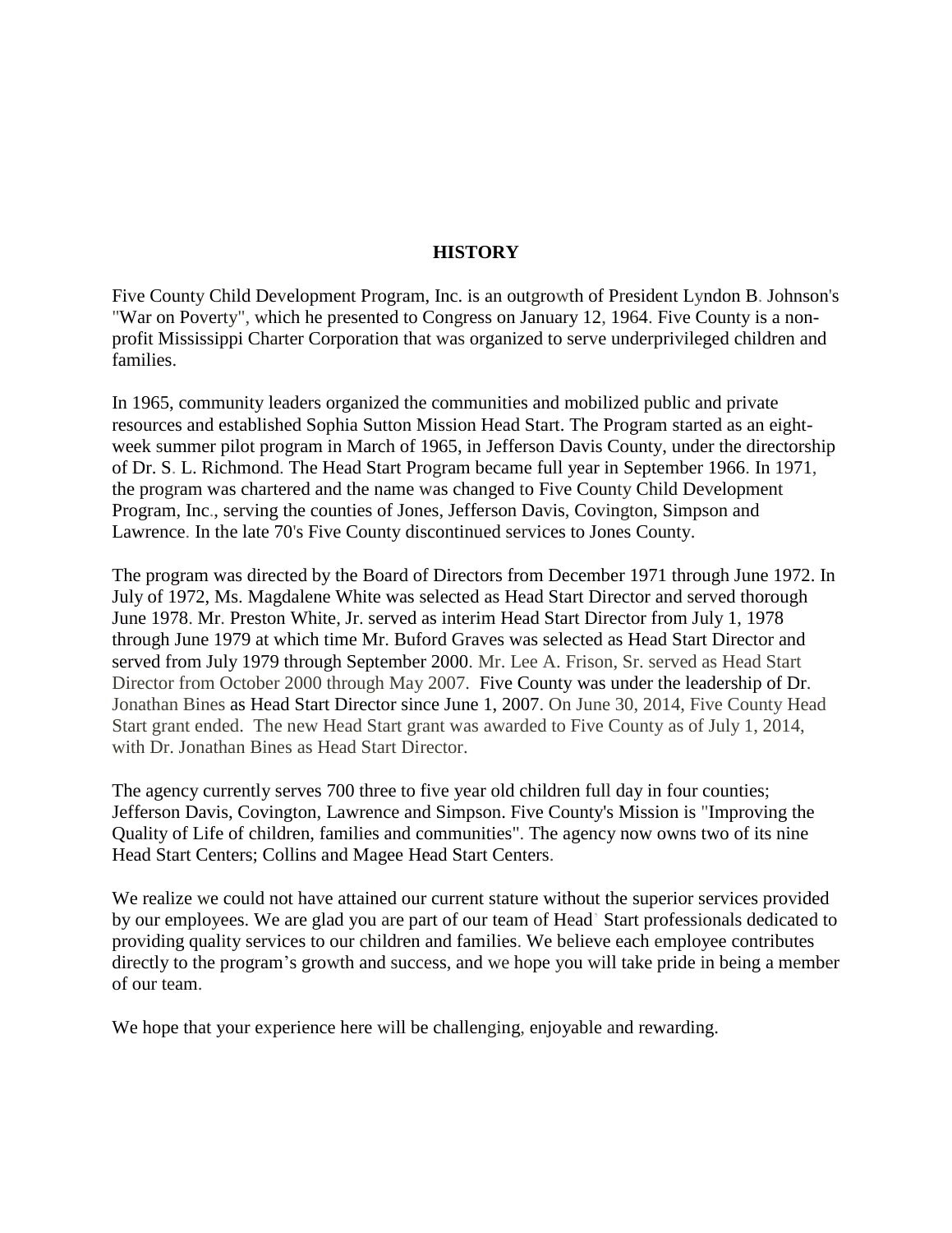## HISTORY

Five County Child Development Program, Inc. is an outgrowth of President Lyndon B. Johnson's "War on Poverty", which he presented to Congress on January 12, 1964. Five County is a non-profit Mississippi Charter Corporation that was organized to serve underprivileged children and families.

In 1965, community leaders organized the communities and mobilized public and private resources and established Sophia Sutton Mission Head Start. The Program started as an eight-week summer pilot program in March of 1965, in Jefferson Davis County, under the directorship of Dr. S. L. Richmond. The Head Start Program became full year in September 1966. In 1971, the program was chartered and the name was changed to Five County Child Development Program, Inc., serving the counties of Jones, Jefferson Davis, Covington, Simpson and Lawrence. In the late 70's Five County discontinued services to Jones County.

The program was directed by the Board of Directors from December 1971 through June 1972. In July of 1972, Ms. Magdalene White was selected as Head Start Director and served thorough June 1978. Mr. Preston White, Jr. served as interim Head Start Director from July 1, 1978 through June 1979 at which time Mr. Buford Graves was selected as Head Start Director and served from July 1979 through September 2000. Mr. Lee A. Frison, Sr. served as Head Start Director from October 2000 through May 2007. Five County was under the leadership of Dr. Jonathan Bines as Head Start Director since June 1, 2007. On June 30, 2014, Five County Head Start grant ended. The new Head Start grant was awarded to Five County as of July 1, 2014, with Dr. Jonathan Bines as Head Start Director.

The agency currently serves 700 three to five year old children full day in four counties; Jefferson Davis, Covington, Lawrence and Simpson. Five County's Mission is "Improving the Quality of Life of children, families and communities". The agency now owns two of its nine Head Start Centers; Collins and Magee Head Start Centers.

We realize we could not have attained our current stature without the superior services provided by our employees. We are glad you are part of our team of Head Start professionals dedicated to providing quality services to our children and families. We believe each employee contributes directly to the program's growth and success, and we hope you will take pride in being a member of our team.

We hope that your experience here will be challenging, enjoyable and rewarding.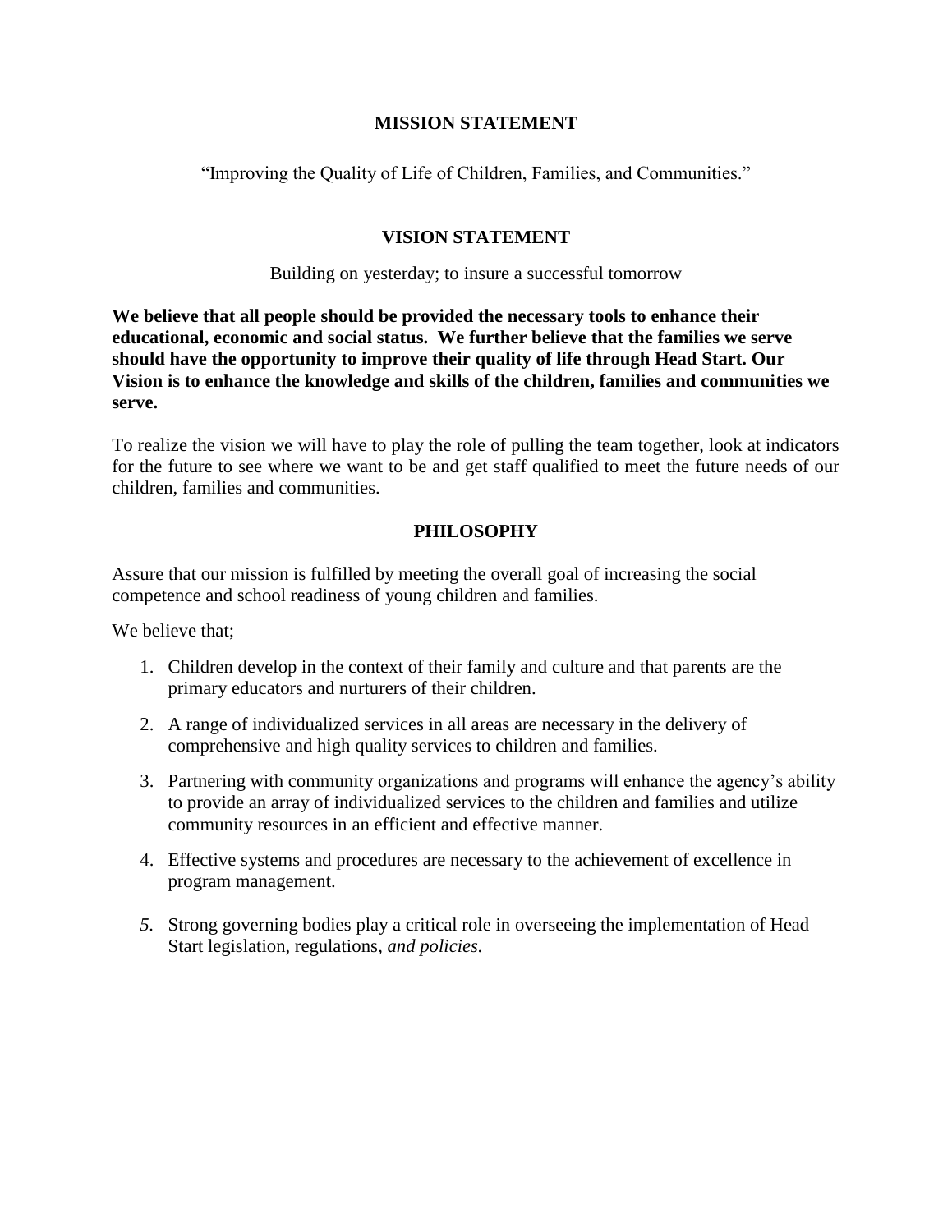## MISSION STATEMENT

"Improving the Quality of Life of Children, Families, and Communities."

## VISION STATEMENT

Building on yesterday; to insure a successful tomorrow

**We believe that all people should be provided the necessary tools to enhance their educational, economic and social status. We further believe that the families we serve should have the opportunity to improve their quality of life through Head Start. Our Vision is to enhance the knowledge and skills of the children, families and communities we serve.**

To realize the vision we will have to play the role of pulling the team together, look at indicators for the future to see where we want to be and get staff qualified to meet the future needs of our children, families and communities.

## PHILOSOPHY

Assure that our mission is fulfilled by meeting the overall goal of increasing the social competence and school readiness of young children and families.

We believe that;

1. Children develop in the context of their family and culture and that parents are the primary educators and nurturers of their children.
2. A range of individualized services in all areas are necessary in the delivery of comprehensive and high quality services to children and families.
3. Partnering with community organizations and programs will enhance the agency's ability to provide an array of individualized services to the children and families and utilize community resources in an efficient and effective manner.
4. Effective systems and procedures are necessary to the achievement of excellence in program management.
5. Strong governing bodies play a critical role in overseeing the implementation of Head Start legislation, regulations, *and policies.*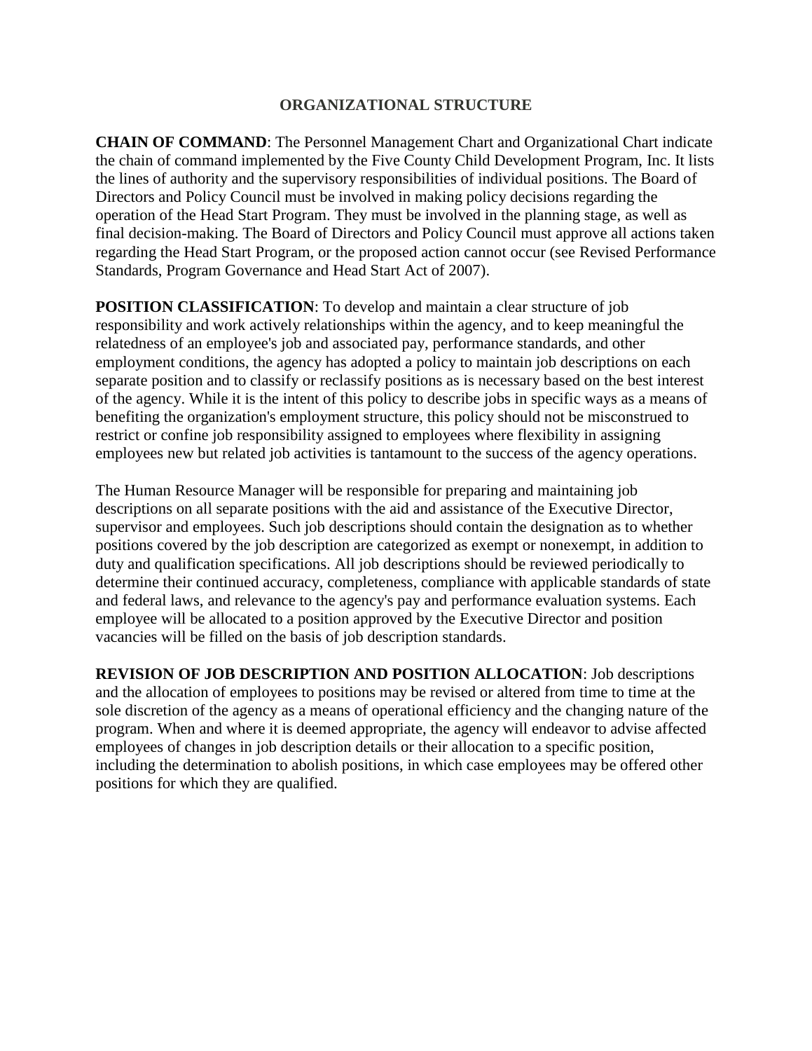# ORGANIZATIONAL STRUCTURE

**CHAIN OF COMMAND**: The Personnel Management Chart and Organizational Chart indicate the chain of command implemented by the Five County Child Development Program, Inc. It lists the lines of authority and the supervisory responsibilities of individual positions. The Board of Directors and Policy Council must be involved in making policy decisions regarding the operation of the Head Start Program. They must be involved in the planning stage, as well as final decision-making. The Board of Directors and Policy Council must approve all actions taken regarding the Head Start Program, or the proposed action cannot occur (see Revised Performance Standards, Program Governance and Head Start Act of 2007).

**POSITION CLASSIFICATION**: To develop and maintain a clear structure of job responsibility and work actively relationships within the agency, and to keep meaningful the relatedness of an employee's job and associated pay, performance standards, and other employment conditions, the agency has adopted a policy to maintain job descriptions on each separate position and to classify or reclassify positions as is necessary based on the best interest of the agency. While it is the intent of this policy to describe jobs in specific ways as a means of benefiting the organization's employment structure, this policy should not be misconstrued to restrict or confine job responsibility assigned to employees where flexibility in assigning employees new but related job activities is tantamount to the success of the agency operations.

The Human Resource Manager will be responsible for preparing and maintaining job descriptions on all separate positions with the aid and assistance of the Executive Director, supervisor and employees. Such job descriptions should contain the designation as to whether positions covered by the job description are categorized as exempt or nonexempt, in addition to duty and qualification specifications. All job descriptions should be reviewed periodically to determine their continued accuracy, completeness, compliance with applicable standards of state and federal laws, and relevance to the agency's pay and performance evaluation systems. Each employee will be allocated to a position approved by the Executive Director and position vacancies will be filled on the basis of job description standards.

**REVISION OF JOB DESCRIPTION AND POSITION ALLOCATION**: Job descriptions and the allocation of employees to positions may be revised or altered from time to time at the sole discretion of the agency as a means of operational efficiency and the changing nature of the program. When and where it is deemed appropriate, the agency will endeavor to advise affected employees of changes in job description details or their allocation to a specific position, including the determination to abolish positions, in which case employees may be offered other positions for which they are qualified.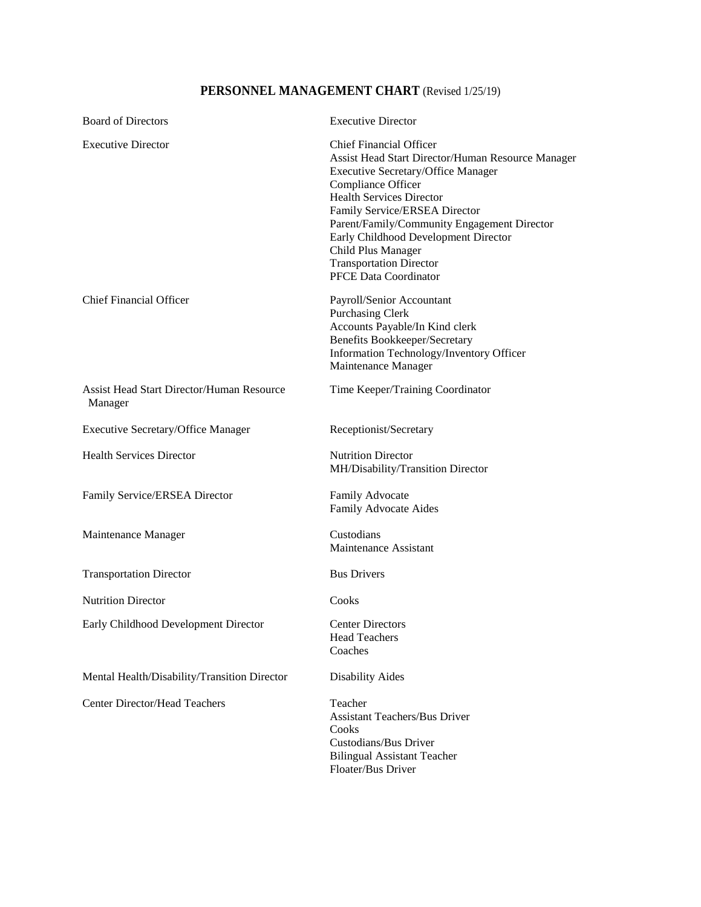# PERSONNEL MANAGEMENT CHART (Revised 1/25/19)

| | |
|---|---|
| Board of Directors | Executive Director |
| Executive Director | Chief Financial Officer<br>Assist Head Start Director/Human Resource Manager<br>Executive Secretary/Office Manager<br>Compliance Officer<br>Health Services Director<br>Family Service/ERSEA Director<br>Parent/Family/Community Engagement Director<br>Early Childhood Development Director<br>Child Plus Manager<br>Transportation Director<br>PFCE Data Coordinator |
| Chief Financial Officer | Payroll/Senior Accountant<br>Purchasing Clerk<br>Accounts Payable/In Kind clerk<br>Benefits Bookkeeper/Secretary<br>Information Technology/Inventory Officer<br>Maintenance Manager |
| Assist Head Start Director/Human Resource Manager | Time Keeper/Training Coordinator |
| Executive Secretary/Office Manager | Receptionist/Secretary |
| Health Services Director | Nutrition Director<br>MH/Disability/Transition Director |
| Family Service/ERSEA Director | Family Advocate<br>Family Advocate Aides |
| Maintenance Manager | Custodians<br>Maintenance Assistant |
| Transportation Director | Bus Drivers |
| Nutrition Director | Cooks |
| Early Childhood Development Director | Center Directors<br>Head Teachers<br>Coaches |
| Mental Health/Disability/Transition Director | Disability Aides |
| Center Director/Head Teachers | Teacher<br>Assistant Teachers/Bus Driver<br>Cooks<br>Custodians/Bus Driver<br>Bilingual Assistant Teacher<br>Floater/Bus Driver |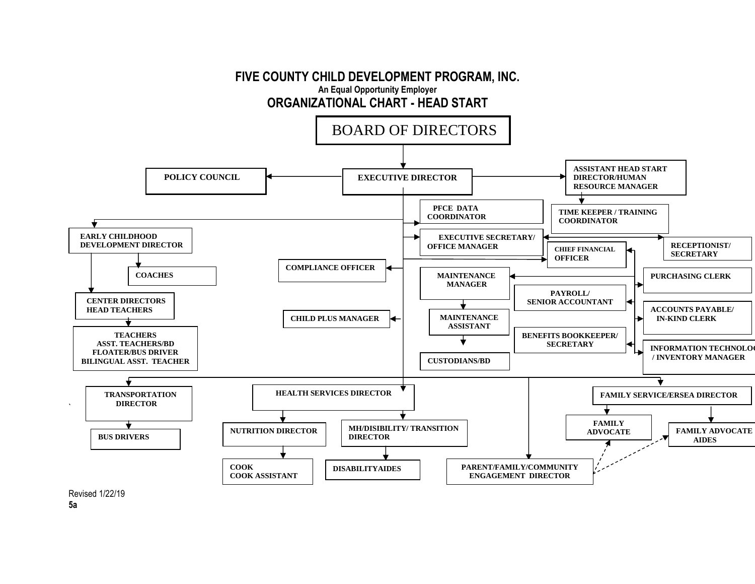# FIVE COUNTY CHILD DEVELOPMENT PROGRAM, INC.

An Equal Opportunity Employer

## ORGANIZATIONAL CHART - HEAD START

- BOARD OF DIRECTORS
  - EXECUTIVE DIRECTOR
    - POLICY COUNCIL
    - ASSISTANT HEAD START DIRECTOR/HUMAN RESOURCE MANAGER
      - TIME KEEPER / TRAINING COORDINATOR
    - PFCE DATA COORDINATOR
    - EXECUTIVE SECRETARY/ OFFICE MANAGER
      - RECEPTIONIST/ SECRETARY
    - CHIEF FINANCIAL OFFICER
      - PURCHASING CLERK
      - PAYROLL/ SENIOR ACCOUNTANT
      - ACCOUNTS PAYABLE/ IN-KIND CLERK
      - BENEFITS BOOKKEEPER/ SECRETARY
      - INFORMATION TECHNOLOGY / INVENTORY MANAGER
      - MAINTENANCE MANAGER
        - MAINTENANCE ASSISTANT
          - CUSTODIANS/BD
    - COMPLIANCE OFFICER
    - CHILD PLUS MANAGER
    - EARLY CHILDHOOD DEVELOPMENT DIRECTOR
      - COACHES
      - CENTER DIRECTORS HEAD TEACHERS
        - TEACHERS, ASST. TEACHERS/BD, FLOATER/BUS DRIVER, BILINGUAL ASST. TEACHER
    - TRANSPORTATION DIRECTOR
      - BUS DRIVERS
    - HEALTH SERVICES DIRECTOR
      - NUTRITION DIRECTOR
        - COOK, COOK ASSISTANT
      - MH/DISIBILITY/ TRANSITION DIRECTOR
        - DISABILITYAIDES
    - PARENT/FAMILY/COMMUNITY ENGAGEMENT DIRECTOR
      - (dotted line) FAMILY ADVOCATE
      - (dotted line) FAMILY ADVOCATE AIDES
    - FAMILY SERVICE/ERSEA DIRECTOR
      - FAMILY ADVOCATE
      - FAMILY ADVOCATE AIDES

Revised 1/22/19

**5a**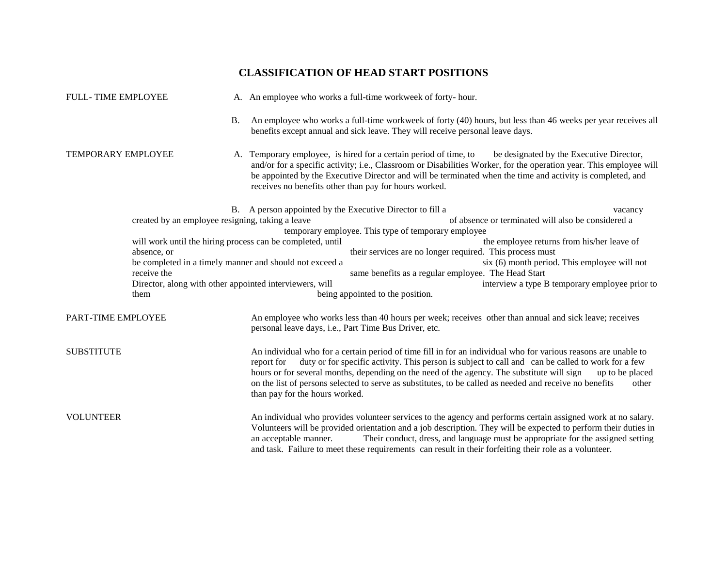# CLASSIFICATION OF HEAD START POSITIONS

**FULL- TIME EMPLOYEE**

A. An employee who works a full-time workweek of forty- hour.

B. An employee who works a full-time workweek of forty (40) hours, but less than 46 weeks per year receives all benefits except annual and sick leave. They will receive personal leave days.

**TEMPORARY EMPLOYEE**

A. Temporary employee, is hired for a certain period of time, to be designated by the Executive Director, and/or for a specific activity; i.e., Classroom or Disabilities Worker, for the operation year. This employee will be appointed by the Executive Director and will be terminated when the time and activity is completed, and receives no benefits other than pay for hours worked.

B. A person appointed by the Executive Director to fill a vacancy created by an employee resigning, taking a leave of absence or terminated will also be considered a temporary employee. This type of temporary employee will work until the hiring process can be completed, until the employee returns from his/her leave of absence, or their services are no longer required. This process must be completed in a timely manner and should not exceed a six (6) month period. This employee will not receive the same benefits as a regular employee. The Head Start Director, along with other appointed interviewers, will interview a type B temporary employee prior to them being appointed to the position.

**PART-TIME EMPLOYEE**

An employee who works less than 40 hours per week; receives other than annual and sick leave; receives personal leave days, i.e., Part Time Bus Driver, etc.

**SUBSTITUTE**

An individual who for a certain period of time fill in for an individual who for various reasons are unable to report for duty or for specific activity. This person is subject to call and can be called to work for a few hours or for several months, depending on the need of the agency. The substitute will sign up to be placed on the list of persons selected to serve as substitutes, to be called as needed and receive no benefits other than pay for the hours worked.

**VOLUNTEER**

An individual who provides volunteer services to the agency and performs certain assigned work at no salary. Volunteers will be provided orientation and a job description. They will be expected to perform their duties in an acceptable manner. Their conduct, dress, and language must be appropriate for the assigned setting and task. Failure to meet these requirements can result in their forfeiting their role as a volunteer.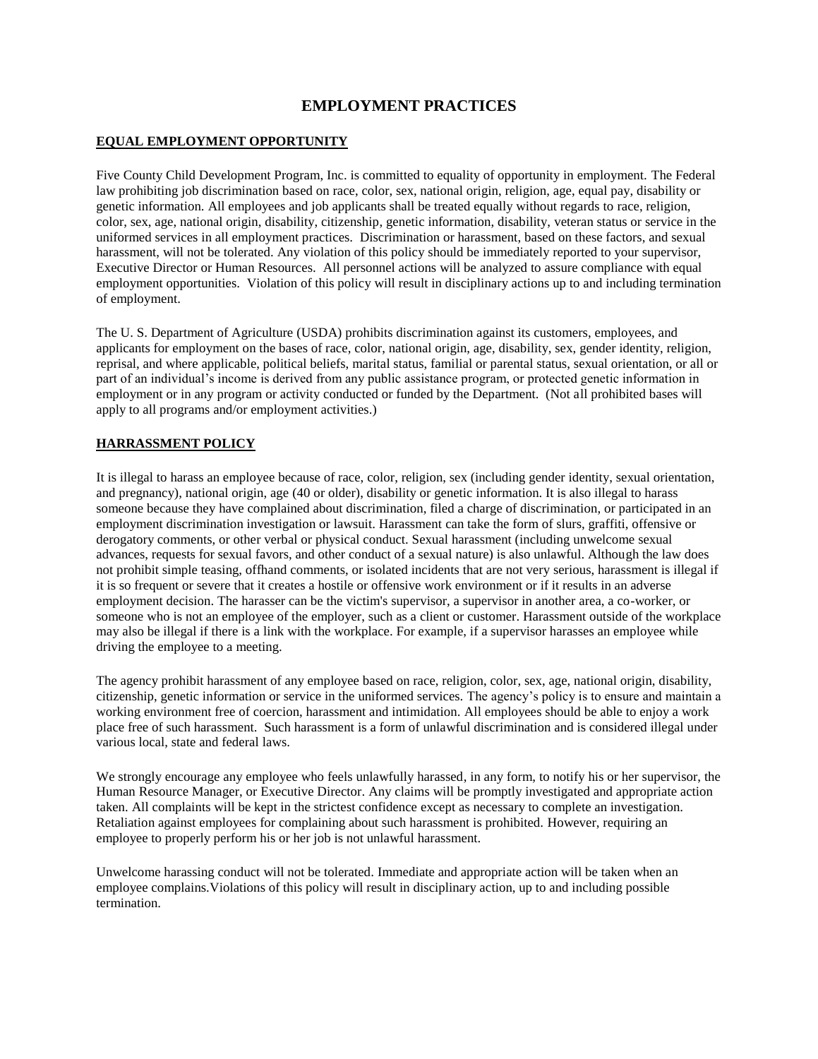# EMPLOYMENT PRACTICES

## EQUAL EMPLOYMENT OPPORTUNITY

Five County Child Development Program, Inc. is committed to equality of opportunity in employment. The Federal law prohibiting job discrimination based on race, color, sex, national origin, religion, age, equal pay, disability or genetic information. All employees and job applicants shall be treated equally without regards to race, religion, color, sex, age, national origin, disability, citizenship, genetic information, disability, veteran status or service in the uniformed services in all employment practices. Discrimination or harassment, based on these factors, and sexual harassment, will not be tolerated. Any violation of this policy should be immediately reported to your supervisor, Executive Director or Human Resources. All personnel actions will be analyzed to assure compliance with equal employment opportunities. Violation of this policy will result in disciplinary actions up to and including termination of employment.

The U. S. Department of Agriculture (USDA) prohibits discrimination against its customers, employees, and applicants for employment on the bases of race, color, national origin, age, disability, sex, gender identity, religion, reprisal, and where applicable, political beliefs, marital status, familial or parental status, sexual orientation, or all or part of an individual's income is derived from any public assistance program, or protected genetic information in employment or in any program or activity conducted or funded by the Department. (Not all prohibited bases will apply to all programs and/or employment activities.)

## HARRASSMENT POLICY

It is illegal to harass an employee because of race, color, religion, sex (including gender identity, sexual orientation, and pregnancy), national origin, age (40 or older), disability or genetic information. It is also illegal to harass someone because they have complained about discrimination, filed a charge of discrimination, or participated in an employment discrimination investigation or lawsuit. Harassment can take the form of slurs, graffiti, offensive or derogatory comments, or other verbal or physical conduct. Sexual harassment (including unwelcome sexual advances, requests for sexual favors, and other conduct of a sexual nature) is also unlawful. Although the law does not prohibit simple teasing, offhand comments, or isolated incidents that are not very serious, harassment is illegal if it is so frequent or severe that it creates a hostile or offensive work environment or if it results in an adverse employment decision. The harasser can be the victim's supervisor, a supervisor in another area, a co-worker, or someone who is not an employee of the employer, such as a client or customer. Harassment outside of the workplace may also be illegal if there is a link with the workplace. For example, if a supervisor harasses an employee while driving the employee to a meeting.

The agency prohibit harassment of any employee based on race, religion, color, sex, age, national origin, disability, citizenship, genetic information or service in the uniformed services. The agency's policy is to ensure and maintain a working environment free of coercion, harassment and intimidation. All employees should be able to enjoy a work place free of such harassment. Such harassment is a form of unlawful discrimination and is considered illegal under various local, state and federal laws.

We strongly encourage any employee who feels unlawfully harassed, in any form, to notify his or her supervisor, the Human Resource Manager, or Executive Director. Any claims will be promptly investigated and appropriate action taken. All complaints will be kept in the strictest confidence except as necessary to complete an investigation. Retaliation against employees for complaining about such harassment is prohibited. However, requiring an employee to properly perform his or her job is not unlawful harassment.

Unwelcome harassing conduct will not be tolerated. Immediate and appropriate action will be taken when an employee complains.Violations of this policy will result in disciplinary action, up to and including possible termination.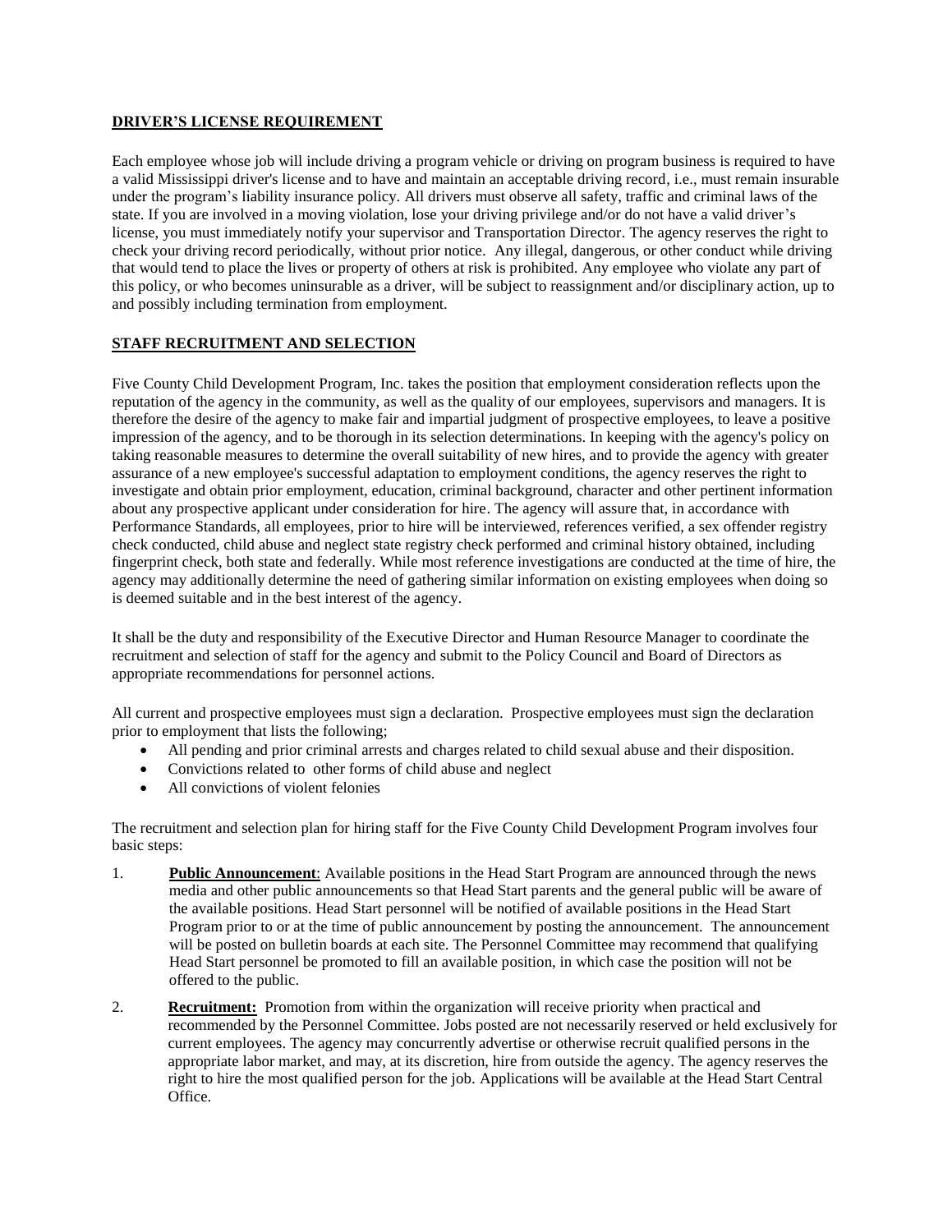## DRIVER'S LICENSE REQUIREMENT

Each employee whose job will include driving a program vehicle or driving on program business is required to have a valid Mississippi driver's license and to have and maintain an acceptable driving record, i.e., must remain insurable under the program's liability insurance policy. All drivers must observe all safety, traffic and criminal laws of the state. If you are involved in a moving violation, lose your driving privilege and/or do not have a valid driver's license, you must immediately notify your supervisor and Transportation Director. The agency reserves the right to check your driving record periodically, without prior notice. Any illegal, dangerous, or other conduct while driving that would tend to place the lives or property of others at risk is prohibited. Any employee who violate any part of this policy, or who becomes uninsurable as a driver, will be subject to reassignment and/or disciplinary action, up to and possibly including termination from employment.

## STAFF RECRUITMENT AND SELECTION

Five County Child Development Program, Inc. takes the position that employment consideration reflects upon the reputation of the agency in the community, as well as the quality of our employees, supervisors and managers. It is therefore the desire of the agency to make fair and impartial judgment of prospective employees, to leave a positive impression of the agency, and to be thorough in its selection determinations. In keeping with the agency's policy on taking reasonable measures to determine the overall suitability of new hires, and to provide the agency with greater assurance of a new employee's successful adaptation to employment conditions, the agency reserves the right to investigate and obtain prior employment, education, criminal background, character and other pertinent information about any prospective applicant under consideration for hire. The agency will assure that, in accordance with Performance Standards, all employees, prior to hire will be interviewed, references verified, a sex offender registry check conducted, child abuse and neglect state registry check performed and criminal history obtained, including fingerprint check, both state and federally. While most reference investigations are conducted at the time of hire, the agency may additionally determine the need of gathering similar information on existing employees when doing so is deemed suitable and in the best interest of the agency.

It shall be the duty and responsibility of the Executive Director and Human Resource Manager to coordinate the recruitment and selection of staff for the agency and submit to the Policy Council and Board of Directors as appropriate recommendations for personnel actions.

All current and prospective employees must sign a declaration. Prospective employees must sign the declaration prior to employment that lists the following;

- All pending and prior criminal arrests and charges related to child sexual abuse and their disposition.
- Convictions related to other forms of child abuse and neglect
- All convictions of violent felonies

The recruitment and selection plan for hiring staff for the Five County Child Development Program involves four basic steps:

1. **Public Announcement**: Available positions in the Head Start Program are announced through the news media and other public announcements so that Head Start parents and the general public will be aware of the available positions. Head Start personnel will be notified of available positions in the Head Start Program prior to or at the time of public announcement by posting the announcement. The announcement will be posted on bulletin boards at each site. The Personnel Committee may recommend that qualifying Head Start personnel be promoted to fill an available position, in which case the position will not be offered to the public.

2. **Recruitment:** Promotion from within the organization will receive priority when practical and recommended by the Personnel Committee. Jobs posted are not necessarily reserved or held exclusively for current employees. The agency may concurrently advertise or otherwise recruit qualified persons in the appropriate labor market, and may, at its discretion, hire from outside the agency. The agency reserves the right to hire the most qualified person for the job. Applications will be available at the Head Start Central Office.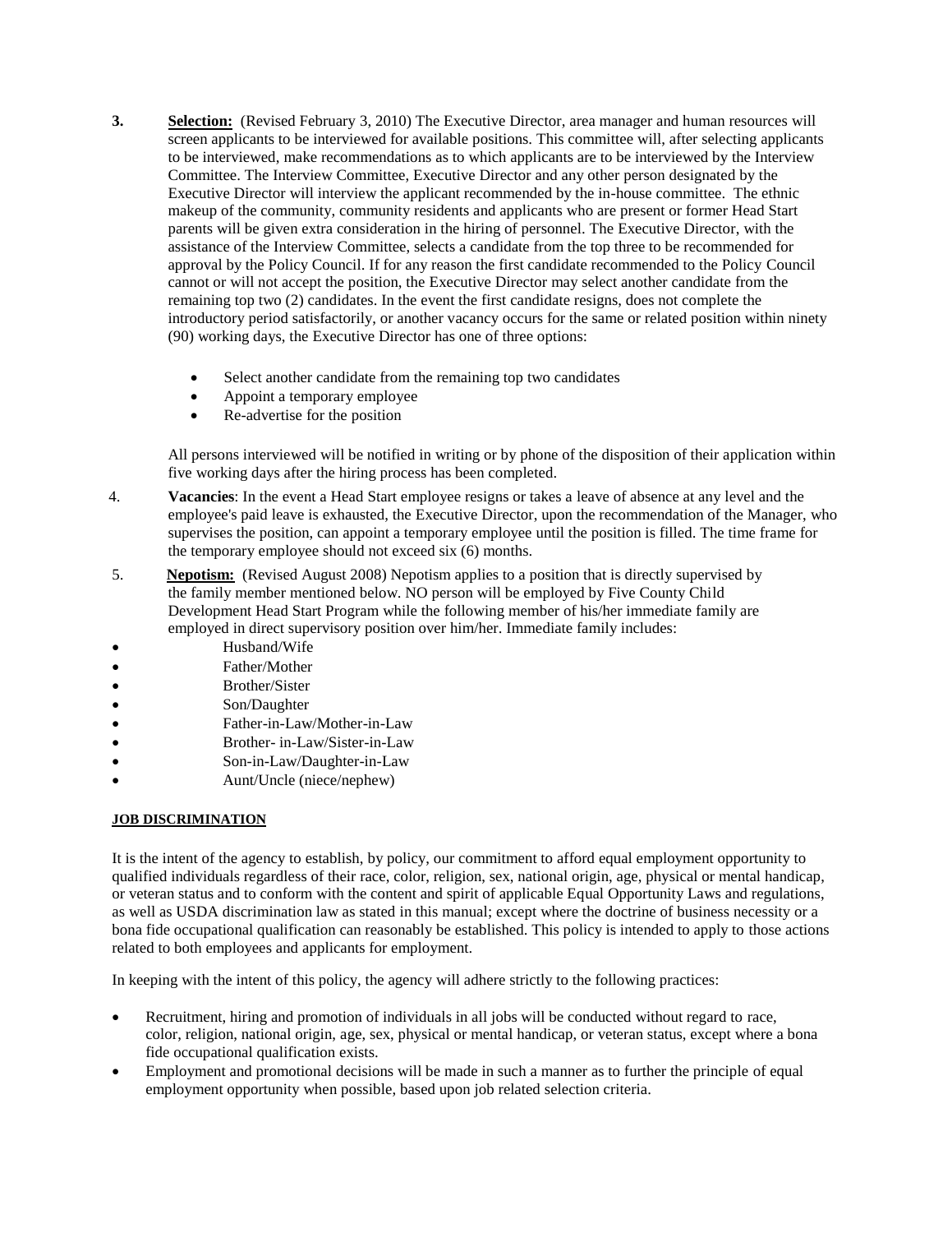3. **Selection:** (Revised February 3, 2010) The Executive Director, area manager and human resources will screen applicants to be interviewed for available positions. This committee will, after selecting applicants to be interviewed, make recommendations as to which applicants are to be interviewed by the Interview Committee. The Interview Committee, Executive Director and any other person designated by the Executive Director will interview the applicant recommended by the in-house committee. The ethnic makeup of the community, community residents and applicants who are present or former Head Start parents will be given extra consideration in the hiring of personnel. The Executive Director, with the assistance of the Interview Committee, selects a candidate from the top three to be recommended for approval by the Policy Council. If for any reason the first candidate recommended to the Policy Council cannot or will not accept the position, the Executive Director may select another candidate from the remaining top two (2) candidates. In the event the first candidate resigns, does not complete the introductory period satisfactorily, or another vacancy occurs for the same or related position within ninety (90) working days, the Executive Director has one of three options:

   - Select another candidate from the remaining top two candidates
   - Appoint a temporary employee
   - Re-advertise for the position

   All persons interviewed will be notified in writing or by phone of the disposition of their application within five working days after the hiring process has been completed.

4. **Vacancies**: In the event a Head Start employee resigns or takes a leave of absence at any level and the employee's paid leave is exhausted, the Executive Director, upon the recommendation of the Manager, who supervises the position, can appoint a temporary employee until the position is filled. The time frame for the temporary employee should not exceed six (6) months.

5. **Nepotism:** (Revised August 2008) Nepotism applies to a position that is directly supervised by the family member mentioned below. NO person will be employed by Five County Child Development Head Start Program while the following member of his/her immediate family are employed in direct supervisory position over him/her. Immediate family includes:

- Husband/Wife
- Father/Mother
- Brother/Sister
- Son/Daughter
- Father-in-Law/Mother-in-Law
- Brother- in-Law/Sister-in-Law
- Son-in-Law/Daughter-in-Law
- Aunt/Uncle (niece/nephew)

## JOB DISCRIMINATION

It is the intent of the agency to establish, by policy, our commitment to afford equal employment opportunity to qualified individuals regardless of their race, color, religion, sex, national origin, age, physical or mental handicap, or veteran status and to conform with the content and spirit of applicable Equal Opportunity Laws and regulations, as well as USDA discrimination law as stated in this manual; except where the doctrine of business necessity or a bona fide occupational qualification can reasonably be established. This policy is intended to apply to those actions related to both employees and applicants for employment.

In keeping with the intent of this policy, the agency will adhere strictly to the following practices:

- Recruitment, hiring and promotion of individuals in all jobs will be conducted without regard to race, color, religion, national origin, age, sex, physical or mental handicap, or veteran status, except where a bona fide occupational qualification exists.
- Employment and promotional decisions will be made in such a manner as to further the principle of equal employment opportunity when possible, based upon job related selection criteria.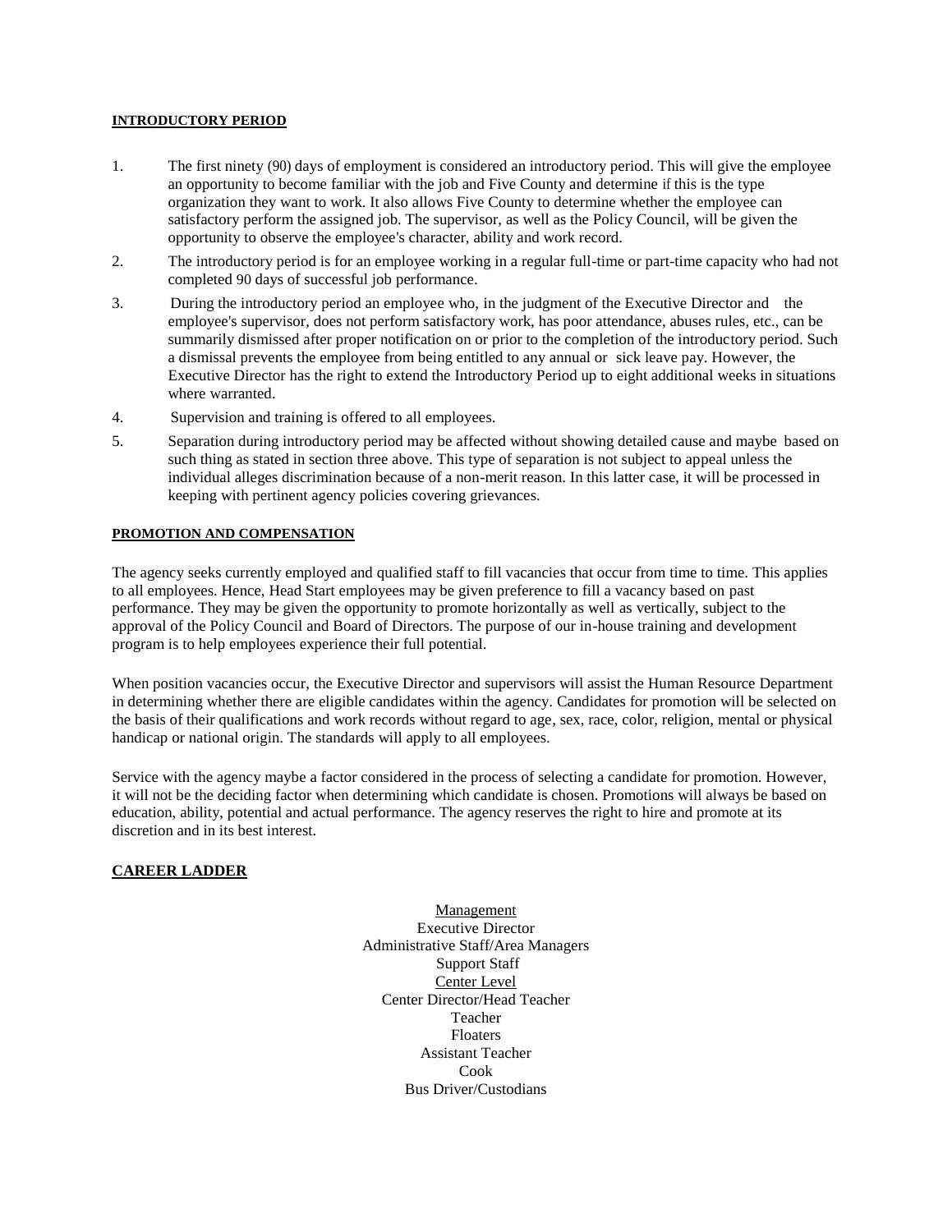**INTRODUCTORY PERIOD**

1. The first ninety (90) days of employment is considered an introductory period. This will give the employee an opportunity to become familiar with the job and Five County and determine if this is the type organization they want to work. It also allows Five County to determine whether the employee can satisfactory perform the assigned job. The supervisor, as well as the Policy Council, will be given the opportunity to observe the employee's character, ability and work record.
2. The introductory period is for an employee working in a regular full-time or part-time capacity who had not completed 90 days of successful job performance.
3. During the introductory period an employee who, in the judgment of the Executive Director and the employee's supervisor, does not perform satisfactory work, has poor attendance, abuses rules, etc., can be summarily dismissed after proper notification on or prior to the completion of the introductory period. Such a dismissal prevents the employee from being entitled to any annual or sick leave pay. However, the Executive Director has the right to extend the Introductory Period up to eight additional weeks in situations where warranted.
4. Supervision and training is offered to all employees.
5. Separation during introductory period may be affected without showing detailed cause and maybe based on such thing as stated in section three above. This type of separation is not subject to appeal unless the individual alleges discrimination because of a non-merit reason. In this latter case, it will be processed in keeping with pertinent agency policies covering grievances.

**PROMOTION AND COMPENSATION**

The agency seeks currently employed and qualified staff to fill vacancies that occur from time to time. This applies to all employees. Hence, Head Start employees may be given preference to fill a vacancy based on past performance. They may be given the opportunity to promote horizontally as well as vertically, subject to the approval of the Policy Council and Board of Directors. The purpose of our in-house training and development program is to help employees experience their full potential.

When position vacancies occur, the Executive Director and supervisors will assist the Human Resource Department in determining whether there are eligible candidates within the agency. Candidates for promotion will be selected on the basis of their qualifications and work records without regard to age, sex, race, color, religion, mental or physical handicap or national origin. The standards will apply to all employees.

Service with the agency maybe a factor considered in the process of selecting a candidate for promotion. However, it will not be the deciding factor when determining which candidate is chosen. Promotions will always be based on education, ability, potential and actual performance. The agency reserves the right to hire and promote at its discretion and in its best interest.

**CAREER LADDER**

Management
Executive Director
Administrative Staff/Area Managers
Support Staff
Center Level
Center Director/Head Teacher
Teacher
Floaters
Assistant Teacher
Cook
Bus Driver/Custodians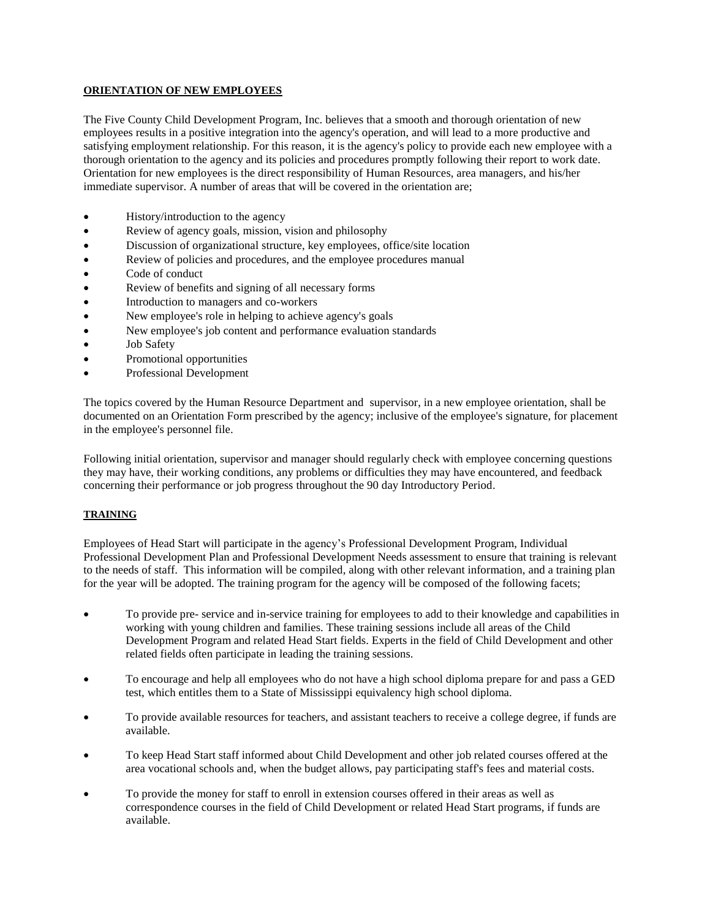**ORIENTATION OF NEW EMPLOYEES**

The Five County Child Development Program, Inc. believes that a smooth and thorough orientation of new employees results in a positive integration into the agency's operation, and will lead to a more productive and satisfying employment relationship. For this reason, it is the agency's policy to provide each new employee with a thorough orientation to the agency and its policies and procedures promptly following their report to work date. Orientation for new employees is the direct responsibility of Human Resources, area managers, and his/her immediate supervisor. A number of areas that will be covered in the orientation are;

- History/introduction to the agency
- Review of agency goals, mission, vision and philosophy
- Discussion of organizational structure, key employees, office/site location
- Review of policies and procedures, and the employee procedures manual
- Code of conduct
- Review of benefits and signing of all necessary forms
- Introduction to managers and co-workers
- New employee's role in helping to achieve agency's goals
- New employee's job content and performance evaluation standards
- Job Safety
- Promotional opportunities
- Professional Development

The topics covered by the Human Resource Department and supervisor, in a new employee orientation, shall be documented on an Orientation Form prescribed by the agency; inclusive of the employee's signature, for placement in the employee's personnel file.

Following initial orientation, supervisor and manager should regularly check with employee concerning questions they may have, their working conditions, any problems or difficulties they may have encountered, and feedback concerning their performance or job progress throughout the 90 day Introductory Period.

**TRAINING**

Employees of Head Start will participate in the agency's Professional Development Program, Individual Professional Development Plan and Professional Development Needs assessment to ensure that training is relevant to the needs of staff. This information will be compiled, along with other relevant information, and a training plan for the year will be adopted. The training program for the agency will be composed of the following facets;

- To provide pre- service and in-service training for employees to add to their knowledge and capabilities in working with young children and families. These training sessions include all areas of the Child Development Program and related Head Start fields. Experts in the field of Child Development and other related fields often participate in leading the training sessions.
- To encourage and help all employees who do not have a high school diploma prepare for and pass a GED test, which entitles them to a State of Mississippi equivalency high school diploma.
- To provide available resources for teachers, and assistant teachers to receive a college degree, if funds are available.
- To keep Head Start staff informed about Child Development and other job related courses offered at the area vocational schools and, when the budget allows, pay participating staff's fees and material costs.
- To provide the money for staff to enroll in extension courses offered in their areas as well as correspondence courses in the field of Child Development or related Head Start programs, if funds are available.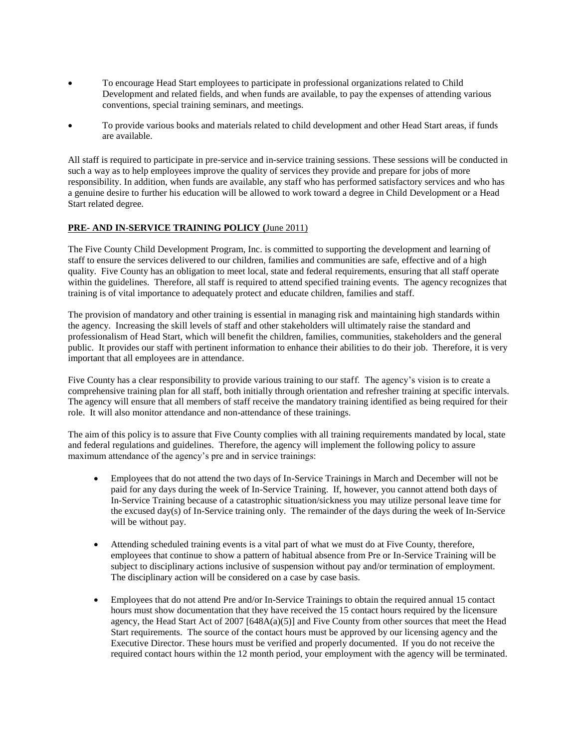- To encourage Head Start employees to participate in professional organizations related to Child Development and related fields, and when funds are available, to pay the expenses of attending various conventions, special training seminars, and meetings.

- To provide various books and materials related to child development and other Head Start areas, if funds are available.

All staff is required to participate in pre-service and in-service training sessions. These sessions will be conducted in such a way as to help employees improve the quality of services they provide and prepare for jobs of more responsibility. In addition, when funds are available, any staff who has performed satisfactory services and who has a genuine desire to further his education will be allowed to work toward a degree in Child Development or a Head Start related degree.

**PRE- AND IN-SERVICE TRAINING POLICY (**June 2011)

The Five County Child Development Program, Inc. is committed to supporting the development and learning of staff to ensure the services delivered to our children, families and communities are safe, effective and of a high quality. Five County has an obligation to meet local, state and federal requirements, ensuring that all staff operate within the guidelines. Therefore, all staff is required to attend specified training events. The agency recognizes that training is of vital importance to adequately protect and educate children, families and staff.

The provision of mandatory and other training is essential in managing risk and maintaining high standards within the agency. Increasing the skill levels of staff and other stakeholders will ultimately raise the standard and professionalism of Head Start, which will benefit the children, families, communities, stakeholders and the general public. It provides our staff with pertinent information to enhance their abilities to do their job. Therefore, it is very important that all employees are in attendance.

Five County has a clear responsibility to provide various training to our staff. The agency's vision is to create a comprehensive training plan for all staff, both initially through orientation and refresher training at specific intervals. The agency will ensure that all members of staff receive the mandatory training identified as being required for their role. It will also monitor attendance and non-attendance of these trainings.

The aim of this policy is to assure that Five County complies with all training requirements mandated by local, state and federal regulations and guidelines. Therefore, the agency will implement the following policy to assure maximum attendance of the agency's pre and in service trainings:

- Employees that do not attend the two days of In-Service Trainings in March and December will not be paid for any days during the week of In-Service Training. If, however, you cannot attend both days of In-Service Training because of a catastrophic situation/sickness you may utilize personal leave time for the excused day(s) of In-Service training only. The remainder of the days during the week of In-Service will be without pay.

- Attending scheduled training events is a vital part of what we must do at Five County, therefore, employees that continue to show a pattern of habitual absence from Pre or In-Service Training will be subject to disciplinary actions inclusive of suspension without pay and/or termination of employment. The disciplinary action will be considered on a case by case basis.

- Employees that do not attend Pre and/or In-Service Trainings to obtain the required annual 15 contact hours must show documentation that they have received the 15 contact hours required by the licensure agency, the Head Start Act of 2007 [648A(a)(5)] and Five County from other sources that meet the Head Start requirements. The source of the contact hours must be approved by our licensing agency and the Executive Director. These hours must be verified and properly documented. If you do not receive the required contact hours within the 12 month period, your employment with the agency will be terminated.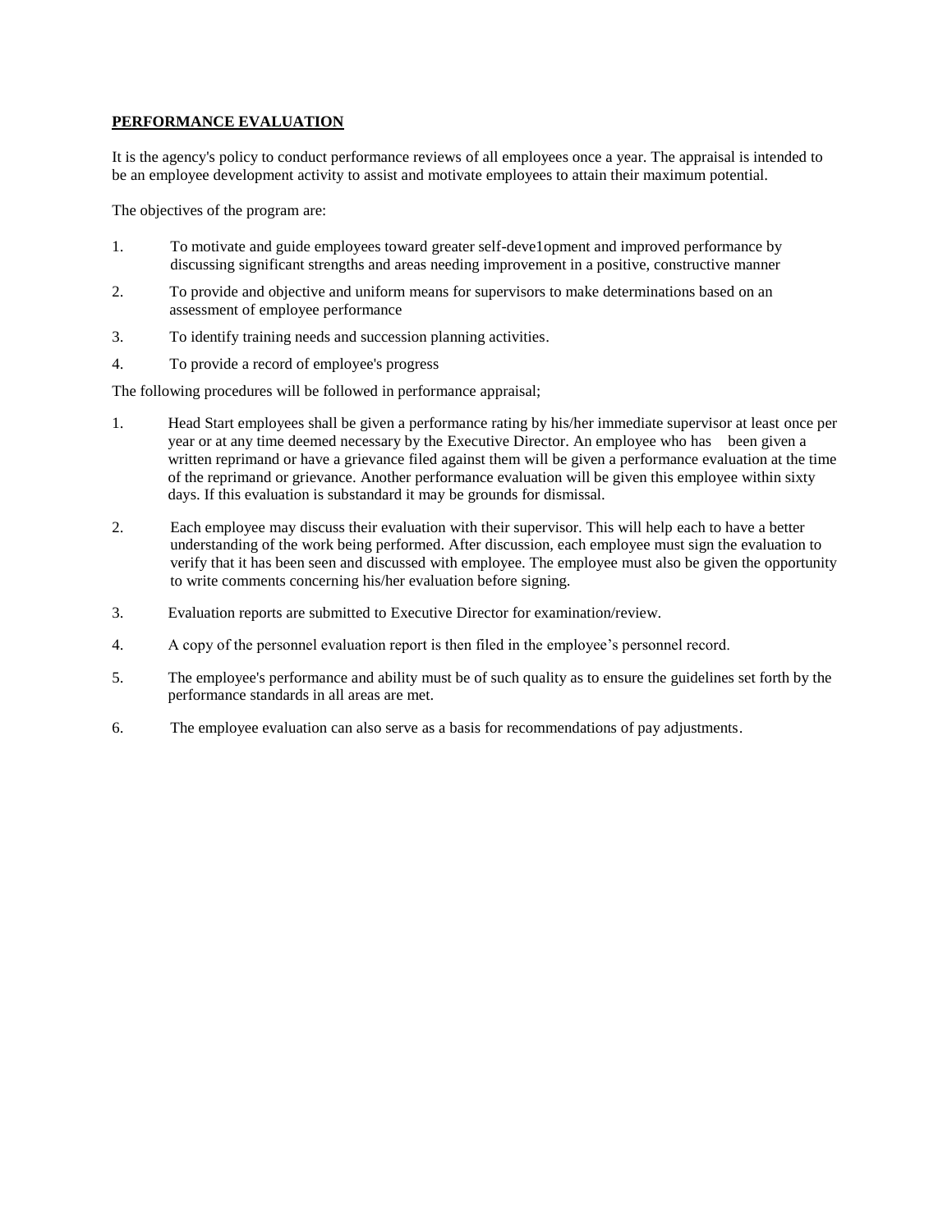**PERFORMANCE EVALUATION**

It is the agency's policy to conduct performance reviews of all employees once a year. The appraisal is intended to be an employee development activity to assist and motivate employees to attain their maximum potential.

The objectives of the program are:

1. To motivate and guide employees toward greater self-deve1opment and improved performance by discussing significant strengths and areas needing improvement in a positive, constructive manner
2. To provide and objective and uniform means for supervisors to make determinations based on an assessment of employee performance
3. To identify training needs and succession planning activities.
4. To provide a record of employee's progress

The following procedures will be followed in performance appraisal;

1. Head Start employees shall be given a performance rating by his/her immediate supervisor at least once per year or at any time deemed necessary by the Executive Director. An employee who has been given a written reprimand or have a grievance filed against them will be given a performance evaluation at the time of the reprimand or grievance. Another performance evaluation will be given this employee within sixty days. If this evaluation is substandard it may be grounds for dismissal.
2. Each employee may discuss their evaluation with their supervisor. This will help each to have a better understanding of the work being performed. After discussion, each employee must sign the evaluation to verify that it has been seen and discussed with employee. The employee must also be given the opportunity to write comments concerning his/her evaluation before signing.
3. Evaluation reports are submitted to Executive Director for examination/review.
4. A copy of the personnel evaluation report is then filed in the employee's personnel record.
5. The employee's performance and ability must be of such quality as to ensure the guidelines set forth by the performance standards in all areas are met.
6. The employee evaluation can also serve as a basis for recommendations of pay adjustments.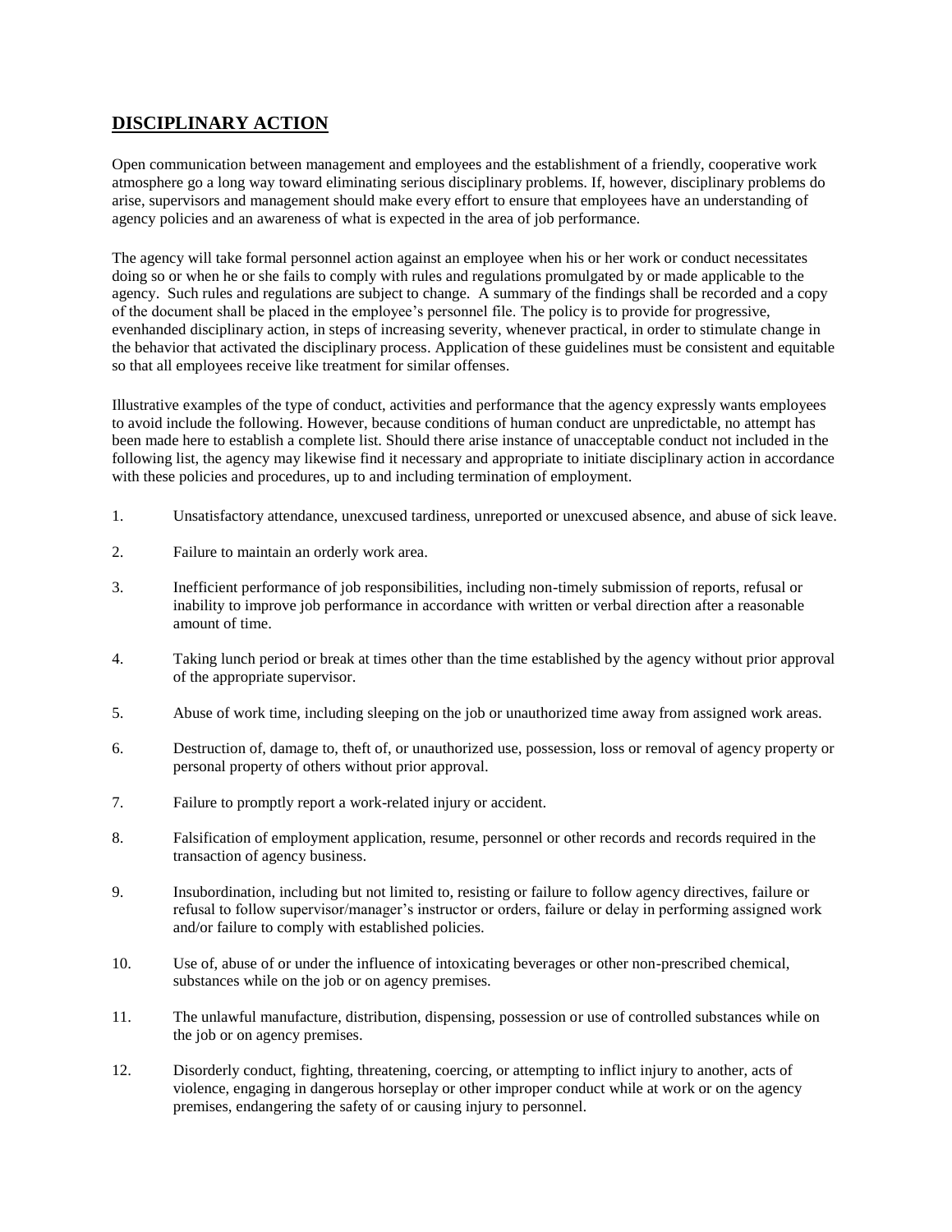## DISCIPLINARY ACTION

Open communication between management and employees and the establishment of a friendly, cooperative work atmosphere go a long way toward eliminating serious disciplinary problems. If, however, disciplinary problems do arise, supervisors and management should make every effort to ensure that employees have an understanding of agency policies and an awareness of what is expected in the area of job performance.

The agency will take formal personnel action against an employee when his or her work or conduct necessitates doing so or when he or she fails to comply with rules and regulations promulgated by or made applicable to the agency. Such rules and regulations are subject to change. A summary of the findings shall be recorded and a copy of the document shall be placed in the employee's personnel file. The policy is to provide for progressive, evenhanded disciplinary action, in steps of increasing severity, whenever practical, in order to stimulate change in the behavior that activated the disciplinary process. Application of these guidelines must be consistent and equitable so that all employees receive like treatment for similar offenses.

Illustrative examples of the type of conduct, activities and performance that the agency expressly wants employees to avoid include the following. However, because conditions of human conduct are unpredictable, no attempt has been made here to establish a complete list. Should there arise instance of unacceptable conduct not included in the following list, the agency may likewise find it necessary and appropriate to initiate disciplinary action in accordance with these policies and procedures, up to and including termination of employment.

1. Unsatisfactory attendance, unexcused tardiness, unreported or unexcused absence, and abuse of sick leave.
2. Failure to maintain an orderly work area.
3. Inefficient performance of job responsibilities, including non-timely submission of reports, refusal or inability to improve job performance in accordance with written or verbal direction after a reasonable amount of time.
4. Taking lunch period or break at times other than the time established by the agency without prior approval of the appropriate supervisor.
5. Abuse of work time, including sleeping on the job or unauthorized time away from assigned work areas.
6. Destruction of, damage to, theft of, or unauthorized use, possession, loss or removal of agency property or personal property of others without prior approval.
7. Failure to promptly report a work-related injury or accident.
8. Falsification of employment application, resume, personnel or other records and records required in the transaction of agency business.
9. Insubordination, including but not limited to, resisting or failure to follow agency directives, failure or refusal to follow supervisor/manager's instructor or orders, failure or delay in performing assigned work and/or failure to comply with established policies.
10. Use of, abuse of or under the influence of intoxicating beverages or other non-prescribed chemical, substances while on the job or on agency premises.
11. The unlawful manufacture, distribution, dispensing, possession or use of controlled substances while on the job or on agency premises.
12. Disorderly conduct, fighting, threatening, coercing, or attempting to inflict injury to another, acts of violence, engaging in dangerous horseplay or other improper conduct while at work or on the agency premises, endangering the safety of or causing injury to personnel.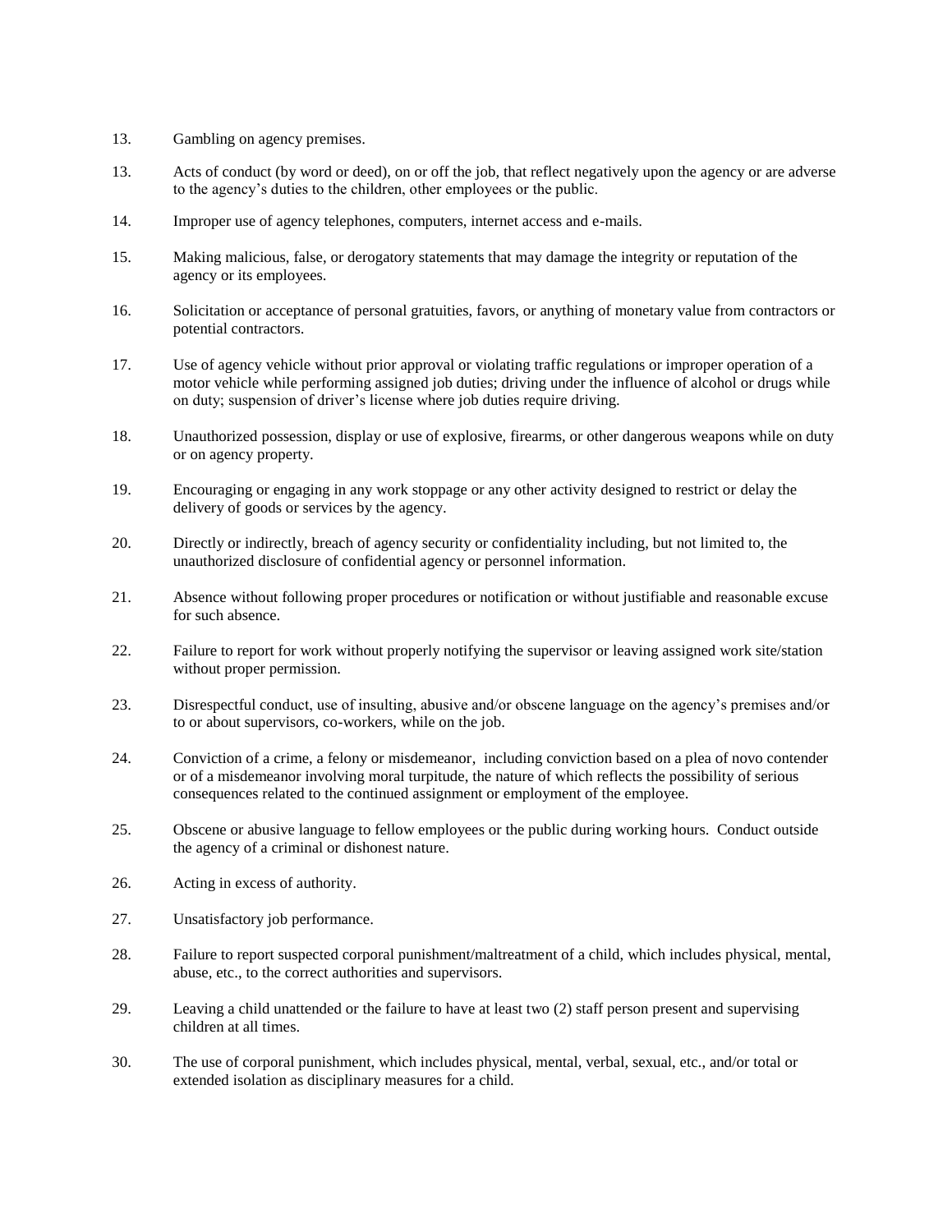13. Gambling on agency premises.

13. Acts of conduct (by word or deed), on or off the job, that reflect negatively upon the agency or are adverse to the agency's duties to the children, other employees or the public.

14. Improper use of agency telephones, computers, internet access and e-mails.

15. Making malicious, false, or derogatory statements that may damage the integrity or reputation of the agency or its employees.

16. Solicitation or acceptance of personal gratuities, favors, or anything of monetary value from contractors or potential contractors.

17. Use of agency vehicle without prior approval or violating traffic regulations or improper operation of a motor vehicle while performing assigned job duties; driving under the influence of alcohol or drugs while on duty; suspension of driver's license where job duties require driving.

18. Unauthorized possession, display or use of explosive, firearms, or other dangerous weapons while on duty or on agency property.

19. Encouraging or engaging in any work stoppage or any other activity designed to restrict or delay the delivery of goods or services by the agency.

20. Directly or indirectly, breach of agency security or confidentiality including, but not limited to, the unauthorized disclosure of confidential agency or personnel information.

21. Absence without following proper procedures or notification or without justifiable and reasonable excuse for such absence.

22. Failure to report for work without properly notifying the supervisor or leaving assigned work site/station without proper permission.

23. Disrespectful conduct, use of insulting, abusive and/or obscene language on the agency's premises and/or to or about supervisors, co-workers, while on the job.

24. Conviction of a crime, a felony or misdemeanor, including conviction based on a plea of novo contender or of a misdemeanor involving moral turpitude, the nature of which reflects the possibility of serious consequences related to the continued assignment or employment of the employee.

25. Obscene or abusive language to fellow employees or the public during working hours. Conduct outside the agency of a criminal or dishonest nature.

26. Acting in excess of authority.

27. Unsatisfactory job performance.

28. Failure to report suspected corporal punishment/maltreatment of a child, which includes physical, mental, abuse, etc., to the correct authorities and supervisors.

29. Leaving a child unattended or the failure to have at least two (2) staff person present and supervising children at all times.

30. The use of corporal punishment, which includes physical, mental, verbal, sexual, etc., and/or total or extended isolation as disciplinary measures for a child.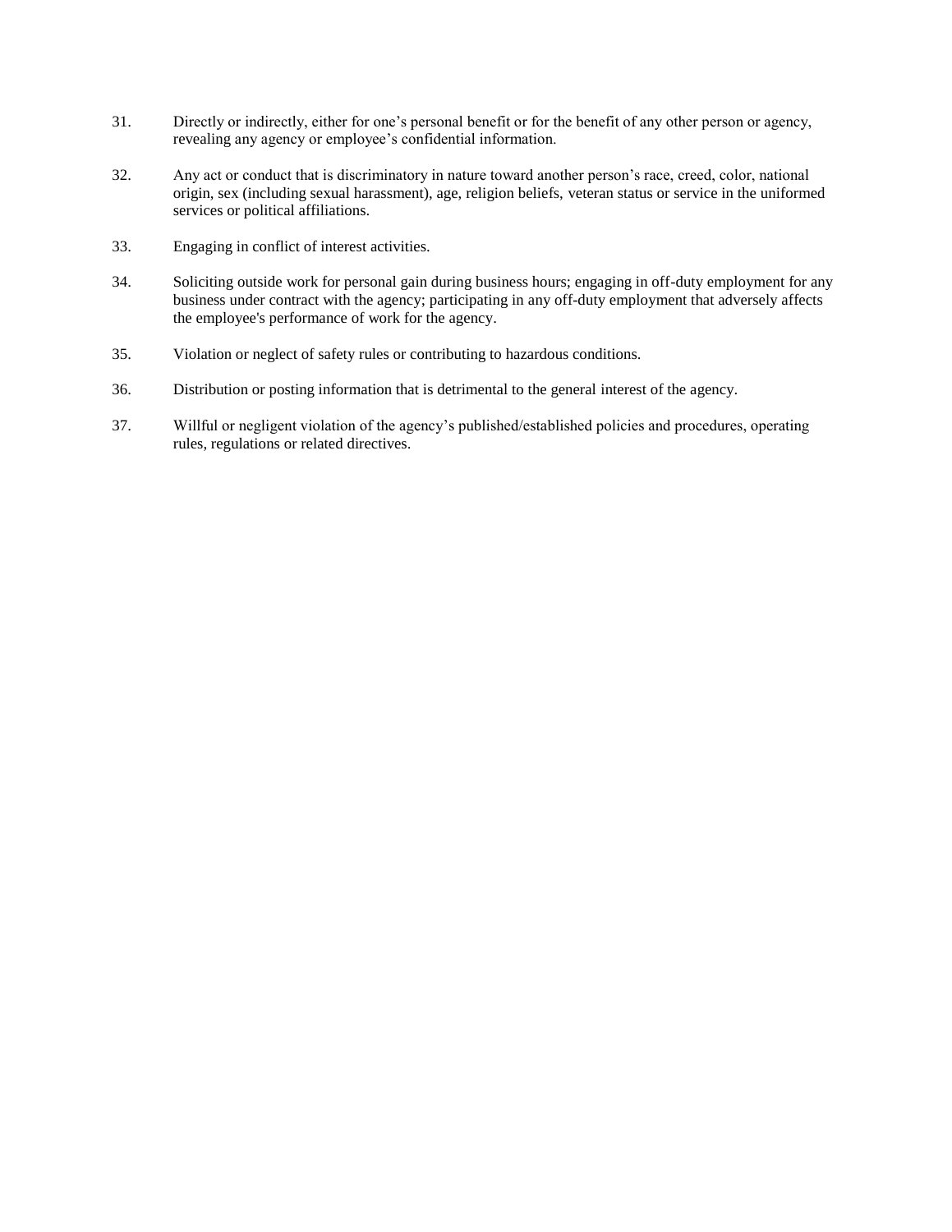31. Directly or indirectly, either for one's personal benefit or for the benefit of any other person or agency, revealing any agency or employee's confidential information.

32. Any act or conduct that is discriminatory in nature toward another person's race, creed, color, national origin, sex (including sexual harassment), age, religion beliefs, veteran status or service in the uniformed services or political affiliations.

33. Engaging in conflict of interest activities.

34. Soliciting outside work for personal gain during business hours; engaging in off-duty employment for any business under contract with the agency; participating in any off-duty employment that adversely affects the employee's performance of work for the agency.

35. Violation or neglect of safety rules or contributing to hazardous conditions.

36. Distribution or posting information that is detrimental to the general interest of the agency.

37. Willful or negligent violation of the agency's published/established policies and procedures, operating rules, regulations or related directives.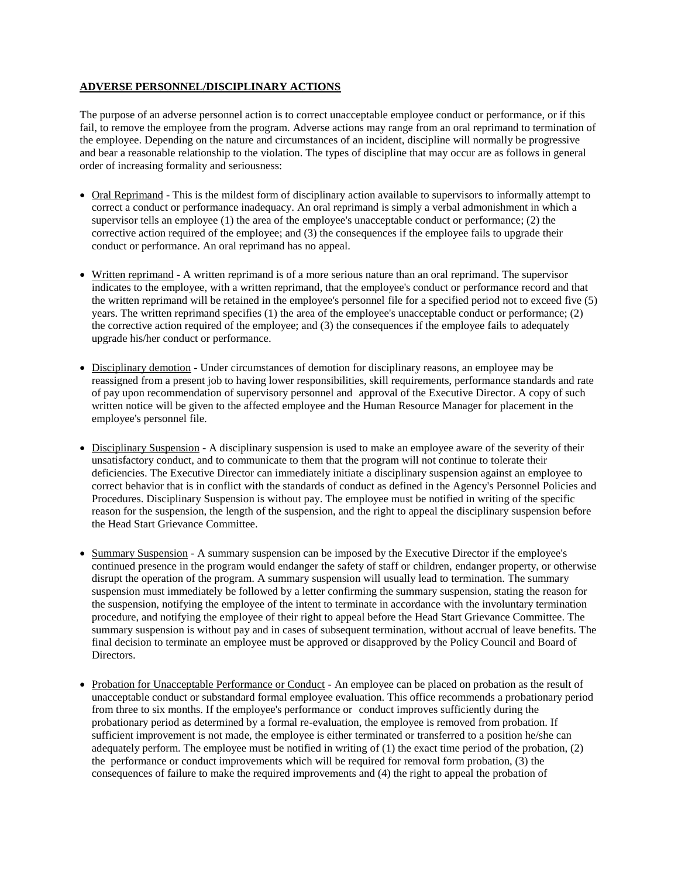**ADVERSE PERSONNEL/DISCIPLINARY ACTIONS**

The purpose of an adverse personnel action is to correct unacceptable employee conduct or performance, or if this fail, to remove the employee from the program. Adverse actions may range from an oral reprimand to termination of the employee. Depending on the nature and circumstances of an incident, discipline will normally be progressive and bear a reasonable relationship to the violation. The types of discipline that may occur are as follows in general order of increasing formality and seriousness:

- Oral Reprimand - This is the mildest form of disciplinary action available to supervisors to informally attempt to correct a conduct or performance inadequacy. An oral reprimand is simply a verbal admonishment in which a supervisor tells an employee (1) the area of the employee's unacceptable conduct or performance; (2) the corrective action required of the employee; and (3) the consequences if the employee fails to upgrade their conduct or performance. An oral reprimand has no appeal.

- Written reprimand - A written reprimand is of a more serious nature than an oral reprimand. The supervisor indicates to the employee, with a written reprimand, that the employee's conduct or performance record and that the written reprimand will be retained in the employee's personnel file for a specified period not to exceed five (5) years. The written reprimand specifies (1) the area of the employee's unacceptable conduct or performance; (2) the corrective action required of the employee; and (3) the consequences if the employee fails to adequately upgrade his/her conduct or performance.

- Disciplinary demotion - Under circumstances of demotion for disciplinary reasons, an employee may be reassigned from a present job to having lower responsibilities, skill requirements, performance standards and rate of pay upon recommendation of supervisory personnel and approval of the Executive Director. A copy of such written notice will be given to the affected employee and the Human Resource Manager for placement in the employee's personnel file.

- Disciplinary Suspension - A disciplinary suspension is used to make an employee aware of the severity of their unsatisfactory conduct, and to communicate to them that the program will not continue to tolerate their deficiencies. The Executive Director can immediately initiate a disciplinary suspension against an employee to correct behavior that is in conflict with the standards of conduct as defined in the Agency's Personnel Policies and Procedures. Disciplinary Suspension is without pay. The employee must be notified in writing of the specific reason for the suspension, the length of the suspension, and the right to appeal the disciplinary suspension before the Head Start Grievance Committee.

- Summary Suspension - A summary suspension can be imposed by the Executive Director if the employee's continued presence in the program would endanger the safety of staff or children, endanger property, or otherwise disrupt the operation of the program. A summary suspension will usually lead to termination. The summary suspension must immediately be followed by a letter confirming the summary suspension, stating the reason for the suspension, notifying the employee of the intent to terminate in accordance with the involuntary termination procedure, and notifying the employee of their right to appeal before the Head Start Grievance Committee. The summary suspension is without pay and in cases of subsequent termination, without accrual of leave benefits. The final decision to terminate an employee must be approved or disapproved by the Policy Council and Board of Directors.

- Probation for Unacceptable Performance or Conduct - An employee can be placed on probation as the result of unacceptable conduct or substandard formal employee evaluation. This office recommends a probationary period from three to six months. If the employee's performance or conduct improves sufficiently during the probationary period as determined by a formal re-evaluation, the employee is removed from probation. If sufficient improvement is not made, the employee is either terminated or transferred to a position he/she can adequately perform. The employee must be notified in writing of (1) the exact time period of the probation, (2) the performance or conduct improvements which will be required for removal form probation, (3) the consequences of failure to make the required improvements and (4) the right to appeal the probation of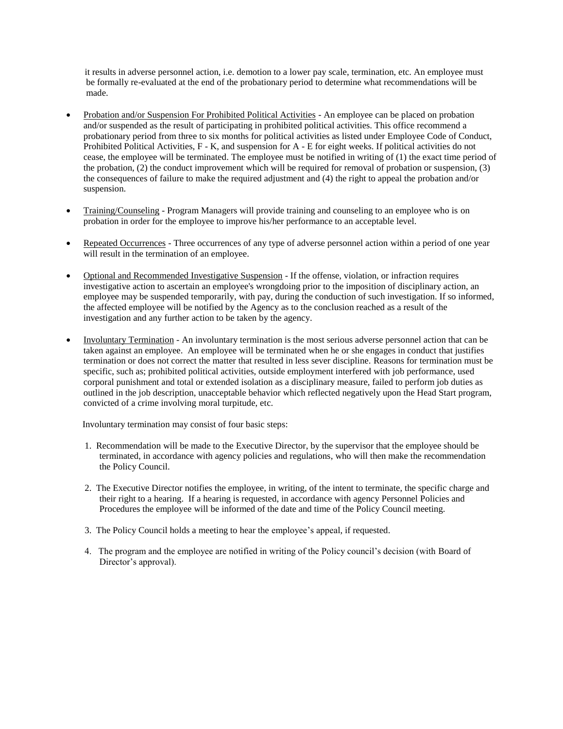it results in adverse personnel action, i.e. demotion to a lower pay scale, termination, etc. An employee must be formally re-evaluated at the end of the probationary period to determine what recommendations will be made.

- Probation and/or Suspension For Prohibited Political Activities - An employee can be placed on probation and/or suspended as the result of participating in prohibited political activities. This office recommend a probationary period from three to six months for political activities as listed under Employee Code of Conduct, Prohibited Political Activities, F - K, and suspension for A - E for eight weeks. If political activities do not cease, the employee will be terminated. The employee must be notified in writing of (1) the exact time period of the probation, (2) the conduct improvement which will be required for removal of probation or suspension, (3) the consequences of failure to make the required adjustment and (4) the right to appeal the probation and/or suspension.

- Training/Counseling - Program Managers will provide training and counseling to an employee who is on probation in order for the employee to improve his/her performance to an acceptable level.

- Repeated Occurrences - Three occurrences of any type of adverse personnel action within a period of one year will result in the termination of an employee.

- Optional and Recommended Investigative Suspension - If the offense, violation, or infraction requires investigative action to ascertain an employee's wrongdoing prior to the imposition of disciplinary action, an employee may be suspended temporarily, with pay, during the conduction of such investigation. If so informed, the affected employee will be notified by the Agency as to the conclusion reached as a result of the investigation and any further action to be taken by the agency.

- Involuntary Termination - An involuntary termination is the most serious adverse personnel action that can be taken against an employee. An employee will be terminated when he or she engages in conduct that justifies termination or does not correct the matter that resulted in less sever discipline. Reasons for termination must be specific, such as; prohibited political activities, outside employment interfered with job performance, used corporal punishment and total or extended isolation as a disciplinary measure, failed to perform job duties as outlined in the job description, unacceptable behavior which reflected negatively upon the Head Start program, convicted of a crime involving moral turpitude, etc.

  Involuntary termination may consist of four basic steps:

  1. Recommendation will be made to the Executive Director, by the supervisor that the employee should be terminated, in accordance with agency policies and regulations, who will then make the recommendation the Policy Council.

  2. The Executive Director notifies the employee, in writing, of the intent to terminate, the specific charge and their right to a hearing. If a hearing is requested, in accordance with agency Personnel Policies and Procedures the employee will be informed of the date and time of the Policy Council meeting.

  3. The Policy Council holds a meeting to hear the employee's appeal, if requested.

  4. The program and the employee are notified in writing of the Policy council's decision (with Board of Director's approval).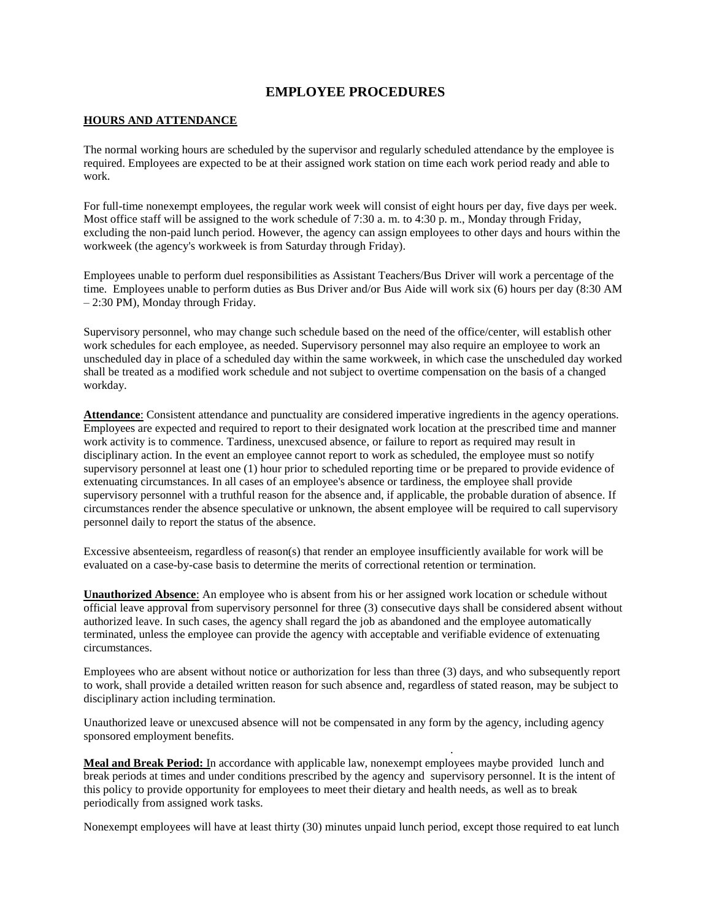# EMPLOYEE PROCEDURES

## HOURS AND ATTENDANCE

The normal working hours are scheduled by the supervisor and regularly scheduled attendance by the employee is required. Employees are expected to be at their assigned work station on time each work period ready and able to work.

For full-time nonexempt employees, the regular work week will consist of eight hours per day, five days per week. Most office staff will be assigned to the work schedule of 7:30 a. m. to 4:30 p. m., Monday through Friday, excluding the non-paid lunch period. However, the agency can assign employees to other days and hours within the workweek (the agency's workweek is from Saturday through Friday).

Employees unable to perform duel responsibilities as Assistant Teachers/Bus Driver will work a percentage of the time. Employees unable to perform duties as Bus Driver and/or Bus Aide will work six (6) hours per day (8:30 AM – 2:30 PM), Monday through Friday.

Supervisory personnel, who may change such schedule based on the need of the office/center, will establish other work schedules for each employee, as needed. Supervisory personnel may also require an employee to work an unscheduled day in place of a scheduled day within the same workweek, in which case the unscheduled day worked shall be treated as a modified work schedule and not subject to overtime compensation on the basis of a changed workday.

**Attendance**: Consistent attendance and punctuality are considered imperative ingredients in the agency operations. Employees are expected and required to report to their designated work location at the prescribed time and manner work activity is to commence. Tardiness, unexcused absence, or failure to report as required may result in disciplinary action. In the event an employee cannot report to work as scheduled, the employee must so notify supervisory personnel at least one (1) hour prior to scheduled reporting time or be prepared to provide evidence of extenuating circumstances. In all cases of an employee's absence or tardiness, the employee shall provide supervisory personnel with a truthful reason for the absence and, if applicable, the probable duration of absence. If circumstances render the absence speculative or unknown, the absent employee will be required to call supervisory personnel daily to report the status of the absence.

Excessive absenteeism, regardless of reason(s) that render an employee insufficiently available for work will be evaluated on a case-by-case basis to determine the merits of correctional retention or termination.

**Unauthorized Absence**: An employee who is absent from his or her assigned work location or schedule without official leave approval from supervisory personnel for three (3) consecutive days shall be considered absent without authorized leave. In such cases, the agency shall regard the job as abandoned and the employee automatically terminated, unless the employee can provide the agency with acceptable and verifiable evidence of extenuating circumstances.

Employees who are absent without notice or authorization for less than three (3) days, and who subsequently report to work, shall provide a detailed written reason for such absence and, regardless of stated reason, may be subject to disciplinary action including termination.

Unauthorized leave or unexcused absence will not be compensated in any form by the agency, including agency sponsored employment benefits.

**Meal and Break Period:** In accordance with applicable law, nonexempt employees maybe provided lunch and break periods at times and under conditions prescribed by the agency and supervisory personnel. It is the intent of this policy to provide opportunity for employees to meet their dietary and health needs, as well as to break periodically from assigned work tasks.

Nonexempt employees will have at least thirty (30) minutes unpaid lunch period, except those required to eat lunch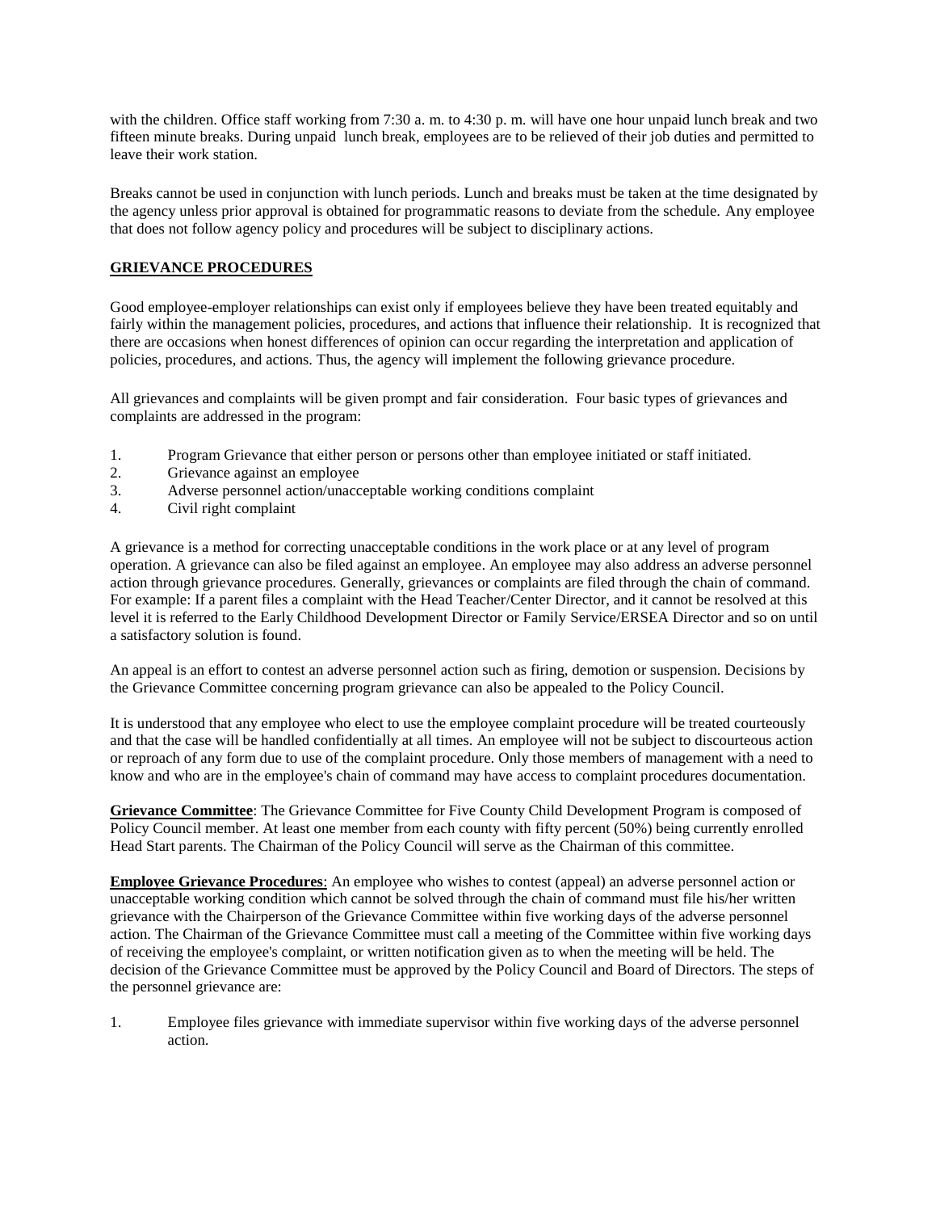with the children. Office staff working from 7:30 a. m. to 4:30 p. m. will have one hour unpaid lunch break and two fifteen minute breaks. During unpaid lunch break, employees are to be relieved of their job duties and permitted to leave their work station.

Breaks cannot be used in conjunction with lunch periods. Lunch and breaks must be taken at the time designated by the agency unless prior approval is obtained for programmatic reasons to deviate from the schedule. Any employee that does not follow agency policy and procedures will be subject to disciplinary actions.

## GRIEVANCE PROCEDURES

Good employee-employer relationships can exist only if employees believe they have been treated equitably and fairly within the management policies, procedures, and actions that influence their relationship. It is recognized that there are occasions when honest differences of opinion can occur regarding the interpretation and application of policies, procedures, and actions. Thus, the agency will implement the following grievance procedure.

All grievances and complaints will be given prompt and fair consideration. Four basic types of grievances and complaints are addressed in the program:

1. Program Grievance that either person or persons other than employee initiated or staff initiated.
2. Grievance against an employee
3. Adverse personnel action/unacceptable working conditions complaint
4. Civil right complaint

A grievance is a method for correcting unacceptable conditions in the work place or at any level of program operation. A grievance can also be filed against an employee. An employee may also address an adverse personnel action through grievance procedures. Generally, grievances or complaints are filed through the chain of command. For example: If a parent files a complaint with the Head Teacher/Center Director, and it cannot be resolved at this level it is referred to the Early Childhood Development Director or Family Service/ERSEA Director and so on until a satisfactory solution is found.

An appeal is an effort to contest an adverse personnel action such as firing, demotion or suspension. Decisions by the Grievance Committee concerning program grievance can also be appealed to the Policy Council.

It is understood that any employee who elect to use the employee complaint procedure will be treated courteously and that the case will be handled confidentially at all times. An employee will not be subject to discourteous action or reproach of any form due to use of the complaint procedure. Only those members of management with a need to know and who are in the employee's chain of command may have access to complaint procedures documentation.

**Grievance Committee**: The Grievance Committee for Five County Child Development Program is composed of Policy Council member. At least one member from each county with fifty percent (50%) being currently enrolled Head Start parents. The Chairman of the Policy Council will serve as the Chairman of this committee.

**Employee Grievance Procedures**: An employee who wishes to contest (appeal) an adverse personnel action or unacceptable working condition which cannot be solved through the chain of command must file his/her written grievance with the Chairperson of the Grievance Committee within five working days of the adverse personnel action. The Chairman of the Grievance Committee must call a meeting of the Committee within five working days of receiving the employee's complaint, or written notification given as to when the meeting will be held. The decision of the Grievance Committee must be approved by the Policy Council and Board of Directors. The steps of the personnel grievance are:

1. Employee files grievance with immediate supervisor within five working days of the adverse personnel action.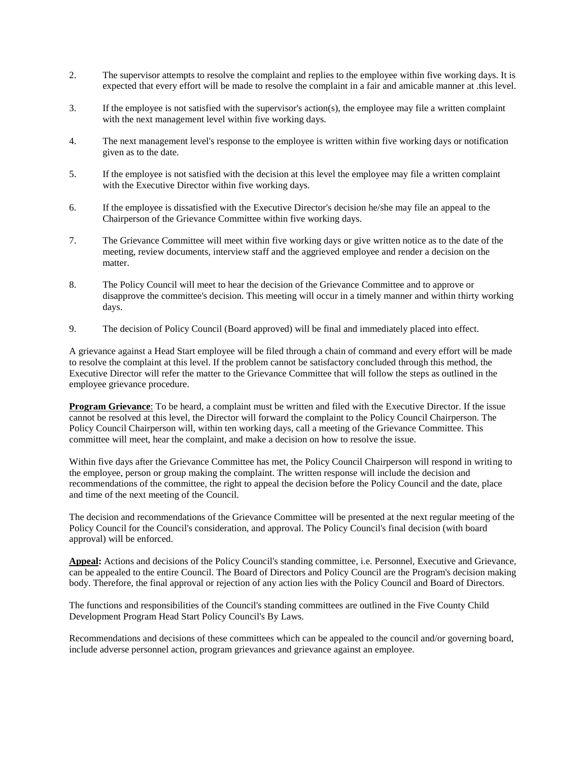2. The supervisor attempts to resolve the complaint and replies to the employee within five working days. It is expected that every effort will be made to resolve the complaint in a fair and amicable manner at .this level.

3. If the employee is not satisfied with the supervisor's action(s), the employee may file a written complaint with the next management level within five working days.

4. The next management level's response to the employee is written within five working days or notification given as to the date.

5. If the employee is not satisfied with the decision at this level the employee may file a written complaint with the Executive Director within five working days.

6. If the employee is dissatisfied with the Executive Director's decision he/she may file an appeal to the Chairperson of the Grievance Committee within five working days.

7. The Grievance Committee will meet within five working days or give written notice as to the date of the meeting, review documents, interview staff and the aggrieved employee and render a decision on the matter.

8. The Policy Council will meet to hear the decision of the Grievance Committee and to approve or disapprove the committee's decision. This meeting will occur in a timely manner and within thirty working days.

9. The decision of Policy Council (Board approved) will be final and immediately placed into effect.

A grievance against a Head Start employee will be filed through a chain of command and every effort will be made to resolve the complaint at this level. If the problem cannot be satisfactory concluded through this method, the Executive Director will refer the matter to the Grievance Committee that will follow the steps as outlined in the employee grievance procedure.

**Program Grievance**: To be heard, a complaint must be written and filed with the Executive Director. If the issue cannot be resolved at this level, the Director will forward the complaint to the Policy Council Chairperson. The Policy Council Chairperson will, within ten working days, call a meeting of the Grievance Committee. This committee will meet, hear the complaint, and make a decision on how to resolve the issue.

Within five days after the Grievance Committee has met, the Policy Council Chairperson will respond in writing to the employee, person or group making the complaint. The written response will include the decision and recommendations of the committee, the right to appeal the decision before the Policy Council and the date, place and time of the next meeting of the Council.

The decision and recommendations of the Grievance Committee will be presented at the next regular meeting of the Policy Council for the Council's consideration, and approval. The Policy Council's final decision (with board approval) will be enforced.

**Appeal:** Actions and decisions of the Policy Council's standing committee, i.e. Personnel, Executive and Grievance, can be appealed to the entire Council. The Board of Directors and Policy Council are the Program's decision making body. Therefore, the final approval or rejection of any action lies with the Policy Council and Board of Directors.

The functions and responsibilities of the Council's standing committees are outlined in the Five County Child Development Program Head Start Policy Council's By Laws.

Recommendations and decisions of these committees which can be appealed to the council and/or governing board, include adverse personnel action, program grievances and grievance against an employee.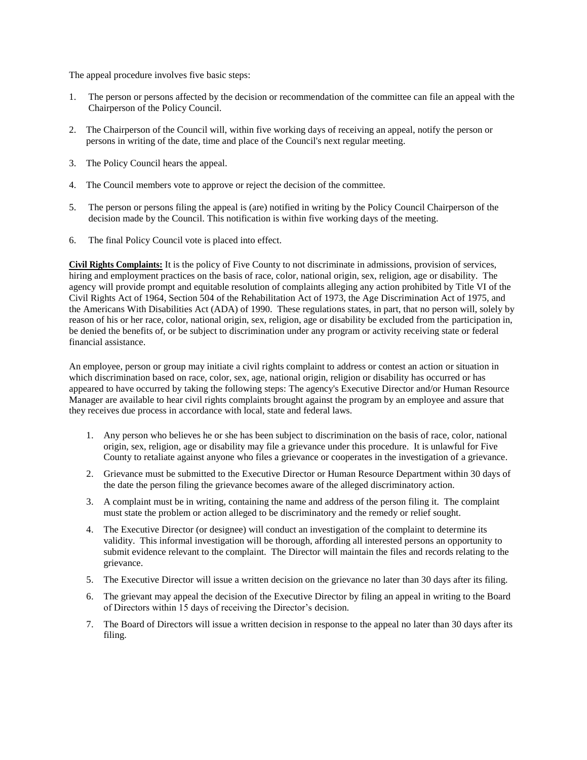The appeal procedure involves five basic steps:

1. The person or persons affected by the decision or recommendation of the committee can file an appeal with the Chairperson of the Policy Council.

2. The Chairperson of the Council will, within five working days of receiving an appeal, notify the person or persons in writing of the date, time and place of the Council's next regular meeting.

3. The Policy Council hears the appeal.

4. The Council members vote to approve or reject the decision of the committee.

5. The person or persons filing the appeal is (are) notified in writing by the Policy Council Chairperson of the decision made by the Council. This notification is within five working days of the meeting.

6. The final Policy Council vote is placed into effect.

**Civil Rights Complaints:** It is the policy of Five County to not discriminate in admissions, provision of services, hiring and employment practices on the basis of race, color, national origin, sex, religion, age or disability. The agency will provide prompt and equitable resolution of complaints alleging any action prohibited by Title VI of the Civil Rights Act of 1964, Section 504 of the Rehabilitation Act of 1973, the Age Discrimination Act of 1975, and the Americans With Disabilities Act (ADA) of 1990. These regulations states, in part, that no person will, solely by reason of his or her race, color, national origin, sex, religion, age or disability be excluded from the participation in, be denied the benefits of, or be subject to discrimination under any program or activity receiving state or federal financial assistance.

An employee, person or group may initiate a civil rights complaint to address or contest an action or situation in which discrimination based on race, color, sex, age, national origin, religion or disability has occurred or has appeared to have occurred by taking the following steps: The agency's Executive Director and/or Human Resource Manager are available to hear civil rights complaints brought against the program by an employee and assure that they receives due process in accordance with local, state and federal laws.

1. Any person who believes he or she has been subject to discrimination on the basis of race, color, national origin, sex, religion, age or disability may file a grievance under this procedure. It is unlawful for Five County to retaliate against anyone who files a grievance or cooperates in the investigation of a grievance.
2. Grievance must be submitted to the Executive Director or Human Resource Department within 30 days of the date the person filing the grievance becomes aware of the alleged discriminatory action.
3. A complaint must be in writing, containing the name and address of the person filing it. The complaint must state the problem or action alleged to be discriminatory and the remedy or relief sought.
4. The Executive Director (or designee) will conduct an investigation of the complaint to determine its validity. This informal investigation will be thorough, affording all interested persons an opportunity to submit evidence relevant to the complaint. The Director will maintain the files and records relating to the grievance.
5. The Executive Director will issue a written decision on the grievance no later than 30 days after its filing.
6. The grievant may appeal the decision of the Executive Director by filing an appeal in writing to the Board of Directors within 15 days of receiving the Director's decision.
7. The Board of Directors will issue a written decision in response to the appeal no later than 30 days after its filing.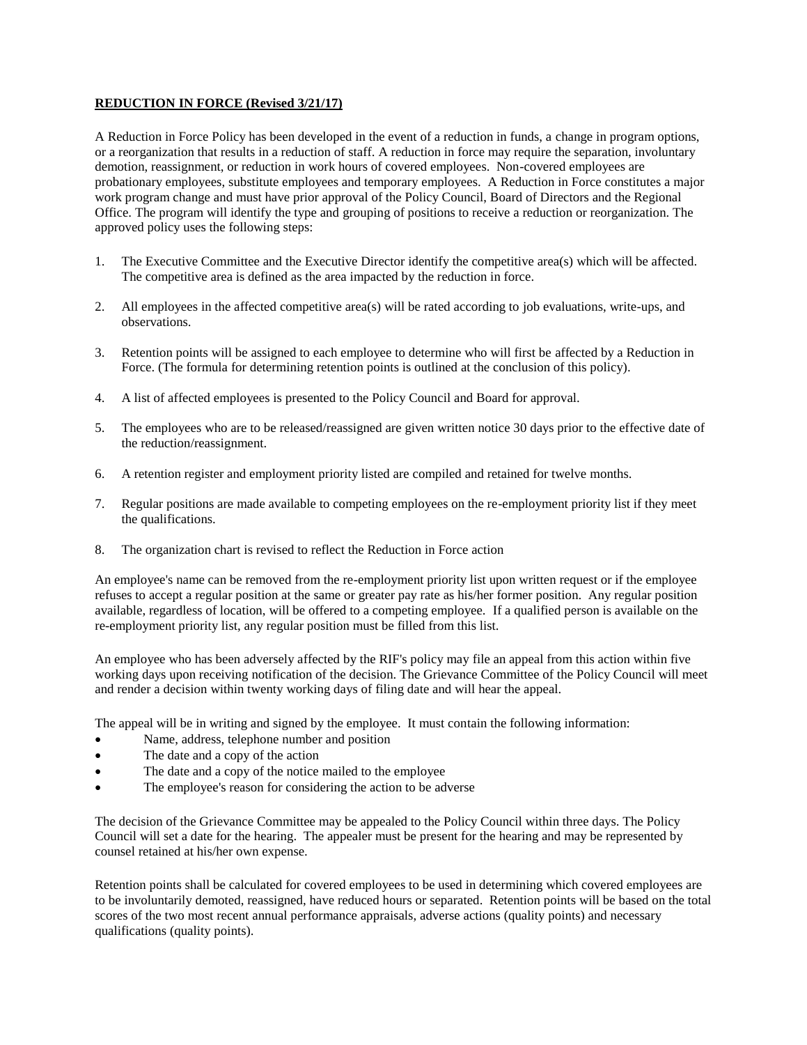**REDUCTION IN FORCE (Revised 3/21/17)**

A Reduction in Force Policy has been developed in the event of a reduction in funds, a change in program options, or a reorganization that results in a reduction of staff. A reduction in force may require the separation, involuntary demotion, reassignment, or reduction in work hours of covered employees. Non-covered employees are probationary employees, substitute employees and temporary employees. A Reduction in Force constitutes a major work program change and must have prior approval of the Policy Council, Board of Directors and the Regional Office. The program will identify the type and grouping of positions to receive a reduction or reorganization. The approved policy uses the following steps:

1. The Executive Committee and the Executive Director identify the competitive area(s) which will be affected. The competitive area is defined as the area impacted by the reduction in force.
2. All employees in the affected competitive area(s) will be rated according to job evaluations, write-ups, and observations.
3. Retention points will be assigned to each employee to determine who will first be affected by a Reduction in Force. (The formula for determining retention points is outlined at the conclusion of this policy).
4. A list of affected employees is presented to the Policy Council and Board for approval.
5. The employees who are to be released/reassigned are given written notice 30 days prior to the effective date of the reduction/reassignment.
6. A retention register and employment priority listed are compiled and retained for twelve months.
7. Regular positions are made available to competing employees on the re-employment priority list if they meet the qualifications.
8. The organization chart is revised to reflect the Reduction in Force action

An employee's name can be removed from the re-employment priority list upon written request or if the employee refuses to accept a regular position at the same or greater pay rate as his/her former position. Any regular position available, regardless of location, will be offered to a competing employee. If a qualified person is available on the re-employment priority list, any regular position must be filled from this list.

An employee who has been adversely affected by the RIF's policy may file an appeal from this action within five working days upon receiving notification of the decision. The Grievance Committee of the Policy Council will meet and render a decision within twenty working days of filing date and will hear the appeal.

The appeal will be in writing and signed by the employee. It must contain the following information:

- Name, address, telephone number and position
- The date and a copy of the action
- The date and a copy of the notice mailed to the employee
- The employee's reason for considering the action to be adverse

The decision of the Grievance Committee may be appealed to the Policy Council within three days. The Policy Council will set a date for the hearing. The appealer must be present for the hearing and may be represented by counsel retained at his/her own expense.

Retention points shall be calculated for covered employees to be used in determining which covered employees are to be involuntarily demoted, reassigned, have reduced hours or separated. Retention points will be based on the total scores of the two most recent annual performance appraisals, adverse actions (quality points) and necessary qualifications (quality points).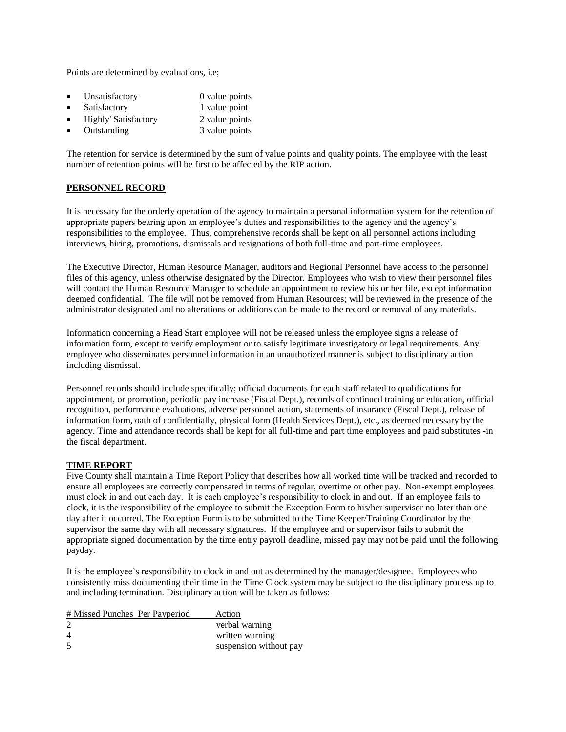Points are determined by evaluations, i.e;

- Unsatisfactory 0 value points
- Satisfactory 1 value point
- Highly' Satisfactory 2 value points
- Outstanding 3 value points

The retention for service is determined by the sum of value points and quality points. The employee with the least number of retention points will be first to be affected by the RIP action.

**PERSONNEL RECORD**

It is necessary for the orderly operation of the agency to maintain a personal information system for the retention of appropriate papers bearing upon an employee's duties and responsibilities to the agency and the agency's responsibilities to the employee. Thus, comprehensive records shall be kept on all personnel actions including interviews, hiring, promotions, dismissals and resignations of both full-time and part-time employees.

The Executive Director, Human Resource Manager, auditors and Regional Personnel have access to the personnel files of this agency, unless otherwise designated by the Director. Employees who wish to view their personnel files will contact the Human Resource Manager to schedule an appointment to review his or her file, except information deemed confidential. The file will not be removed from Human Resources; will be reviewed in the presence of the administrator designated and no alterations or additions can be made to the record or removal of any materials.

Information concerning a Head Start employee will not be released unless the employee signs a release of information form, except to verify employment or to satisfy legitimate investigatory or legal requirements. Any employee who disseminates personnel information in an unauthorized manner is subject to disciplinary action including dismissal.

Personnel records should include specifically; official documents for each staff related to qualifications for appointment, or promotion, periodic pay increase (Fiscal Dept.), records of continued training or education, official recognition, performance evaluations, adverse personnel action, statements of insurance (Fiscal Dept.), release of information form, oath of confidentially, physical form (Health Services Dept.), etc., as deemed necessary by the agency. Time and attendance records shall be kept for all full-time and part time employees and paid substitutes -in the fiscal department.

**TIME REPORT**

Five County shall maintain a Time Report Policy that describes how all worked time will be tracked and recorded to ensure all employees are correctly compensated in terms of regular, overtime or other pay. Non-exempt employees must clock in and out each day. It is each employee's responsibility to clock in and out. If an employee fails to clock, it is the responsibility of the employee to submit the Exception Form to his/her supervisor no later than one day after it occurred. The Exception Form is to be submitted to the Time Keeper/Training Coordinator by the supervisor the same day with all necessary signatures. If the employee and or supervisor fails to submit the appropriate signed documentation by the time entry payroll deadline, missed pay may not be paid until the following payday.

It is the employee's responsibility to clock in and out as determined by the manager/designee. Employees who consistently miss documenting their time in the Time Clock system may be subject to the disciplinary process up to and including termination. Disciplinary action will be taken as follows:

| # Missed Punches Per Payperiod | Action |
|---|---|
| 2 | verbal warning |
| 4 | written warning |
| 5 | suspension without pay |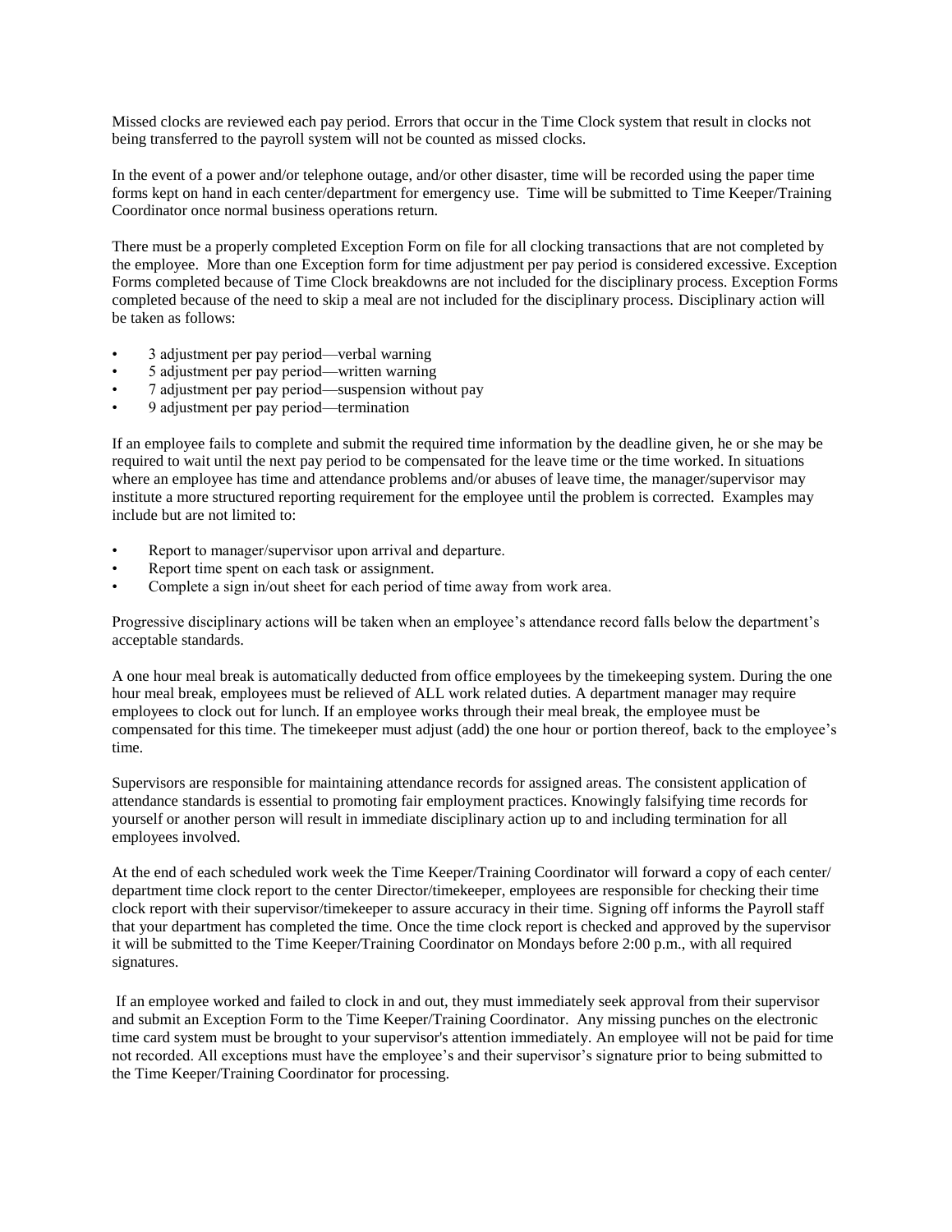Missed clocks are reviewed each pay period. Errors that occur in the Time Clock system that result in clocks not being transferred to the payroll system will not be counted as missed clocks.

In the event of a power and/or telephone outage, and/or other disaster, time will be recorded using the paper time forms kept on hand in each center/department for emergency use. Time will be submitted to Time Keeper/Training Coordinator once normal business operations return.

There must be a properly completed Exception Form on file for all clocking transactions that are not completed by the employee. More than one Exception form for time adjustment per pay period is considered excessive. Exception Forms completed because of Time Clock breakdowns are not included for the disciplinary process. Exception Forms completed because of the need to skip a meal are not included for the disciplinary process. Disciplinary action will be taken as follows:

- 3 adjustment per pay period—verbal warning
- 5 adjustment per pay period—written warning
- 7 adjustment per pay period—suspension without pay
- 9 adjustment per pay period—termination

If an employee fails to complete and submit the required time information by the deadline given, he or she may be required to wait until the next pay period to be compensated for the leave time or the time worked. In situations where an employee has time and attendance problems and/or abuses of leave time, the manager/supervisor may institute a more structured reporting requirement for the employee until the problem is corrected. Examples may include but are not limited to:

- Report to manager/supervisor upon arrival and departure.
- Report time spent on each task or assignment.
- Complete a sign in/out sheet for each period of time away from work area.

Progressive disciplinary actions will be taken when an employee's attendance record falls below the department's acceptable standards.

A one hour meal break is automatically deducted from office employees by the timekeeping system. During the one hour meal break, employees must be relieved of ALL work related duties. A department manager may require employees to clock out for lunch. If an employee works through their meal break, the employee must be compensated for this time. The timekeeper must adjust (add) the one hour or portion thereof, back to the employee's time.

Supervisors are responsible for maintaining attendance records for assigned areas. The consistent application of attendance standards is essential to promoting fair employment practices. Knowingly falsifying time records for yourself or another person will result in immediate disciplinary action up to and including termination for all employees involved.

At the end of each scheduled work week the Time Keeper/Training Coordinator will forward a copy of each center/ department time clock report to the center Director/timekeeper, employees are responsible for checking their time clock report with their supervisor/timekeeper to assure accuracy in their time. Signing off informs the Payroll staff that your department has completed the time. Once the time clock report is checked and approved by the supervisor it will be submitted to the Time Keeper/Training Coordinator on Mondays before 2:00 p.m., with all required signatures.

If an employee worked and failed to clock in and out, they must immediately seek approval from their supervisor and submit an Exception Form to the Time Keeper/Training Coordinator. Any missing punches on the electronic time card system must be brought to your supervisor's attention immediately. An employee will not be paid for time not recorded. All exceptions must have the employee's and their supervisor's signature prior to being submitted to the Time Keeper/Training Coordinator for processing.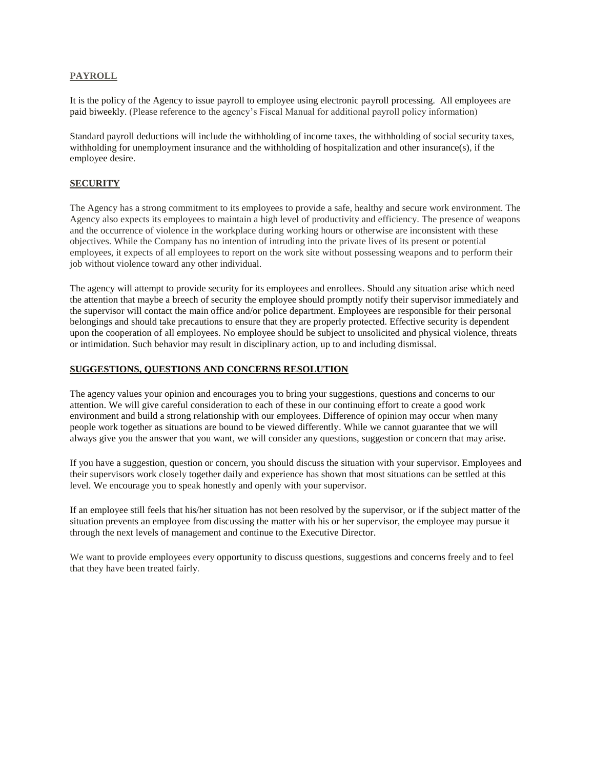**PAYROLL**

It is the policy of the Agency to issue payroll to employee using electronic payroll processing. All employees are paid biweekly. (Please reference to the agency's Fiscal Manual for additional payroll policy information)

Standard payroll deductions will include the withholding of income taxes, the withholding of social security taxes, withholding for unemployment insurance and the withholding of hospitalization and other insurance(s), if the employee desire.

**SECURITY**

The Agency has a strong commitment to its employees to provide a safe, healthy and secure work environment. The Agency also expects its employees to maintain a high level of productivity and efficiency. The presence of weapons and the occurrence of violence in the workplace during working hours or otherwise are inconsistent with these objectives. While the Company has no intention of intruding into the private lives of its present or potential employees, it expects of all employees to report on the work site without possessing weapons and to perform their job without violence toward any other individual.

The agency will attempt to provide security for its employees and enrollees. Should any situation arise which need the attention that maybe a breech of security the employee should promptly notify their supervisor immediately and the supervisor will contact the main office and/or police department. Employees are responsible for their personal belongings and should take precautions to ensure that they are properly protected. Effective security is dependent upon the cooperation of all employees. No employee should be subject to unsolicited and physical violence, threats or intimidation. Such behavior may result in disciplinary action, up to and including dismissal.

**SUGGESTIONS, QUESTIONS AND CONCERNS RESOLUTION**

The agency values your opinion and encourages you to bring your suggestions, questions and concerns to our attention. We will give careful consideration to each of these in our continuing effort to create a good work environment and build a strong relationship with our employees. Difference of opinion may occur when many people work together as situations are bound to be viewed differently. While we cannot guarantee that we will always give you the answer that you want, we will consider any questions, suggestion or concern that may arise.

If you have a suggestion, question or concern, you should discuss the situation with your supervisor. Employees and their supervisors work closely together daily and experience has shown that most situations can be settled at this level. We encourage you to speak honestly and openly with your supervisor.

If an employee still feels that his/her situation has not been resolved by the supervisor, or if the subject matter of the situation prevents an employee from discussing the matter with his or her supervisor, the employee may pursue it through the next levels of management and continue to the Executive Director.

We want to provide employees every opportunity to discuss questions, suggestions and concerns freely and to feel that they have been treated fairly.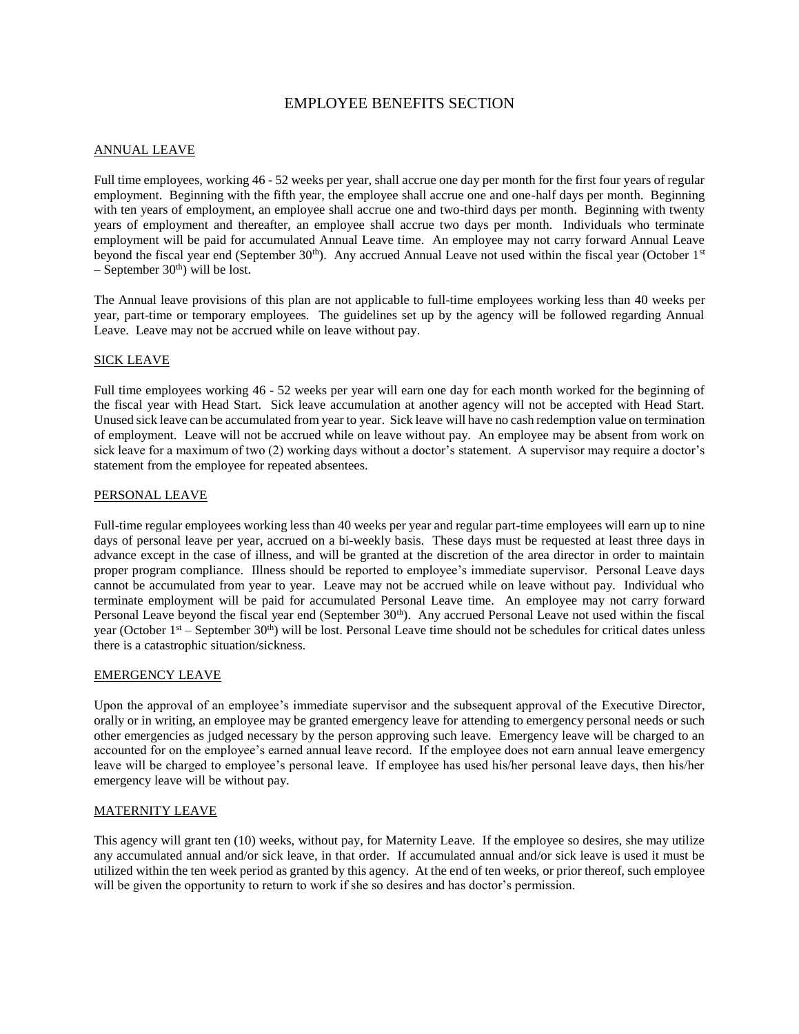# EMPLOYEE BENEFITS SECTION

## ANNUAL LEAVE

Full time employees, working 46 - 52 weeks per year, shall accrue one day per month for the first four years of regular employment. Beginning with the fifth year, the employee shall accrue one and one-half days per month. Beginning with ten years of employment, an employee shall accrue one and two-third days per month. Beginning with twenty years of employment and thereafter, an employee shall accrue two days per month. Individuals who terminate employment will be paid for accumulated Annual Leave time. An employee may not carry forward Annual Leave beyond the fiscal year end (September 30th). Any accrued Annual Leave not used within the fiscal year (October 1st – September 30th) will be lost.

The Annual leave provisions of this plan are not applicable to full-time employees working less than 40 weeks per year, part-time or temporary employees. The guidelines set up by the agency will be followed regarding Annual Leave. Leave may not be accrued while on leave without pay.

## SICK LEAVE

Full time employees working 46 - 52 weeks per year will earn one day for each month worked for the beginning of the fiscal year with Head Start. Sick leave accumulation at another agency will not be accepted with Head Start. Unused sick leave can be accumulated from year to year. Sick leave will have no cash redemption value on termination of employment. Leave will not be accrued while on leave without pay. An employee may be absent from work on sick leave for a maximum of two (2) working days without a doctor's statement. A supervisor may require a doctor's statement from the employee for repeated absentees.

## PERSONAL LEAVE

Full-time regular employees working less than 40 weeks per year and regular part-time employees will earn up to nine days of personal leave per year, accrued on a bi-weekly basis. These days must be requested at least three days in advance except in the case of illness, and will be granted at the discretion of the area director in order to maintain proper program compliance. Illness should be reported to employee's immediate supervisor. Personal Leave days cannot be accumulated from year to year. Leave may not be accrued while on leave without pay. Individual who terminate employment will be paid for accumulated Personal Leave time. An employee may not carry forward Personal Leave beyond the fiscal year end (September 30th). Any accrued Personal Leave not used within the fiscal year (October 1st – September 30th) will be lost. Personal Leave time should not be schedules for critical dates unless there is a catastrophic situation/sickness.

## EMERGENCY LEAVE

Upon the approval of an employee's immediate supervisor and the subsequent approval of the Executive Director, orally or in writing, an employee may be granted emergency leave for attending to emergency personal needs or such other emergencies as judged necessary by the person approving such leave. Emergency leave will be charged to an accounted for on the employee's earned annual leave record. If the employee does not earn annual leave emergency leave will be charged to employee's personal leave. If employee has used his/her personal leave days, then his/her emergency leave will be without pay.

## MATERNITY LEAVE

This agency will grant ten (10) weeks, without pay, for Maternity Leave. If the employee so desires, she may utilize any accumulated annual and/or sick leave, in that order. If accumulated annual and/or sick leave is used it must be utilized within the ten week period as granted by this agency. At the end of ten weeks, or prior thereof, such employee will be given the opportunity to return to work if she so desires and has doctor's permission.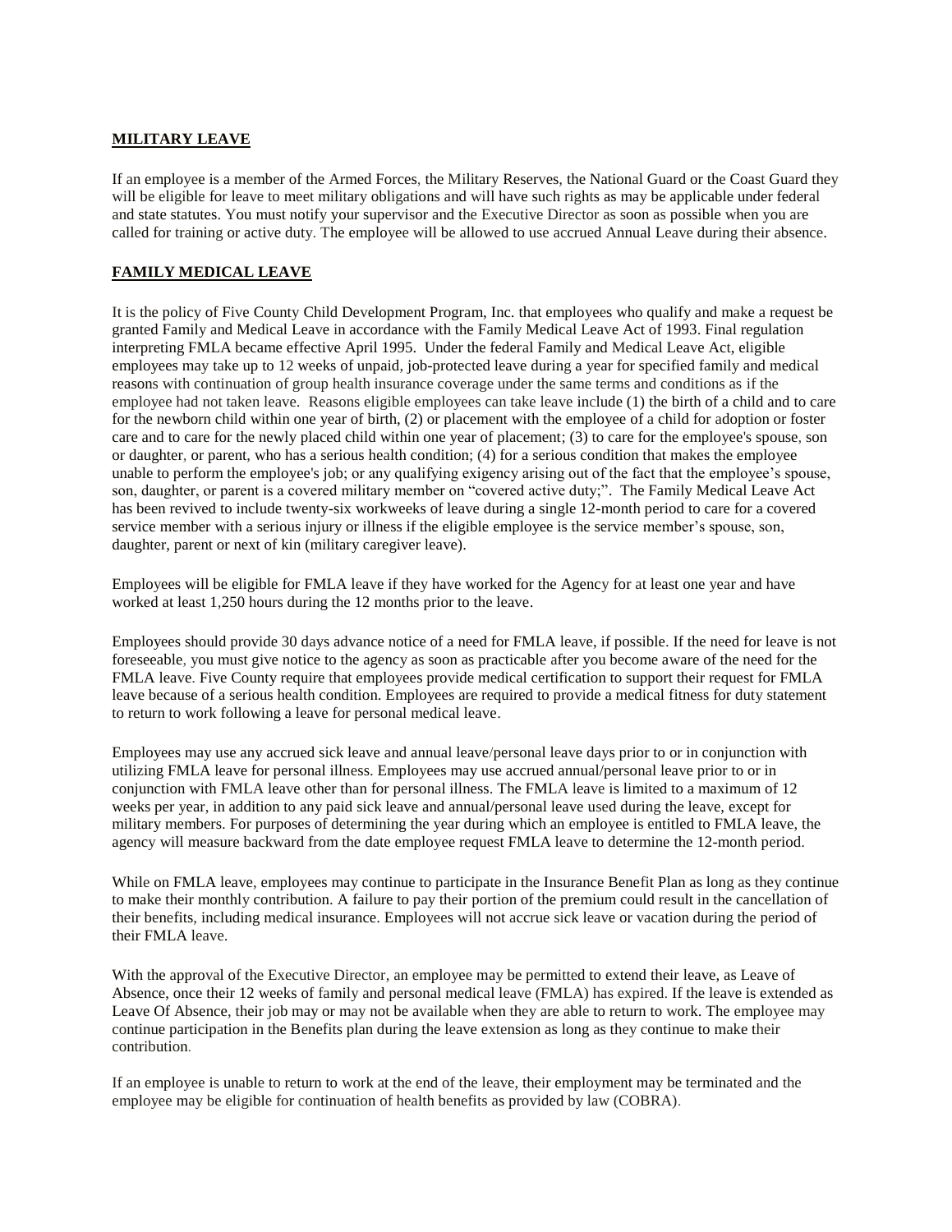## MILITARY LEAVE

If an employee is a member of the Armed Forces, the Military Reserves, the National Guard or the Coast Guard they will be eligible for leave to meet military obligations and will have such rights as may be applicable under federal and state statutes. You must notify your supervisor and the Executive Director as soon as possible when you are called for training or active duty. The employee will be allowed to use accrued Annual Leave during their absence.

## FAMILY MEDICAL LEAVE

It is the policy of Five County Child Development Program, Inc. that employees who qualify and make a request be granted Family and Medical Leave in accordance with the Family Medical Leave Act of 1993. Final regulation interpreting FMLA became effective April 1995. Under the federal Family and Medical Leave Act, eligible employees may take up to 12 weeks of unpaid, job-protected leave during a year for specified family and medical reasons with continuation of group health insurance coverage under the same terms and conditions as if the employee had not taken leave. Reasons eligible employees can take leave include (1) the birth of a child and to care for the newborn child within one year of birth, (2) or placement with the employee of a child for adoption or foster care and to care for the newly placed child within one year of placement; (3) to care for the employee's spouse, son or daughter, or parent, who has a serious health condition; (4) for a serious condition that makes the employee unable to perform the employee's job; or any qualifying exigency arising out of the fact that the employee's spouse, son, daughter, or parent is a covered military member on "covered active duty;". The Family Medical Leave Act has been revived to include twenty-six workweeks of leave during a single 12-month period to care for a covered service member with a serious injury or illness if the eligible employee is the service member's spouse, son, daughter, parent or next of kin (military caregiver leave).

Employees will be eligible for FMLA leave if they have worked for the Agency for at least one year and have worked at least 1,250 hours during the 12 months prior to the leave.

Employees should provide 30 days advance notice of a need for FMLA leave, if possible. If the need for leave is not foreseeable, you must give notice to the agency as soon as practicable after you become aware of the need for the FMLA leave. Five County require that employees provide medical certification to support their request for FMLA leave because of a serious health condition. Employees are required to provide a medical fitness for duty statement to return to work following a leave for personal medical leave.

Employees may use any accrued sick leave and annual leave/personal leave days prior to or in conjunction with utilizing FMLA leave for personal illness. Employees may use accrued annual/personal leave prior to or in conjunction with FMLA leave other than for personal illness. The FMLA leave is limited to a maximum of 12 weeks per year, in addition to any paid sick leave and annual/personal leave used during the leave, except for military members. For purposes of determining the year during which an employee is entitled to FMLA leave, the agency will measure backward from the date employee request FMLA leave to determine the 12-month period.

While on FMLA leave, employees may continue to participate in the Insurance Benefit Plan as long as they continue to make their monthly contribution. A failure to pay their portion of the premium could result in the cancellation of their benefits, including medical insurance. Employees will not accrue sick leave or vacation during the period of their FMLA leave.

With the approval of the Executive Director, an employee may be permitted to extend their leave, as Leave of Absence, once their 12 weeks of family and personal medical leave (FMLA) has expired. If the leave is extended as Leave Of Absence, their job may or may not be available when they are able to return to work. The employee may continue participation in the Benefits plan during the leave extension as long as they continue to make their contribution.

If an employee is unable to return to work at the end of the leave, their employment may be terminated and the employee may be eligible for continuation of health benefits as provided by law (COBRA).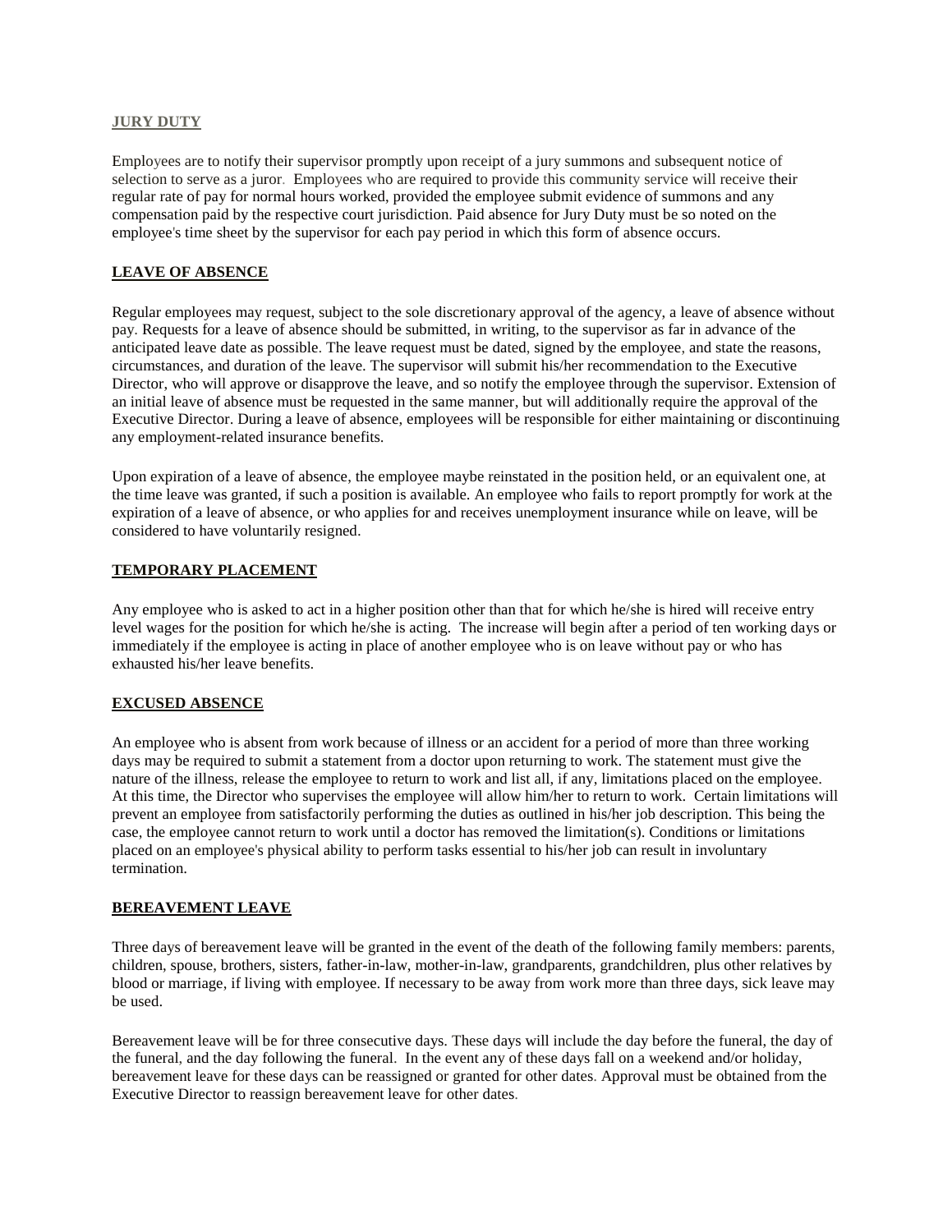## JURY DUTY

Employees are to notify their supervisor promptly upon receipt of a jury summons and subsequent notice of selection to serve as a juror. Employees who are required to provide this community service will receive their regular rate of pay for normal hours worked, provided the employee submit evidence of summons and any compensation paid by the respective court jurisdiction. Paid absence for Jury Duty must be so noted on the employee's time sheet by the supervisor for each pay period in which this form of absence occurs.

## LEAVE OF ABSENCE

Regular employees may request, subject to the sole discretionary approval of the agency, a leave of absence without pay. Requests for a leave of absence should be submitted, in writing, to the supervisor as far in advance of the anticipated leave date as possible. The leave request must be dated, signed by the employee, and state the reasons, circumstances, and duration of the leave. The supervisor will submit his/her recommendation to the Executive Director, who will approve or disapprove the leave, and so notify the employee through the supervisor. Extension of an initial leave of absence must be requested in the same manner, but will additionally require the approval of the Executive Director. During a leave of absence, employees will be responsible for either maintaining or discontinuing any employment-related insurance benefits.

Upon expiration of a leave of absence, the employee maybe reinstated in the position held, or an equivalent one, at the time leave was granted, if such a position is available. An employee who fails to report promptly for work at the expiration of a leave of absence, or who applies for and receives unemployment insurance while on leave, will be considered to have voluntarily resigned.

## TEMPORARY PLACEMENT

Any employee who is asked to act in a higher position other than that for which he/she is hired will receive entry level wages for the position for which he/she is acting. The increase will begin after a period of ten working days or immediately if the employee is acting in place of another employee who is on leave without pay or who has exhausted his/her leave benefits.

## EXCUSED ABSENCE

An employee who is absent from work because of illness or an accident for a period of more than three working days may be required to submit a statement from a doctor upon returning to work. The statement must give the nature of the illness, release the employee to return to work and list all, if any, limitations placed on the employee. At this time, the Director who supervises the employee will allow him/her to return to work. Certain limitations will prevent an employee from satisfactorily performing the duties as outlined in his/her job description. This being the case, the employee cannot return to work until a doctor has removed the limitation(s). Conditions or limitations placed on an employee's physical ability to perform tasks essential to his/her job can result in involuntary termination.

## BEREAVEMENT LEAVE

Three days of bereavement leave will be granted in the event of the death of the following family members: parents, children, spouse, brothers, sisters, father-in-law, mother-in-law, grandparents, grandchildren, plus other relatives by blood or marriage, if living with employee. If necessary to be away from work more than three days, sick leave may be used.

Bereavement leave will be for three consecutive days. These days will include the day before the funeral, the day of the funeral, and the day following the funeral. In the event any of these days fall on a weekend and/or holiday, bereavement leave for these days can be reassigned or granted for other dates. Approval must be obtained from the Executive Director to reassign bereavement leave for other dates.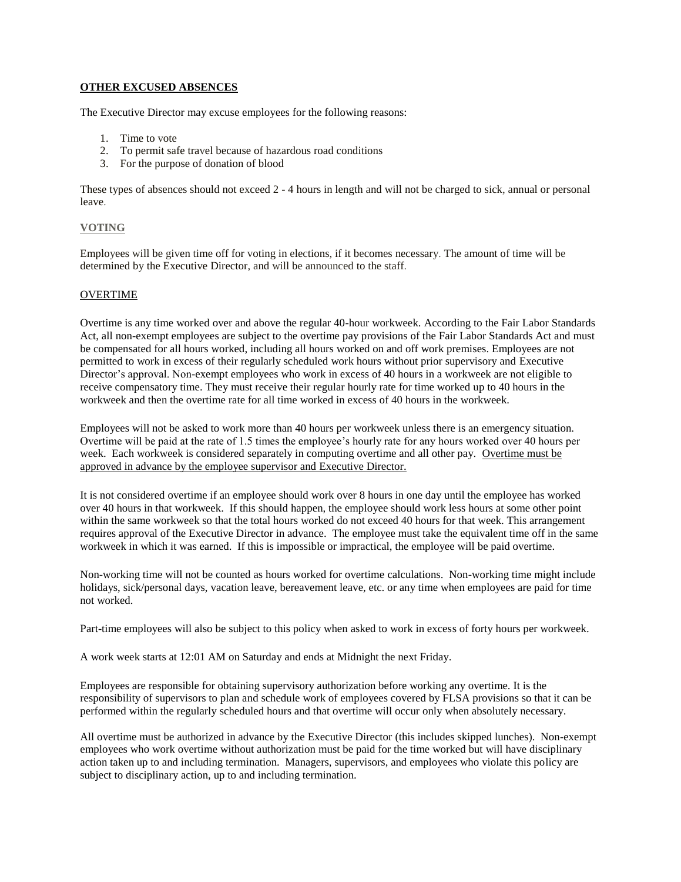**OTHER EXCUSED ABSENCES**

The Executive Director may excuse employees for the following reasons:

1. Time to vote
2. To permit safe travel because of hazardous road conditions
3. For the purpose of donation of blood

These types of absences should not exceed 2 - 4 hours in length and will not be charged to sick, annual or personal leave.

**VOTING**

Employees will be given time off for voting in elections, if it becomes necessary. The amount of time will be determined by the Executive Director, and will be announced to the staff.

OVERTIME

Overtime is any time worked over and above the regular 40-hour workweek. According to the Fair Labor Standards Act, all non-exempt employees are subject to the overtime pay provisions of the Fair Labor Standards Act and must be compensated for all hours worked, including all hours worked on and off work premises. Employees are not permitted to work in excess of their regularly scheduled work hours without prior supervisory and Executive Director's approval. Non-exempt employees who work in excess of 40 hours in a workweek are not eligible to receive compensatory time. They must receive their regular hourly rate for time worked up to 40 hours in the workweek and then the overtime rate for all time worked in excess of 40 hours in the workweek.

Employees will not be asked to work more than 40 hours per workweek unless there is an emergency situation. Overtime will be paid at the rate of 1.5 times the employee's hourly rate for any hours worked over 40 hours per week. Each workweek is considered separately in computing overtime and all other pay. Overtime must be approved in advance by the employee supervisor and Executive Director.

It is not considered overtime if an employee should work over 8 hours in one day until the employee has worked over 40 hours in that workweek. If this should happen, the employee should work less hours at some other point within the same workweek so that the total hours worked do not exceed 40 hours for that week. This arrangement requires approval of the Executive Director in advance. The employee must take the equivalent time off in the same workweek in which it was earned. If this is impossible or impractical, the employee will be paid overtime.

Non-working time will not be counted as hours worked for overtime calculations. Non-working time might include holidays, sick/personal days, vacation leave, bereavement leave, etc. or any time when employees are paid for time not worked.

Part-time employees will also be subject to this policy when asked to work in excess of forty hours per workweek.

A work week starts at 12:01 AM on Saturday and ends at Midnight the next Friday.

Employees are responsible for obtaining supervisory authorization before working any overtime. It is the responsibility of supervisors to plan and schedule work of employees covered by FLSA provisions so that it can be performed within the regularly scheduled hours and that overtime will occur only when absolutely necessary.

All overtime must be authorized in advance by the Executive Director (this includes skipped lunches). Non-exempt employees who work overtime without authorization must be paid for the time worked but will have disciplinary action taken up to and including termination. Managers, supervisors, and employees who violate this policy are subject to disciplinary action, up to and including termination.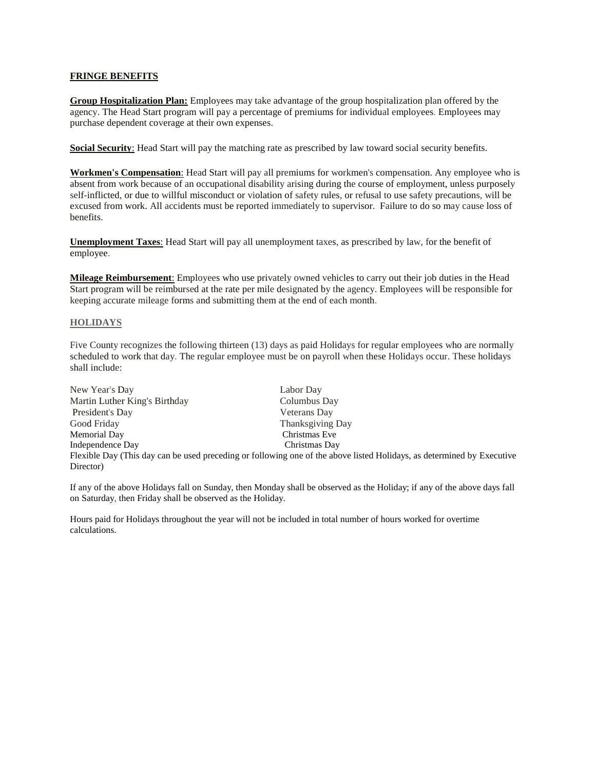## FRINGE BENEFITS

**Group Hospitalization Plan:** Employees may take advantage of the group hospitalization plan offered by the agency. The Head Start program will pay a percentage of premiums for individual employees. Employees may purchase dependent coverage at their own expenses.

**Social Security**: Head Start will pay the matching rate as prescribed by law toward social security benefits.

**Workmen's Compensation**: Head Start will pay all premiums for workmen's compensation. Any employee who is absent from work because of an occupational disability arising during the course of employment, unless purposely self-inflicted, or due to willful misconduct or violation of safety rules, or refusal to use safety precautions, will be excused from work. All accidents must be reported immediately to supervisor. Failure to do so may cause loss of benefits.

**Unemployment Taxes**: Head Start will pay all unemployment taxes, as prescribed by law, for the benefit of employee.

**Mileage Reimbursement**: Employees who use privately owned vehicles to carry out their job duties in the Head Start program will be reimbursed at the rate per mile designated by the agency. Employees will be responsible for keeping accurate mileage forms and submitting them at the end of each month.

## HOLIDAYS

Five County recognizes the following thirteen (13) days as paid Holidays for regular employees who are normally scheduled to work that day. The regular employee must be on payroll when these Holidays occur. These holidays shall include:

- New Year's Day
- Martin Luther King's Birthday
- President's Day
- Good Friday
- Memorial Day
- Independence Day
- Labor Day
- Columbus Day
- Veterans Day
- Thanksgiving Day
- Christmas Eve
- Christmas Day

Flexible Day (This day can be used preceding or following one of the above listed Holidays, as determined by Executive Director)

If any of the above Holidays fall on Sunday, then Monday shall be observed as the Holiday; if any of the above days fall on Saturday, then Friday shall be observed as the Holiday.

Hours paid for Holidays throughout the year will not be included in total number of hours worked for overtime calculations.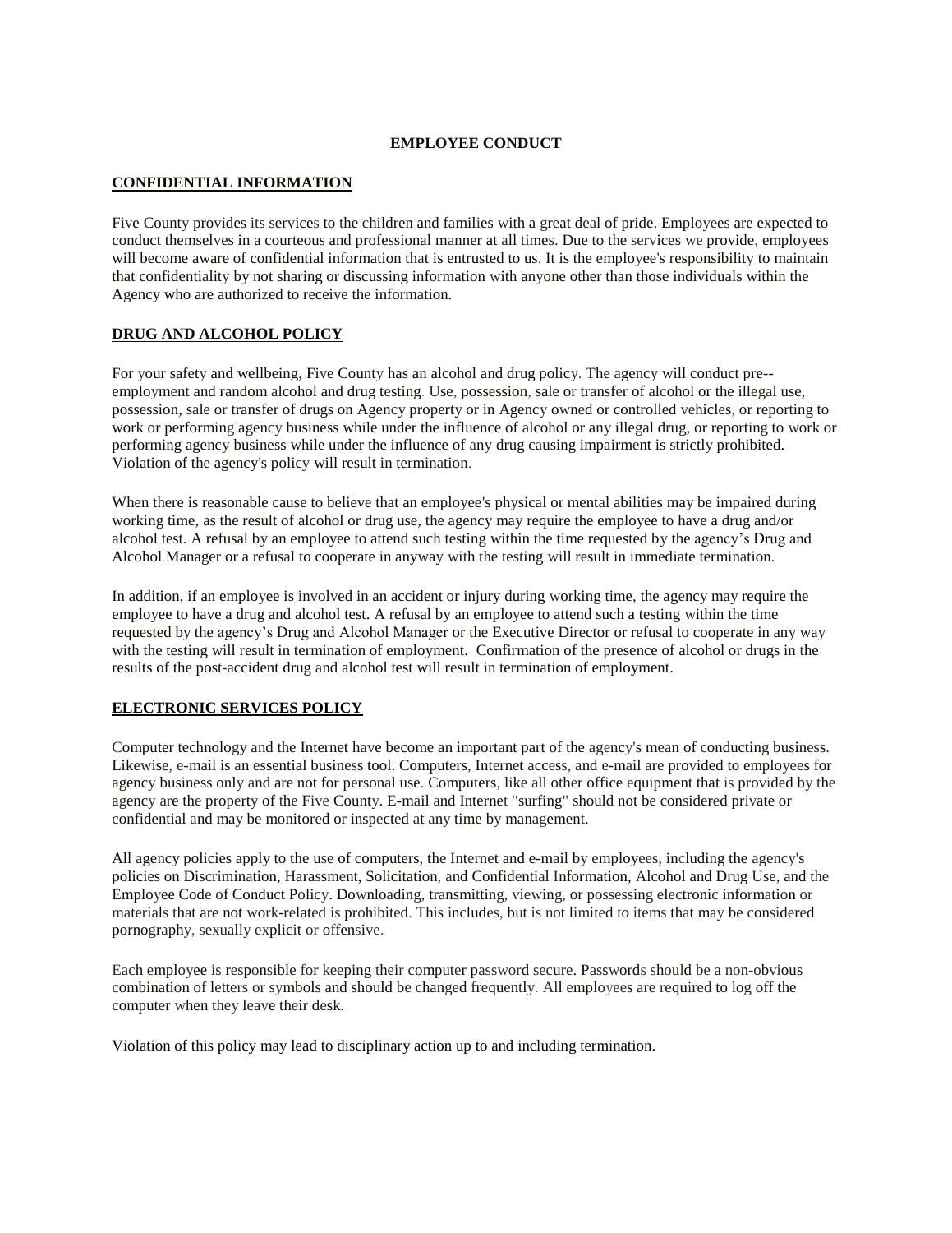# EMPLOYEE CONDUCT

## CONFIDENTIAL INFORMATION

Five County provides its services to the children and families with a great deal of pride. Employees are expected to conduct themselves in a courteous and professional manner at all times. Due to the services we provide, employees will become aware of confidential information that is entrusted to us. It is the employee's responsibility to maintain that confidentiality by not sharing or discussing information with anyone other than those individuals within the Agency who are authorized to receive the information.

## DRUG AND ALCOHOL POLICY

For your safety and wellbeing, Five County has an alcohol and drug policy. The agency will conduct pre--employment and random alcohol and drug testing. Use, possession, sale or transfer of alcohol or the illegal use, possession, sale or transfer of drugs on Agency property or in Agency owned or controlled vehicles, or reporting to work or performing agency business while under the influence of alcohol or any illegal drug, or reporting to work or performing agency business while under the influence of any drug causing impairment is strictly prohibited. Violation of the agency's policy will result in termination.

When there is reasonable cause to believe that an employee's physical or mental abilities may be impaired during working time, as the result of alcohol or drug use, the agency may require the employee to have a drug and/or alcohol test. A refusal by an employee to attend such testing within the time requested by the agency's Drug and Alcohol Manager or a refusal to cooperate in anyway with the testing will result in immediate termination.

In addition, if an employee is involved in an accident or injury during working time, the agency may require the employee to have a drug and alcohol test. A refusal by an employee to attend such a testing within the time requested by the agency's Drug and Alcohol Manager or the Executive Director or refusal to cooperate in any way with the testing will result in termination of employment. Confirmation of the presence of alcohol or drugs in the results of the post-accident drug and alcohol test will result in termination of employment.

## ELECTRONIC SERVICES POLICY

Computer technology and the Internet have become an important part of the agency's mean of conducting business. Likewise, e-mail is an essential business tool. Computers, Internet access, and e-mail are provided to employees for agency business only and are not for personal use. Computers, like all other office equipment that is provided by the agency are the property of the Five County. E-mail and Internet "surfing" should not be considered private or confidential and may be monitored or inspected at any time by management.

All agency policies apply to the use of computers, the Internet and e-mail by employees, including the agency's policies on Discrimination, Harassment, Solicitation, and Confidential Information, Alcohol and Drug Use, and the Employee Code of Conduct Policy. Downloading, transmitting, viewing, or possessing electronic information or materials that are not work-related is prohibited. This includes, but is not limited to items that may be considered pornography, sexually explicit or offensive.

Each employee is responsible for keeping their computer password secure. Passwords should be a non-obvious combination of letters or symbols and should be changed frequently. All employees are required to log off the computer when they leave their desk.

Violation of this policy may lead to disciplinary action up to and including termination.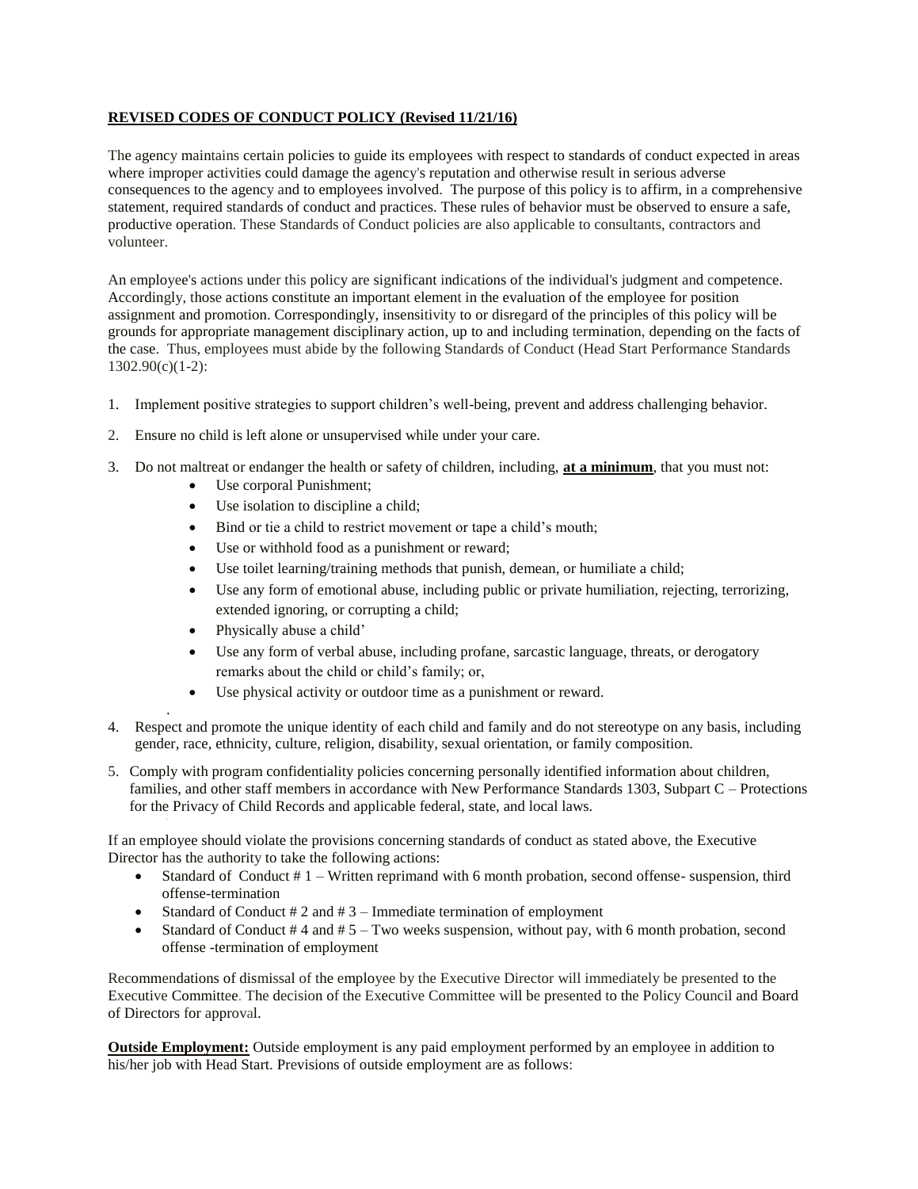**<u>REVISED CODES OF CONDUCT POLICY (Revised 11/21/16)</u>**

The agency maintains certain policies to guide its employees with respect to standards of conduct expected in areas where improper activities could damage the agency's reputation and otherwise result in serious adverse consequences to the agency and to employees involved. The purpose of this policy is to affirm, in a comprehensive statement, required standards of conduct and practices. These rules of behavior must be observed to ensure a safe, productive operation. These Standards of Conduct policies are also applicable to consultants, contractors and volunteer.

An employee's actions under this policy are significant indications of the individual's judgment and competence. Accordingly, those actions constitute an important element in the evaluation of the employee for position assignment and promotion. Correspondingly, insensitivity to or disregard of the principles of this policy will be grounds for appropriate management disciplinary action, up to and including termination, depending on the facts of the case. Thus, employees must abide by the following Standards of Conduct (Head Start Performance Standards 1302.90(c)(1-2):

1. Implement positive strategies to support children's well-being, prevent and address challenging behavior.
2. Ensure no child is left alone or unsupervised while under your care.
3. Do not maltreat or endanger the health or safety of children, including, **<u>at a minimum</u>**, that you must not:
   - Use corporal Punishment;
   - Use isolation to discipline a child;
   - Bind or tie a child to restrict movement or tape a child's mouth;
   - Use or withhold food as a punishment or reward;
   - Use toilet learning/training methods that punish, demean, or humiliate a child;
   - Use any form of emotional abuse, including public or private humiliation, rejecting, terrorizing, extended ignoring, or corrupting a child;
   - Physically abuse a child'
   - Use any form of verbal abuse, including profane, sarcastic language, threats, or derogatory remarks about the child or child's family; or,
   - Use physical activity or outdoor time as a punishment or reward.
4. Respect and promote the unique identity of each child and family and do not stereotype on any basis, including gender, race, ethnicity, culture, religion, disability, sexual orientation, or family composition.
5. Comply with program confidentiality policies concerning personally identified information about children, families, and other staff members in accordance with New Performance Standards 1303, Subpart C – Protections for the Privacy of Child Records and applicable federal, state, and local laws.

If an employee should violate the provisions concerning standards of conduct as stated above, the Executive Director has the authority to take the following actions:

- Standard of Conduct # 1 – Written reprimand with 6 month probation, second offense- suspension, third offense-termination
- Standard of Conduct # 2 and # 3 – Immediate termination of employment
- Standard of Conduct # 4 and # 5 – Two weeks suspension, without pay, with 6 month probation, second offense -termination of employment

Recommendations of dismissal of the employee by the Executive Director will immediately be presented to the Executive Committee. The decision of the Executive Committee will be presented to the Policy Council and Board of Directors for approval.

**<u>Outside Employment:</u>** Outside employment is any paid employment performed by an employee in addition to his/her job with Head Start. Previsions of outside employment are as follows: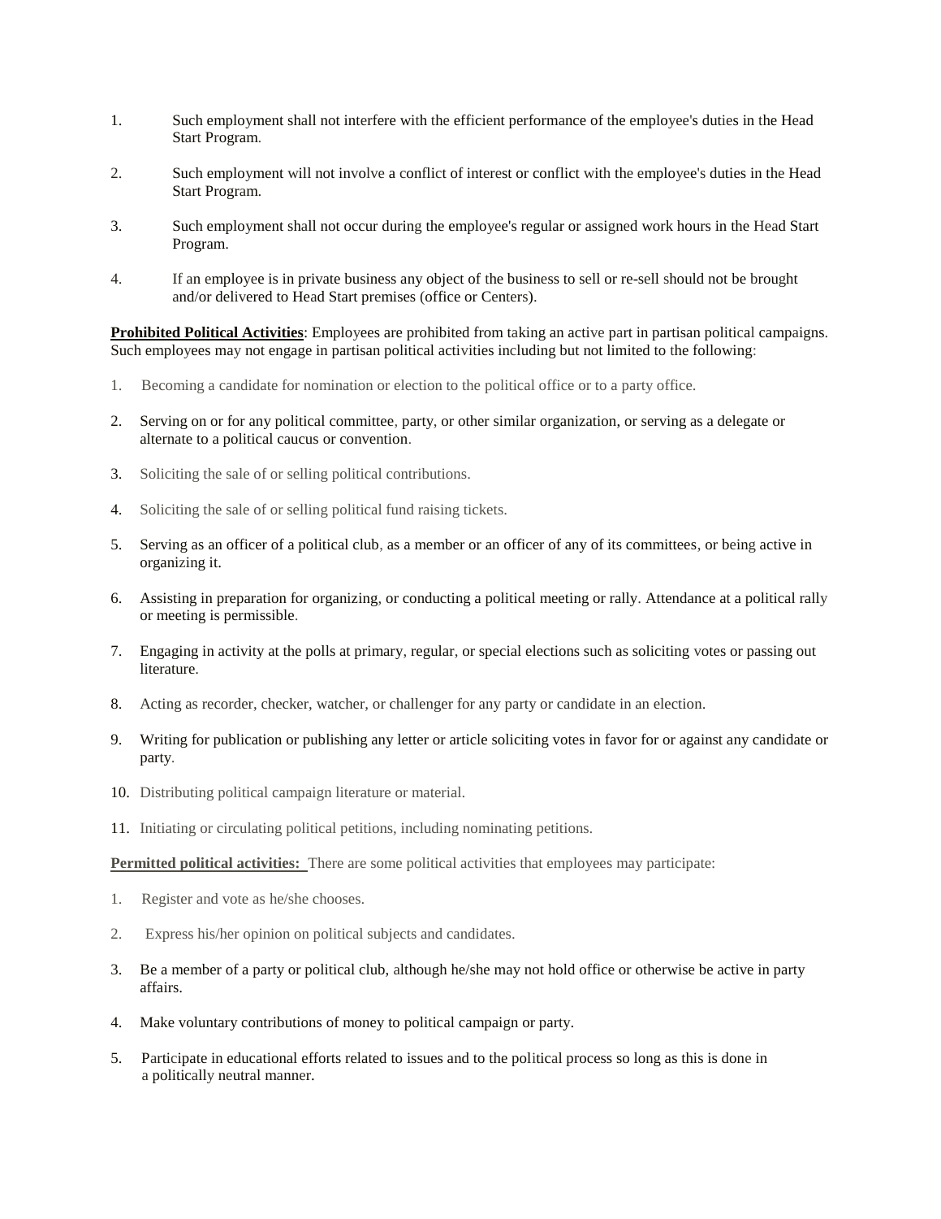1. Such employment shall not interfere with the efficient performance of the employee's duties in the Head Start Program.

2. Such employment will not involve a conflict of interest or conflict with the employee's duties in the Head Start Program.

3. Such employment shall not occur during the employee's regular or assigned work hours in the Head Start Program.

4. If an employee is in private business any object of the business to sell or re-sell should not be brought and/or delivered to Head Start premises (office or Centers).

**Prohibited Political Activities**: Employees are prohibited from taking an active part in partisan political campaigns. Such employees may not engage in partisan political activities including but not limited to the following:

1. Becoming a candidate for nomination or election to the political office or to a party office.

2. Serving on or for any political committee, party, or other similar organization, or serving as a delegate or alternate to a political caucus or convention.

3. Soliciting the sale of or selling political contributions.

4. Soliciting the sale of or selling political fund raising tickets.

5. Serving as an officer of a political club, as a member or an officer of any of its committees, or being active in organizing it.

6. Assisting in preparation for organizing, or conducting a political meeting or rally. Attendance at a political rally or meeting is permissible.

7. Engaging in activity at the polls at primary, regular, or special elections such as soliciting votes or passing out literature.

8. Acting as recorder, checker, watcher, or challenger for any party or candidate in an election.

9. Writing for publication or publishing any letter or article soliciting votes in favor for or against any candidate or party.

10. Distributing political campaign literature or material.

11. Initiating or circulating political petitions, including nominating petitions.

**Permitted political activities:** There are some political activities that employees may participate:

1. Register and vote as he/she chooses.

2. Express his/her opinion on political subjects and candidates.

3. Be a member of a party or political club, although he/she may not hold office or otherwise be active in party affairs.

4. Make voluntary contributions of money to political campaign or party.

5. Participate in educational efforts related to issues and to the political process so long as this is done in a politically neutral manner.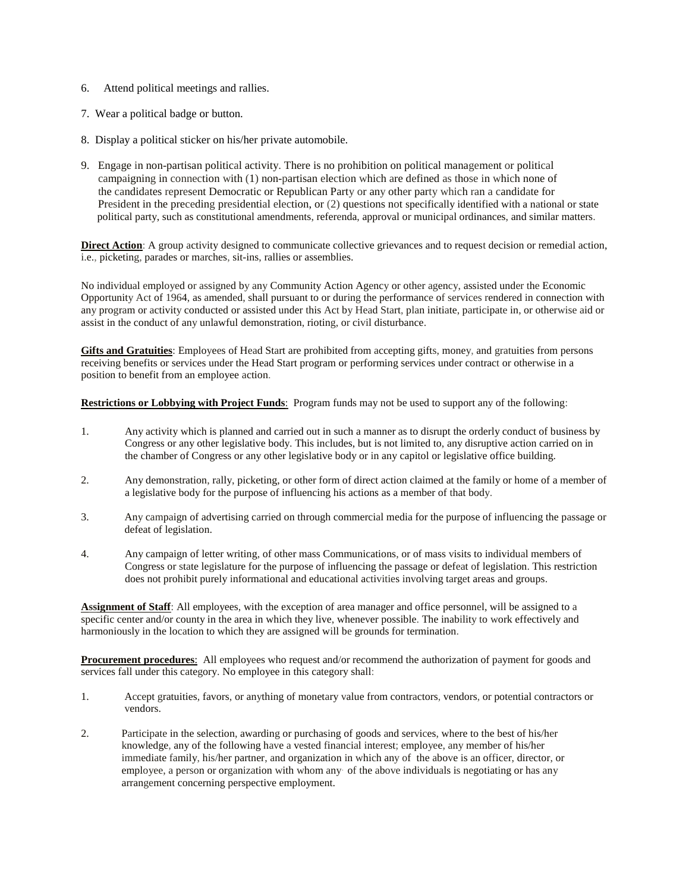6. Attend political meetings and rallies.

7. Wear a political badge or button.

8. Display a political sticker on his/her private automobile.

9. Engage in non-partisan political activity. There is no prohibition on political management or political campaigning in connection with (1) non-partisan election which are defined as those in which none of the candidates represent Democratic or Republican Party or any other party which ran a candidate for President in the preceding presidential election, or (2) questions not specifically identified with a national or state political party, such as constitutional amendments, referenda, approval or municipal ordinances, and similar matters.

**Direct Action**: A group activity designed to communicate collective grievances and to request decision or remedial action, i.e., picketing, parades or marches, sit-ins, rallies or assemblies.

No individual employed or assigned by any Community Action Agency or other agency, assisted under the Economic Opportunity Act of 1964, as amended, shall pursuant to or during the performance of services rendered in connection with any program or activity conducted or assisted under this Act by Head Start, plan initiate, participate in, or otherwise aid or assist in the conduct of any unlawful demonstration, rioting, or civil disturbance.

**Gifts and Gratuities**: Employees of Head Start are prohibited from accepting gifts, money, and gratuities from persons receiving benefits or services under the Head Start program or performing services under contract or otherwise in a position to benefit from an employee action.

**Restrictions or Lobbying with Project Funds**: Program funds may not be used to support any of the following:

1. Any activity which is planned and carried out in such a manner as to disrupt the orderly conduct of business by Congress or any other legislative body. This includes, but is not limited to, any disruptive action carried on in the chamber of Congress or any other legislative body or in any capitol or legislative office building.

2. Any demonstration, rally, picketing, or other form of direct action claimed at the family or home of a member of a legislative body for the purpose of influencing his actions as a member of that body.

3. Any campaign of advertising carried on through commercial media for the purpose of influencing the passage or defeat of legislation.

4. Any campaign of letter writing, of other mass Communications, or of mass visits to individual members of Congress or state legislature for the purpose of influencing the passage or defeat of legislation. This restriction does not prohibit purely informational and educational activities involving target areas and groups.

**Assignment of Staff**: All employees, with the exception of area manager and office personnel, will be assigned to a specific center and/or county in the area in which they live, whenever possible. The inability to work effectively and harmoniously in the location to which they are assigned will be grounds for termination.

**Procurement procedures**: All employees who request and/or recommend the authorization of payment for goods and services fall under this category. No employee in this category shall:

1. Accept gratuities, favors, or anything of monetary value from contractors, vendors, or potential contractors or vendors.

2. Participate in the selection, awarding or purchasing of goods and services, where to the best of his/her knowledge, any of the following have a vested financial interest; employee, any member of his/her immediate family, his/her partner, and organization in which any of the above is an officer, director, or employee, a person or organization with whom any of the above individuals is negotiating or has any arrangement concerning perspective employment.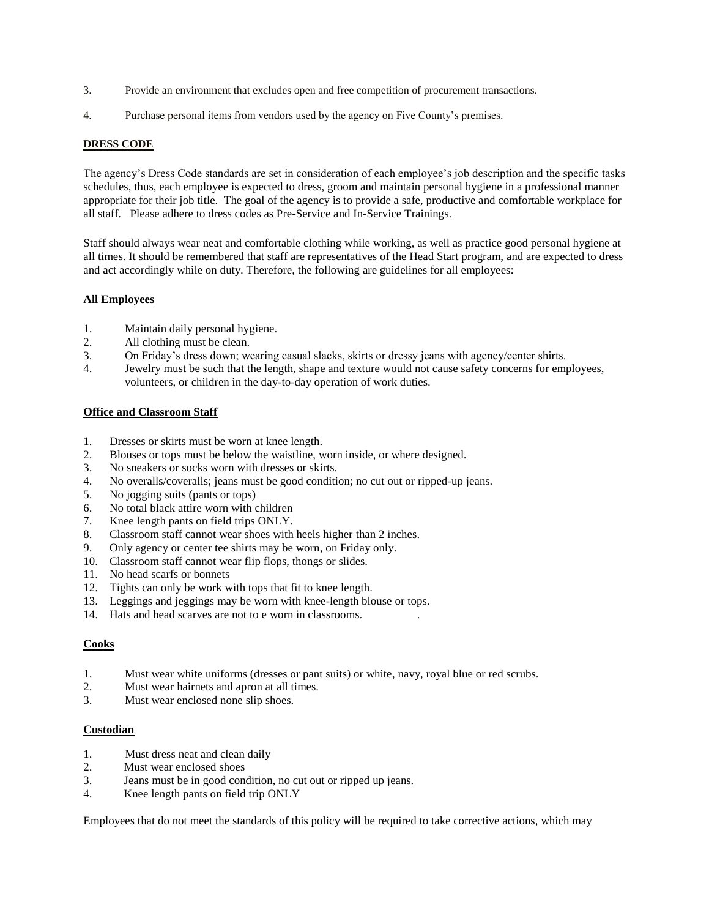3. Provide an environment that excludes open and free competition of procurement transactions.

4. Purchase personal items from vendors used by the agency on Five County's premises.

**DRESS CODE**

The agency's Dress Code standards are set in consideration of each employee's job description and the specific tasks schedules, thus, each employee is expected to dress, groom and maintain personal hygiene in a professional manner appropriate for their job title. The goal of the agency is to provide a safe, productive and comfortable workplace for all staff. Please adhere to dress codes as Pre-Service and In-Service Trainings.

Staff should always wear neat and comfortable clothing while working, as well as practice good personal hygiene at all times. It should be remembered that staff are representatives of the Head Start program, and are expected to dress and act accordingly while on duty. Therefore, the following are guidelines for all employees:

**All Employees**

1. Maintain daily personal hygiene.
2. All clothing must be clean.
3. On Friday's dress down; wearing casual slacks, skirts or dressy jeans with agency/center shirts.
4. Jewelry must be such that the length, shape and texture would not cause safety concerns for employees, volunteers, or children in the day-to-day operation of work duties.

**Office and Classroom Staff**

1. Dresses or skirts must be worn at knee length.
2. Blouses or tops must be below the waistline, worn inside, or where designed.
3. No sneakers or socks worn with dresses or skirts.
4. No overalls/coveralls; jeans must be good condition; no cut out or ripped-up jeans.
5. No jogging suits (pants or tops)
6. No total black attire worn with children
7. Knee length pants on field trips ONLY.
8. Classroom staff cannot wear shoes with heels higher than 2 inches.
9. Only agency or center tee shirts may be worn, on Friday only.
10. Classroom staff cannot wear flip flops, thongs or slides.
11. No head scarfs or bonnets
12. Tights can only be work with tops that fit to knee length.
13. Leggings and jeggings may be worn with knee-length blouse or tops.
14. Hats and head scarves are not to e worn in classrooms.

**Cooks**

1. Must wear white uniforms (dresses or pant suits) or white, navy, royal blue or red scrubs.
2. Must wear hairnets and apron at all times.
3. Must wear enclosed none slip shoes.

**Custodian**

1. Must dress neat and clean daily
2. Must wear enclosed shoes
3. Jeans must be in good condition, no cut out or ripped up jeans.
4. Knee length pants on field trip ONLY

Employees that do not meet the standards of this policy will be required to take corrective actions, which may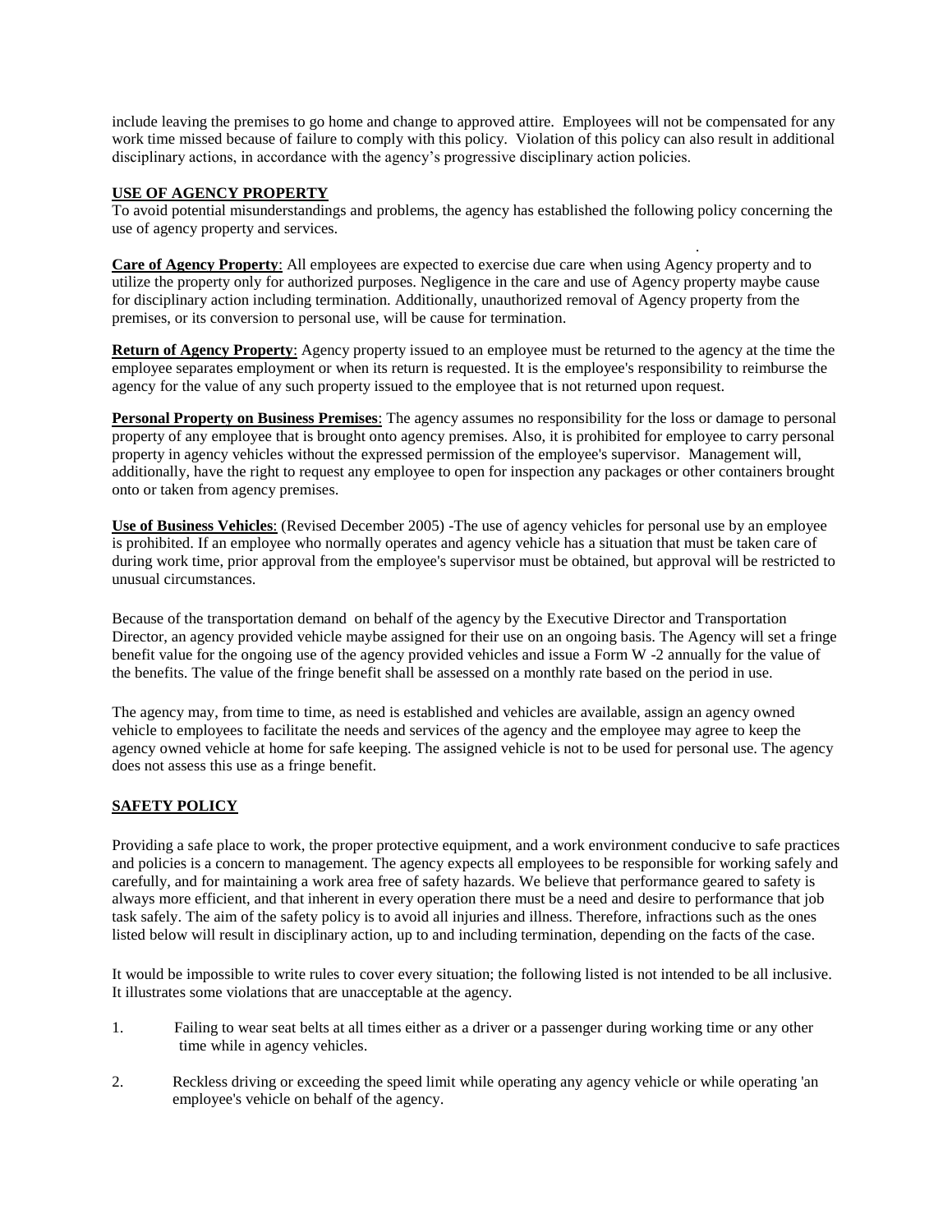include leaving the premises to go home and change to approved attire. Employees will not be compensated for any work time missed because of failure to comply with this policy. Violation of this policy can also result in additional disciplinary actions, in accordance with the agency's progressive disciplinary action policies.

## USE OF AGENCY PROPERTY

To avoid potential misunderstandings and problems, the agency has established the following policy concerning the use of agency property and services.

**Care of Agency Property**: All employees are expected to exercise due care when using Agency property and to utilize the property only for authorized purposes. Negligence in the care and use of Agency property maybe cause for disciplinary action including termination. Additionally, unauthorized removal of Agency property from the premises, or its conversion to personal use, will be cause for termination.

**Return of Agency Property**: Agency property issued to an employee must be returned to the agency at the time the employee separates employment or when its return is requested. It is the employee's responsibility to reimburse the agency for the value of any such property issued to the employee that is not returned upon request.

**Personal Property on Business Premises**: The agency assumes no responsibility for the loss or damage to personal property of any employee that is brought onto agency premises. Also, it is prohibited for employee to carry personal property in agency vehicles without the expressed permission of the employee's supervisor. Management will, additionally, have the right to request any employee to open for inspection any packages or other containers brought onto or taken from agency premises.

**Use of Business Vehicles**: (Revised December 2005) -The use of agency vehicles for personal use by an employee is prohibited. If an employee who normally operates and agency vehicle has a situation that must be taken care of during work time, prior approval from the employee's supervisor must be obtained, but approval will be restricted to unusual circumstances.

Because of the transportation demand on behalf of the agency by the Executive Director and Transportation Director, an agency provided vehicle maybe assigned for their use on an ongoing basis. The Agency will set a fringe benefit value for the ongoing use of the agency provided vehicles and issue a Form W -2 annually for the value of the benefits. The value of the fringe benefit shall be assessed on a monthly rate based on the period in use.

The agency may, from time to time, as need is established and vehicles are available, assign an agency owned vehicle to employees to facilitate the needs and services of the agency and the employee may agree to keep the agency owned vehicle at home for safe keeping. The assigned vehicle is not to be used for personal use. The agency does not assess this use as a fringe benefit.

## SAFETY POLICY

Providing a safe place to work, the proper protective equipment, and a work environment conducive to safe practices and policies is a concern to management. The agency expects all employees to be responsible for working safely and carefully, and for maintaining a work area free of safety hazards. We believe that performance geared to safety is always more efficient, and that inherent in every operation there must be a need and desire to performance that job task safely. The aim of the safety policy is to avoid all injuries and illness. Therefore, infractions such as the ones listed below will result in disciplinary action, up to and including termination, depending on the facts of the case.

It would be impossible to write rules to cover every situation; the following listed is not intended to be all inclusive. It illustrates some violations that are unacceptable at the agency.

1. Failing to wear seat belts at all times either as a driver or a passenger during working time or any other time while in agency vehicles.
2. Reckless driving or exceeding the speed limit while operating any agency vehicle or while operating 'an employee's vehicle on behalf of the agency.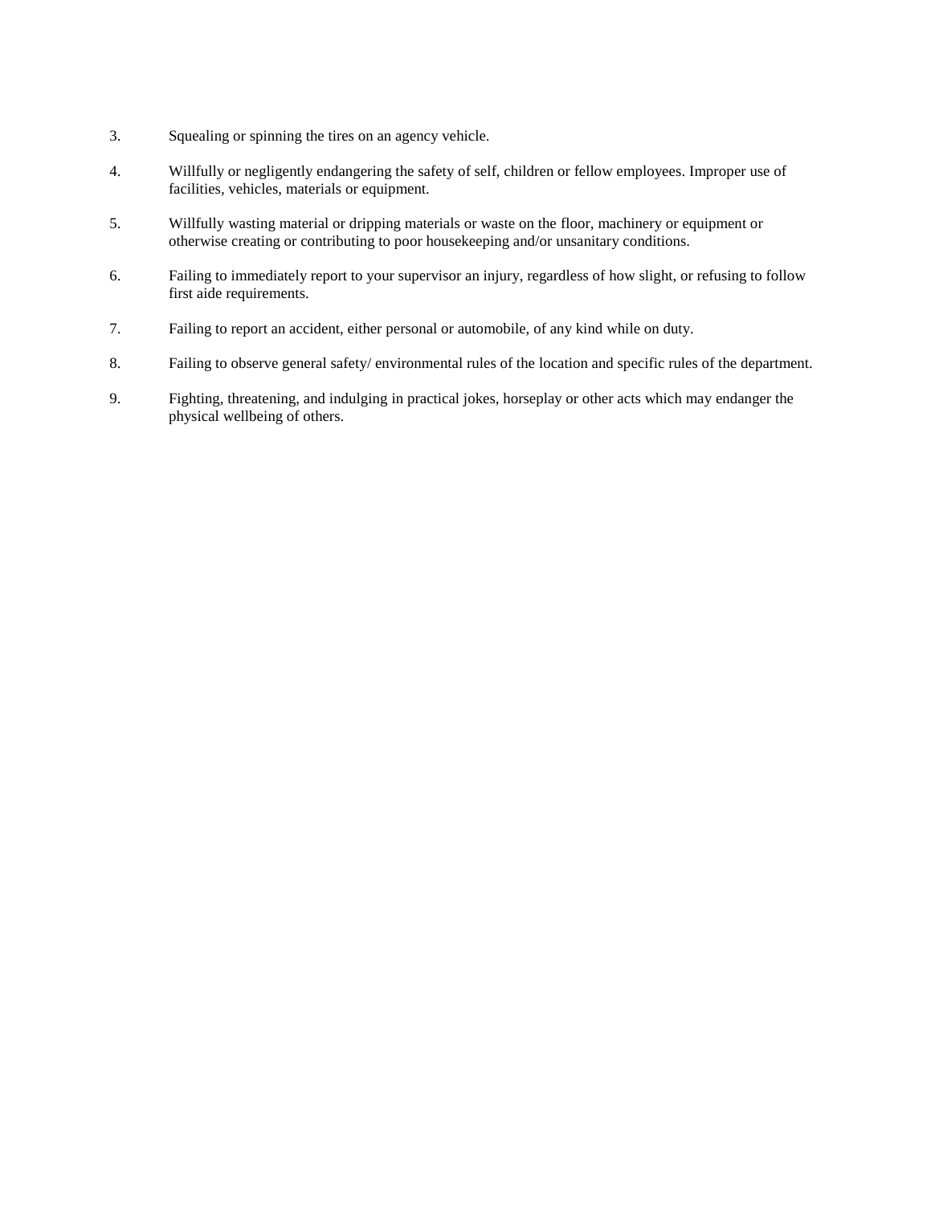3. Squealing or spinning the tires on an agency vehicle.

4. Willfully or negligently endangering the safety of self, children or fellow employees. Improper use of facilities, vehicles, materials or equipment.

5. Willfully wasting material or dripping materials or waste on the floor, machinery or equipment or otherwise creating or contributing to poor housekeeping and/or unsanitary conditions.

6. Failing to immediately report to your supervisor an injury, regardless of how slight, or refusing to follow first aide requirements.

7. Failing to report an accident, either personal or automobile, of any kind while on duty.

8. Failing to observe general safety/ environmental rules of the location and specific rules of the department.

9. Fighting, threatening, and indulging in practical jokes, horseplay or other acts which may endanger the physical wellbeing of others.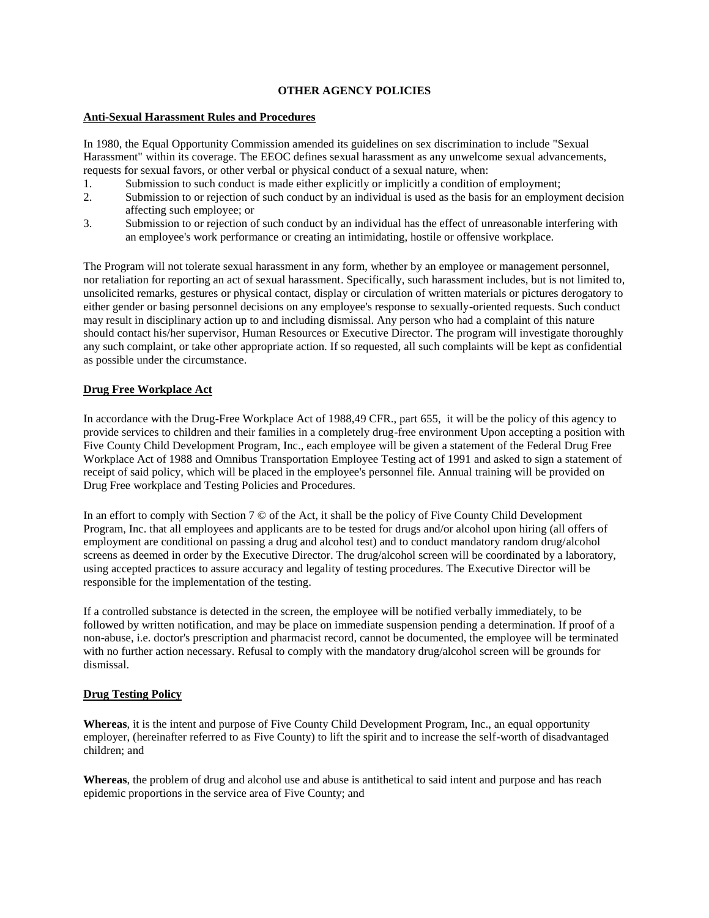# OTHER AGENCY POLICIES

## Anti-Sexual Harassment Rules and Procedures

In 1980, the Equal Opportunity Commission amended its guidelines on sex discrimination to include "Sexual Harassment" within its coverage. The EEOC defines sexual harassment as any unwelcome sexual advancements, requests for sexual favors, or other verbal or physical conduct of a sexual nature, when:

1. Submission to such conduct is made either explicitly or implicitly a condition of employment;
2. Submission to or rejection of such conduct by an individual is used as the basis for an employment decision affecting such employee; or
3. Submission to or rejection of such conduct by an individual has the effect of unreasonable interfering with an employee's work performance or creating an intimidating, hostile or offensive workplace.

The Program will not tolerate sexual harassment in any form, whether by an employee or management personnel, nor retaliation for reporting an act of sexual harassment. Specifically, such harassment includes, but is not limited to, unsolicited remarks, gestures or physical contact, display or circulation of written materials or pictures derogatory to either gender or basing personnel decisions on any employee's response to sexually-oriented requests. Such conduct may result in disciplinary action up to and including dismissal. Any person who had a complaint of this nature should contact his/her supervisor, Human Resources or Executive Director. The program will investigate thoroughly any such complaint, or take other appropriate action. If so requested, all such complaints will be kept as confidential as possible under the circumstance.

## Drug Free Workplace Act

In accordance with the Drug-Free Workplace Act of 1988,49 CFR., part 655, it will be the policy of this agency to provide services to children and their families in a completely drug-free environment Upon accepting a position with Five County Child Development Program, Inc., each employee will be given a statement of the Federal Drug Free Workplace Act of 1988 and Omnibus Transportation Employee Testing act of 1991 and asked to sign a statement of receipt of said policy, which will be placed in the employee's personnel file. Annual training will be provided on Drug Free workplace and Testing Policies and Procedures.

In an effort to comply with Section 7 © of the Act, it shall be the policy of Five County Child Development Program, Inc. that all employees and applicants are to be tested for drugs and/or alcohol upon hiring (all offers of employment are conditional on passing a drug and alcohol test) and to conduct mandatory random drug/alcohol screens as deemed in order by the Executive Director. The drug/alcohol screen will be coordinated by a laboratory, using accepted practices to assure accuracy and legality of testing procedures. The Executive Director will be responsible for the implementation of the testing.

If a controlled substance is detected in the screen, the employee will be notified verbally immediately, to be followed by written notification, and may be place on immediate suspension pending a determination. If proof of a non-abuse, i.e. doctor's prescription and pharmacist record, cannot be documented, the employee will be terminated with no further action necessary. Refusal to comply with the mandatory drug/alcohol screen will be grounds for dismissal.

## Drug Testing Policy

**Whereas**, it is the intent and purpose of Five County Child Development Program, Inc., an equal opportunity employer, (hereinafter referred to as Five County) to lift the spirit and to increase the self-worth of disadvantaged children; and

**Whereas**, the problem of drug and alcohol use and abuse is antithetical to said intent and purpose and has reach epidemic proportions in the service area of Five County; and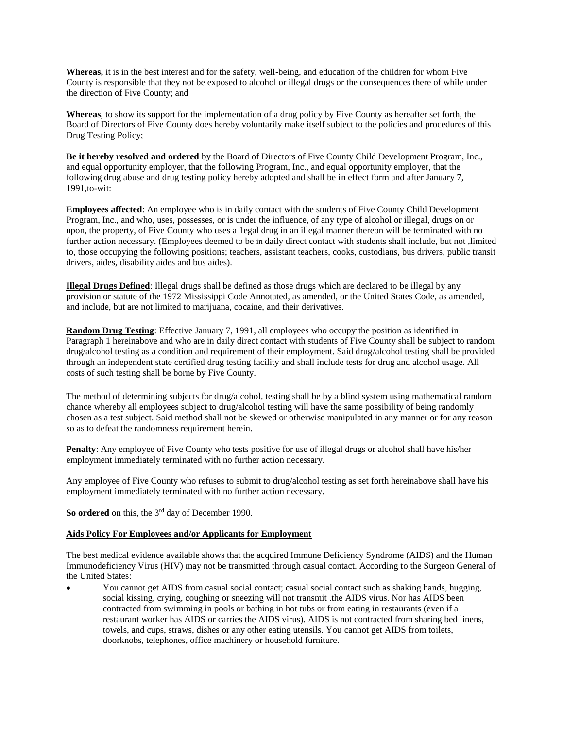**Whereas,** it is in the best interest and for the safety, well-being, and education of the children for whom Five County is responsible that they not be exposed to alcohol or illegal drugs or the consequences there of while under the direction of Five County; and

**Whereas**, to show its support for the implementation of a drug policy by Five County as hereafter set forth, the Board of Directors of Five County does hereby voluntarily make itself subject to the policies and procedures of this Drug Testing Policy;

**Be it hereby resolved and ordered** by the Board of Directors of Five County Child Development Program, Inc., and equal opportunity employer, that the following Program, Inc., and equal opportunity employer, that the following drug abuse and drug testing policy hereby adopted and shall be in effect form and after January 7, 1991,to-wit:

**Employees affected**: An employee who is in daily contact with the students of Five County Child Development Program, Inc., and who, uses, possesses, or is under the influence, of any type of alcohol or illegal, drugs on or upon, the property, of Five County who uses a 1egal drug in an illegal manner thereon will be terminated with no further action necessary. (Employees deemed to be in daily direct contact with students shall include, but not ,limited to, those occupying the following positions; teachers, assistant teachers, cooks, custodians, bus drivers, public transit drivers, aides, disability aides and bus aides).

**Illegal Drugs Defined**: Illegal drugs shall be defined as those drugs which are declared to be illegal by any provision or statute of the 1972 Mississippi Code Annotated, as amended, or the United States Code, as amended, and include, but are not limited to marijuana, cocaine, and their derivatives.

**Random Drug Testing**: Effective January 7, 1991, all employees who occupy the position as identified in Paragraph 1 hereinabove and who are in daily direct contact with students of Five County shall be subject to random drug/alcohol testing as a condition and requirement of their employment. Said drug/alcohol testing shall be provided through an independent state certified drug testing facility and shall include tests for drug and alcohol usage. All costs of such testing shall be borne by Five County.

The method of determining subjects for drug/alcohol, testing shall be by a blind system using mathematical random chance whereby all employees subject to drug/alcohol testing will have the same possibility of being randomly chosen as a test subject. Said method shall not be skewed or otherwise manipulated in any manner or for any reason so as to defeat the randomness requirement herein.

**Penalty**: Any employee of Five County who tests positive for use of illegal drugs or alcohol shall have his/her employment immediately terminated with no further action necessary.

Any employee of Five County who refuses to submit to drug/alcohol testing as set forth hereinabove shall have his employment immediately terminated with no further action necessary.

**So ordered** on this, the 3rd day of December 1990.

**Aids Policy For Employees and/or Applicants for Employment**

The best medical evidence available shows that the acquired Immune Deficiency Syndrome (AIDS) and the Human Immunodeficiency Virus (HIV) may not be transmitted through casual contact. According to the Surgeon General of the United States:

- You cannot get AIDS from casual social contact; casual social contact such as shaking hands, hugging, social kissing, crying, coughing or sneezing will not transmit .the AIDS virus. Nor has AIDS been contracted from swimming in pools or bathing in hot tubs or from eating in restaurants (even if a restaurant worker has AIDS or carries the AIDS virus). AIDS is not contracted from sharing bed linens, towels, and cups, straws, dishes or any other eating utensils. You cannot get AIDS from toilets, doorknobs, telephones, office machinery or household furniture.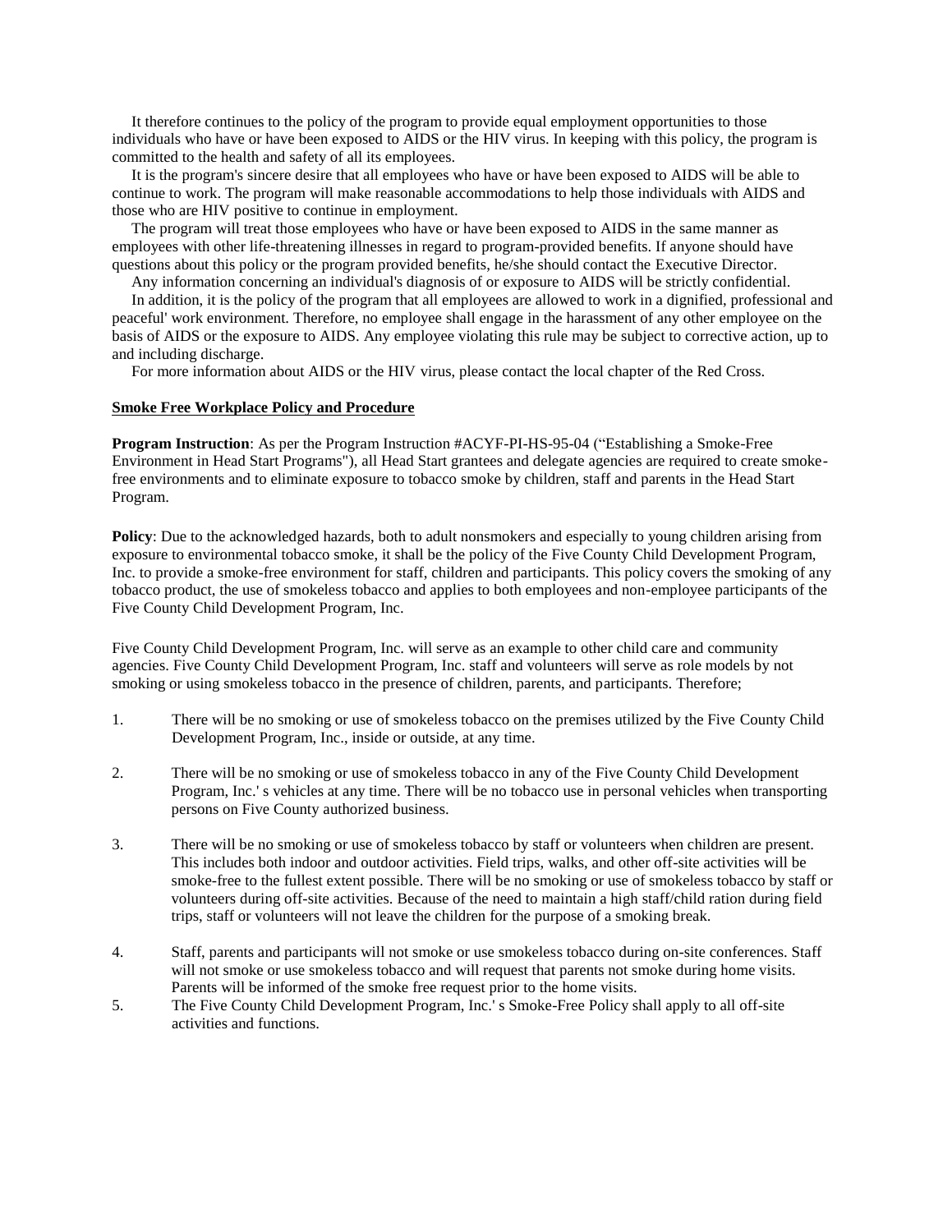It therefore continues to the policy of the program to provide equal employment opportunities to those individuals who have or have been exposed to AIDS or the HIV virus. In keeping with this policy, the program is committed to the health and safety of all its employees.

It is the program's sincere desire that all employees who have or have been exposed to AIDS will be able to continue to work. The program will make reasonable accommodations to help those individuals with AIDS and those who are HIV positive to continue in employment.

The program will treat those employees who have or have been exposed to AIDS in the same manner as employees with other life-threatening illnesses in regard to program-provided benefits. If anyone should have questions about this policy or the program provided benefits, he/she should contact the Executive Director.

Any information concerning an individual's diagnosis of or exposure to AIDS will be strictly confidential.

In addition, it is the policy of the program that all employees are allowed to work in a dignified, professional and peaceful' work environment. Therefore, no employee shall engage in the harassment of any other employee on the basis of AIDS or the exposure to AIDS. Any employee violating this rule may be subject to corrective action, up to and including discharge.

For more information about AIDS or the HIV virus, please contact the local chapter of the Red Cross.

**Smoke Free Workplace Policy and Procedure**

**Program Instruction**: As per the Program Instruction #ACYF-PI-HS-95-04 ("Establishing a Smoke-Free Environment in Head Start Programs"), all Head Start grantees and delegate agencies are required to create smoke-free environments and to eliminate exposure to tobacco smoke by children, staff and parents in the Head Start Program.

**Policy**: Due to the acknowledged hazards, both to adult nonsmokers and especially to young children arising from exposure to environmental tobacco smoke, it shall be the policy of the Five County Child Development Program, Inc. to provide a smoke-free environment for staff, children and participants. This policy covers the smoking of any tobacco product, the use of smokeless tobacco and applies to both employees and non-employee participants of the Five County Child Development Program, Inc.

Five County Child Development Program, Inc. will serve as an example to other child care and community agencies. Five County Child Development Program, Inc. staff and volunteers will serve as role models by not smoking or using smokeless tobacco in the presence of children, parents, and participants. Therefore;

1. There will be no smoking or use of smokeless tobacco on the premises utilized by the Five County Child Development Program, Inc., inside or outside, at any time.
2. There will be no smoking or use of smokeless tobacco in any of the Five County Child Development Program, Inc.' s vehicles at any time. There will be no tobacco use in personal vehicles when transporting persons on Five County authorized business.
3. There will be no smoking or use of smokeless tobacco by staff or volunteers when children are present. This includes both indoor and outdoor activities. Field trips, walks, and other off-site activities will be smoke-free to the fullest extent possible. There will be no smoking or use of smokeless tobacco by staff or volunteers during off-site activities. Because of the need to maintain a high staff/child ration during field trips, staff or volunteers will not leave the children for the purpose of a smoking break.
4. Staff, parents and participants will not smoke or use smokeless tobacco during on-site conferences. Staff will not smoke or use smokeless tobacco and will request that parents not smoke during home visits. Parents will be informed of the smoke free request prior to the home visits.
5. The Five County Child Development Program, Inc.' s Smoke-Free Policy shall apply to all off-site activities and functions.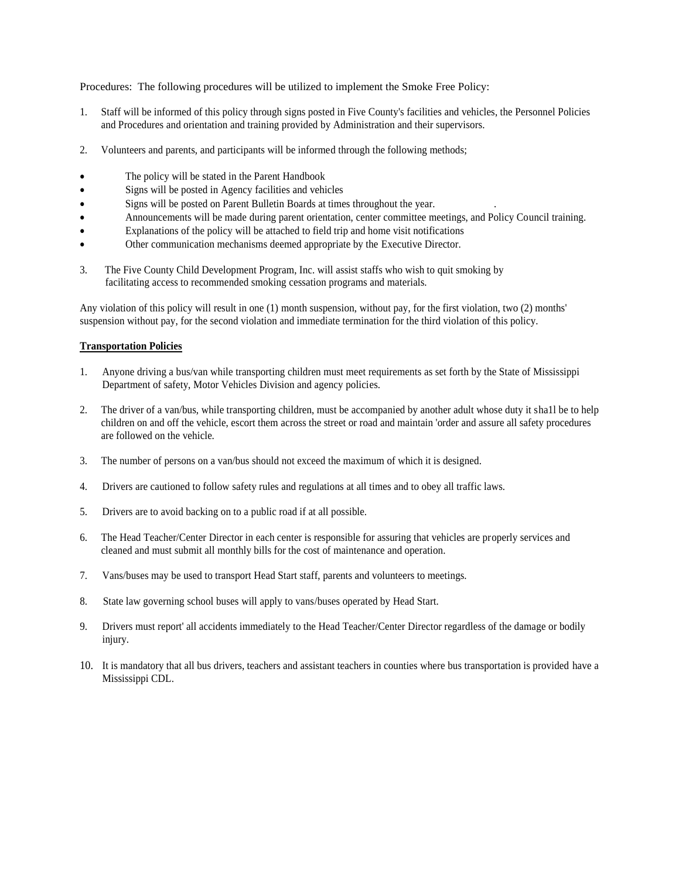Procedures: The following procedures will be utilized to implement the Smoke Free Policy:

1. Staff will be informed of this policy through signs posted in Five County's facilities and vehicles, the Personnel Policies and Procedures and orientation and training provided by Administration and their supervisors.

2. Volunteers and parents, and participants will be informed through the following methods;

- The policy will be stated in the Parent Handbook
- Signs will be posted in Agency facilities and vehicles
- Signs will be posted on Parent Bulletin Boards at times throughout the year.
- Announcements will be made during parent orientation, center committee meetings, and Policy Council training.
- Explanations of the policy will be attached to field trip and home visit notifications
- Other communication mechanisms deemed appropriate by the Executive Director.

3. The Five County Child Development Program, Inc. will assist staffs who wish to quit smoking by facilitating access to recommended smoking cessation programs and materials.

Any violation of this policy will result in one (1) month suspension, without pay, for the first violation, two (2) months' suspension without pay, for the second violation and immediate termination for the third violation of this policy.

**Transportation Policies**

1. Anyone driving a bus/van while transporting children must meet requirements as set forth by the State of Mississippi Department of safety, Motor Vehicles Division and agency policies.

2. The driver of a van/bus, while transporting children, must be accompanied by another adult whose duty it sha1l be to help children on and off the vehicle, escort them across the street or road and maintain 'order and assure all safety procedures are followed on the vehicle.

3. The number of persons on a van/bus should not exceed the maximum of which it is designed.

4. Drivers are cautioned to follow safety rules and regulations at all times and to obey all traffic laws.

5. Drivers are to avoid backing on to a public road if at all possible.

6. The Head Teacher/Center Director in each center is responsible for assuring that vehicles are properly services and cleaned and must submit all monthly bills for the cost of maintenance and operation.

7. Vans/buses may be used to transport Head Start staff, parents and volunteers to meetings.

8. State law governing school buses will apply to vans/buses operated by Head Start.

9. Drivers must report' all accidents immediately to the Head Teacher/Center Director regardless of the damage or bodily injury.

10. It is mandatory that all bus drivers, teachers and assistant teachers in counties where bus transportation is provided have a Mississippi CDL.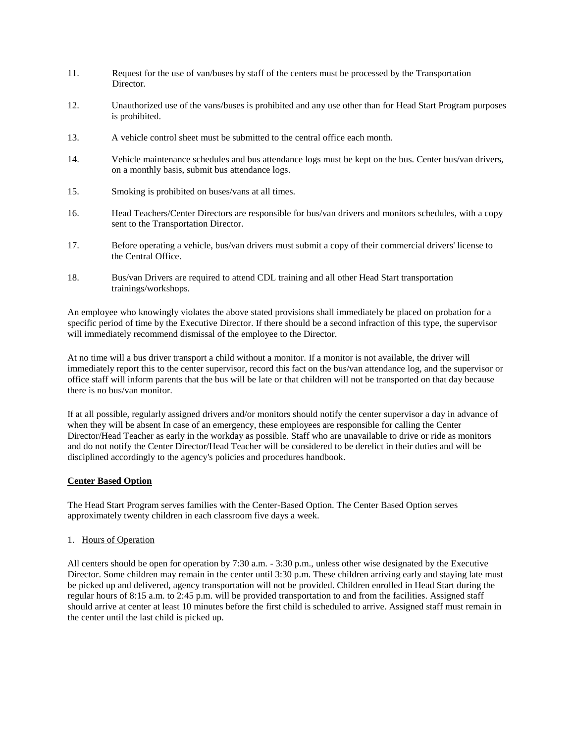11. Request for the use of van/buses by staff of the centers must be processed by the Transportation Director.

12. Unauthorized use of the vans/buses is prohibited and any use other than for Head Start Program purposes is prohibited.

13. A vehicle control sheet must be submitted to the central office each month.

14. Vehicle maintenance schedules and bus attendance logs must be kept on the bus. Center bus/van drivers, on a monthly basis, submit bus attendance logs.

15. Smoking is prohibited on buses/vans at all times.

16. Head Teachers/Center Directors are responsible for bus/van drivers and monitors schedules, with a copy sent to the Transportation Director.

17. Before operating a vehicle, bus/van drivers must submit a copy of their commercial drivers' license to the Central Office.

18. Bus/van Drivers are required to attend CDL training and all other Head Start transportation trainings/workshops.

An employee who knowingly violates the above stated provisions shall immediately be placed on probation for a specific period of time by the Executive Director. If there should be a second infraction of this type, the supervisor will immediately recommend dismissal of the employee to the Director.

At no time will a bus driver transport a child without a monitor. If a monitor is not available, the driver will immediately report this to the center supervisor, record this fact on the bus/van attendance log, and the supervisor or office staff will inform parents that the bus will be late or that children will not be transported on that day because there is no bus/van monitor.

If at all possible, regularly assigned drivers and/or monitors should notify the center supervisor a day in advance of when they will be absent In case of an emergency, these employees are responsible for calling the Center Director/Head Teacher as early in the workday as possible. Staff who are unavailable to drive or ride as monitors and do not notify the Center Director/Head Teacher will be considered to be derelict in their duties and will be disciplined accordingly to the agency's policies and procedures handbook.

## Center Based Option

The Head Start Program serves families with the Center-Based Option. The Center Based Option serves approximately twenty children in each classroom five days a week.

1. Hours of Operation

All centers should be open for operation by 7:30 a.m. - 3:30 p.m., unless other wise designated by the Executive Director. Some children may remain in the center until 3:30 p.m. These children arriving early and staying late must be picked up and delivered, agency transportation will not be provided. Children enrolled in Head Start during the regular hours of 8:15 a.m. to 2:45 p.m. will be provided transportation to and from the facilities. Assigned staff should arrive at center at least 10 minutes before the first child is scheduled to arrive. Assigned staff must remain in the center until the last child is picked up.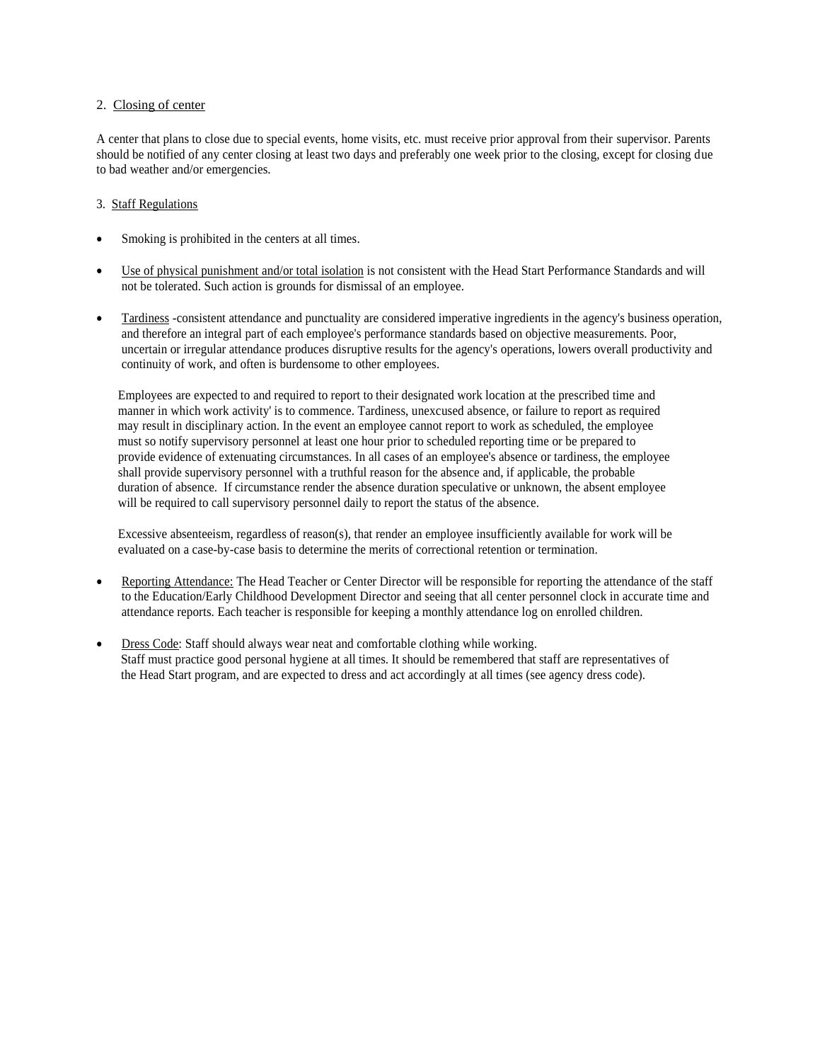2. Closing of center

A center that plans to close due to special events, home visits, etc. must receive prior approval from their supervisor. Parents should be notified of any center closing at least two days and preferably one week prior to the closing, except for closing due to bad weather and/or emergencies.

3. Staff Regulations

- Smoking is prohibited in the centers at all times.

- Use of physical punishment and/or total isolation is not consistent with the Head Start Performance Standards and will not be tolerated. Such action is grounds for dismissal of an employee.

- Tardiness -consistent attendance and punctuality are considered imperative ingredients in the agency's business operation, and therefore an integral part of each employee's performance standards based on objective measurements. Poor, uncertain or irregular attendance produces disruptive results for the agency's operations, lowers overall productivity and continuity of work, and often is burdensome to other employees.

  Employees are expected to and required to report to their designated work location at the prescribed time and manner in which work activity' is to commence. Tardiness, unexcused absence, or failure to report as required may result in disciplinary action. In the event an employee cannot report to work as scheduled, the employee must so notify supervisory personnel at least one hour prior to scheduled reporting time or be prepared to provide evidence of extenuating circumstances. In all cases of an employee's absence or tardiness, the employee shall provide supervisory personnel with a truthful reason for the absence and, if applicable, the probable duration of absence. If circumstance render the absence duration speculative or unknown, the absent employee will be required to call supervisory personnel daily to report the status of the absence.

  Excessive absenteeism, regardless of reason(s), that render an employee insufficiently available for work will be evaluated on a case-by-case basis to determine the merits of correctional retention or termination.

- Reporting Attendance: The Head Teacher or Center Director will be responsible for reporting the attendance of the staff to the Education/Early Childhood Development Director and seeing that all center personnel clock in accurate time and attendance reports. Each teacher is responsible for keeping a monthly attendance log on enrolled children.

- Dress Code: Staff should always wear neat and comfortable clothing while working. Staff must practice good personal hygiene at all times. It should be remembered that staff are representatives of the Head Start program, and are expected to dress and act accordingly at all times (see agency dress code).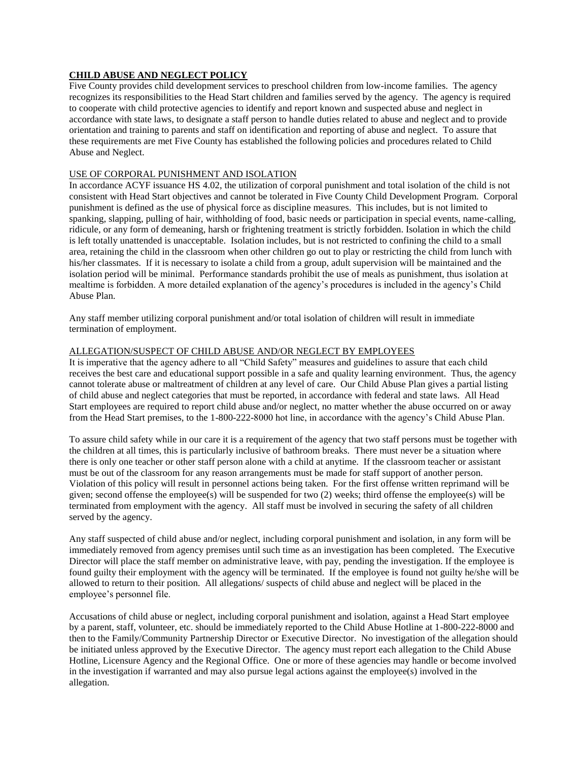## CHILD ABUSE AND NEGLECT POLICY

Five County provides child development services to preschool children from low-income families. The agency recognizes its responsibilities to the Head Start children and families served by the agency. The agency is required to cooperate with child protective agencies to identify and report known and suspected abuse and neglect in accordance with state laws, to designate a staff person to handle duties related to abuse and neglect and to provide orientation and training to parents and staff on identification and reporting of abuse and neglect. To assure that these requirements are met Five County has established the following policies and procedures related to Child Abuse and Neglect.

### USE OF CORPORAL PUNISHMENT AND ISOLATION

In accordance ACYF issuance HS 4.02, the utilization of corporal punishment and total isolation of the child is not consistent with Head Start objectives and cannot be tolerated in Five County Child Development Program. Corporal punishment is defined as the use of physical force as discipline measures. This includes, but is not limited to spanking, slapping, pulling of hair, withholding of food, basic needs or participation in special events, name-calling, ridicule, or any form of demeaning, harsh or frightening treatment is strictly forbidden. Isolation in which the child is left totally unattended is unacceptable. Isolation includes, but is not restricted to confining the child to a small area, retaining the child in the classroom when other children go out to play or restricting the child from lunch with his/her classmates. If it is necessary to isolate a child from a group, adult supervision will be maintained and the isolation period will be minimal. Performance standards prohibit the use of meals as punishment, thus isolation at mealtime is forbidden. A more detailed explanation of the agency's procedures is included in the agency's Child Abuse Plan.

Any staff member utilizing corporal punishment and/or total isolation of children will result in immediate termination of employment.

### ALLEGATION/SUSPECT OF CHILD ABUSE AND/OR NEGLECT BY EMPLOYEES

It is imperative that the agency adhere to all "Child Safety" measures and guidelines to assure that each child receives the best care and educational support possible in a safe and quality learning environment. Thus, the agency cannot tolerate abuse or maltreatment of children at any level of care. Our Child Abuse Plan gives a partial listing of child abuse and neglect categories that must be reported, in accordance with federal and state laws. All Head Start employees are required to report child abuse and/or neglect, no matter whether the abuse occurred on or away from the Head Start premises, to the 1-800-222-8000 hot line, in accordance with the agency's Child Abuse Plan.

To assure child safety while in our care it is a requirement of the agency that two staff persons must be together with the children at all times, this is particularly inclusive of bathroom breaks. There must never be a situation where there is only one teacher or other staff person alone with a child at anytime. If the classroom teacher or assistant must be out of the classroom for any reason arrangements must be made for staff support of another person. Violation of this policy will result in personnel actions being taken. For the first offense written reprimand will be given; second offense the employee(s) will be suspended for two (2) weeks; third offense the employee(s) will be terminated from employment with the agency. All staff must be involved in securing the safety of all children served by the agency.

Any staff suspected of child abuse and/or neglect, including corporal punishment and isolation, in any form will be immediately removed from agency premises until such time as an investigation has been completed. The Executive Director will place the staff member on administrative leave, with pay, pending the investigation. If the employee is found guilty their employment with the agency will be terminated. If the employee is found not guilty he/she will be allowed to return to their position. All allegations/ suspects of child abuse and neglect will be placed in the employee's personnel file.

Accusations of child abuse or neglect, including corporal punishment and isolation, against a Head Start employee by a parent, staff, volunteer, etc. should be immediately reported to the Child Abuse Hotline at 1-800-222-8000 and then to the Family/Community Partnership Director or Executive Director. No investigation of the allegation should be initiated unless approved by the Executive Director. The agency must report each allegation to the Child Abuse Hotline, Licensure Agency and the Regional Office. One or more of these agencies may handle or become involved in the investigation if warranted and may also pursue legal actions against the employee(s) involved in the allegation.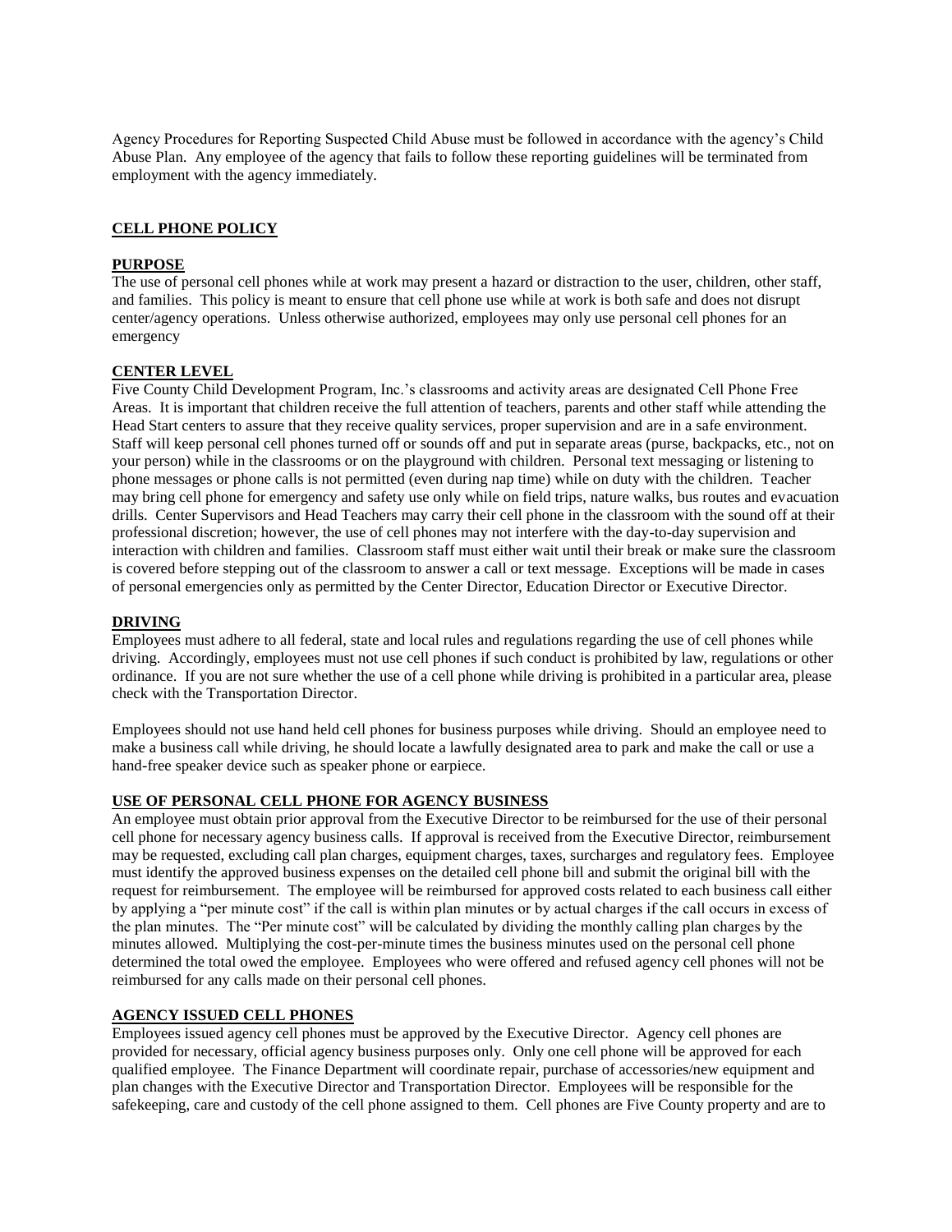Agency Procedures for Reporting Suspected Child Abuse must be followed in accordance with the agency's Child Abuse Plan. Any employee of the agency that fails to follow these reporting guidelines will be terminated from employment with the agency immediately.

## CELL PHONE POLICY

### PURPOSE

The use of personal cell phones while at work may present a hazard or distraction to the user, children, other staff, and families. This policy is meant to ensure that cell phone use while at work is both safe and does not disrupt center/agency operations. Unless otherwise authorized, employees may only use personal cell phones for an emergency

### CENTER LEVEL

Five County Child Development Program, Inc.'s classrooms and activity areas are designated Cell Phone Free Areas. It is important that children receive the full attention of teachers, parents and other staff while attending the Head Start centers to assure that they receive quality services, proper supervision and are in a safe environment. Staff will keep personal cell phones turned off or sounds off and put in separate areas (purse, backpacks, etc., not on your person) while in the classrooms or on the playground with children. Personal text messaging or listening to phone messages or phone calls is not permitted (even during nap time) while on duty with the children. Teacher may bring cell phone for emergency and safety use only while on field trips, nature walks, bus routes and evacuation drills. Center Supervisors and Head Teachers may carry their cell phone in the classroom with the sound off at their professional discretion; however, the use of cell phones may not interfere with the day-to-day supervision and interaction with children and families. Classroom staff must either wait until their break or make sure the classroom is covered before stepping out of the classroom to answer a call or text message. Exceptions will be made in cases of personal emergencies only as permitted by the Center Director, Education Director or Executive Director.

### DRIVING

Employees must adhere to all federal, state and local rules and regulations regarding the use of cell phones while driving. Accordingly, employees must not use cell phones if such conduct is prohibited by law, regulations or other ordinance. If you are not sure whether the use of a cell phone while driving is prohibited in a particular area, please check with the Transportation Director.

Employees should not use hand held cell phones for business purposes while driving. Should an employee need to make a business call while driving, he should locate a lawfully designated area to park and make the call or use a hand-free speaker device such as speaker phone or earpiece.

### USE OF PERSONAL CELL PHONE FOR AGENCY BUSINESS

An employee must obtain prior approval from the Executive Director to be reimbursed for the use of their personal cell phone for necessary agency business calls. If approval is received from the Executive Director, reimbursement may be requested, excluding call plan charges, equipment charges, taxes, surcharges and regulatory fees. Employee must identify the approved business expenses on the detailed cell phone bill and submit the original bill with the request for reimbursement. The employee will be reimbursed for approved costs related to each business call either by applying a "per minute cost" if the call is within plan minutes or by actual charges if the call occurs in excess of the plan minutes. The "Per minute cost" will be calculated by dividing the monthly calling plan charges by the minutes allowed. Multiplying the cost-per-minute times the business minutes used on the personal cell phone determined the total owed the employee. Employees who were offered and refused agency cell phones will not be reimbursed for any calls made on their personal cell phones.

### AGENCY ISSUED CELL PHONES

Employees issued agency cell phones must be approved by the Executive Director. Agency cell phones are provided for necessary, official agency business purposes only. Only one cell phone will be approved for each qualified employee. The Finance Department will coordinate repair, purchase of accessories/new equipment and plan changes with the Executive Director and Transportation Director. Employees will be responsible for the safekeeping, care and custody of the cell phone assigned to them. Cell phones are Five County property and are to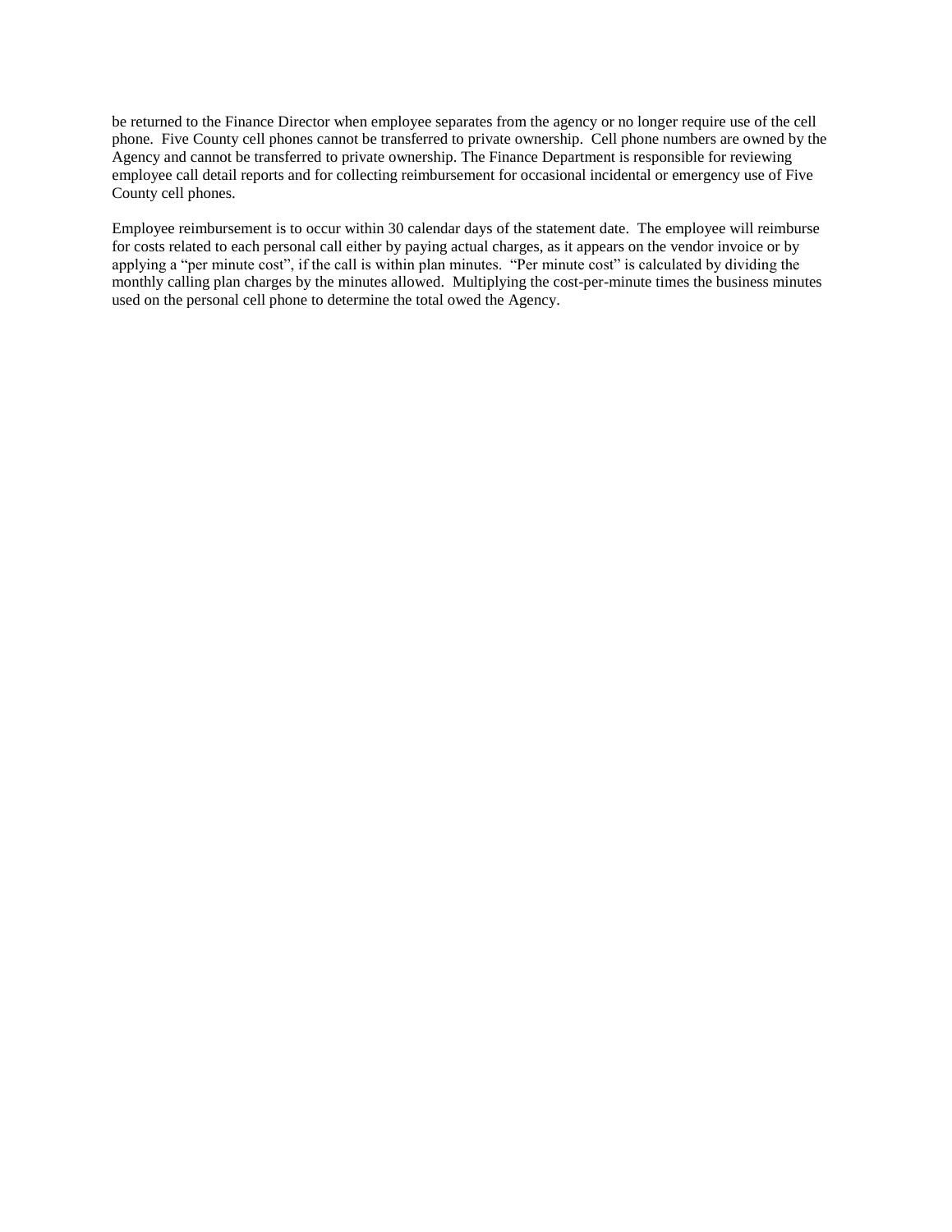be returned to the Finance Director when employee separates from the agency or no longer require use of the cell phone. Five County cell phones cannot be transferred to private ownership. Cell phone numbers are owned by the Agency and cannot be transferred to private ownership. The Finance Department is responsible for reviewing employee call detail reports and for collecting reimbursement for occasional incidental or emergency use of Five County cell phones.

Employee reimbursement is to occur within 30 calendar days of the statement date. The employee will reimburse for costs related to each personal call either by paying actual charges, as it appears on the vendor invoice or by applying a "per minute cost", if the call is within plan minutes. "Per minute cost" is calculated by dividing the monthly calling plan charges by the minutes allowed. Multiplying the cost-per-minute times the business minutes used on the personal cell phone to determine the total owed the Agency.